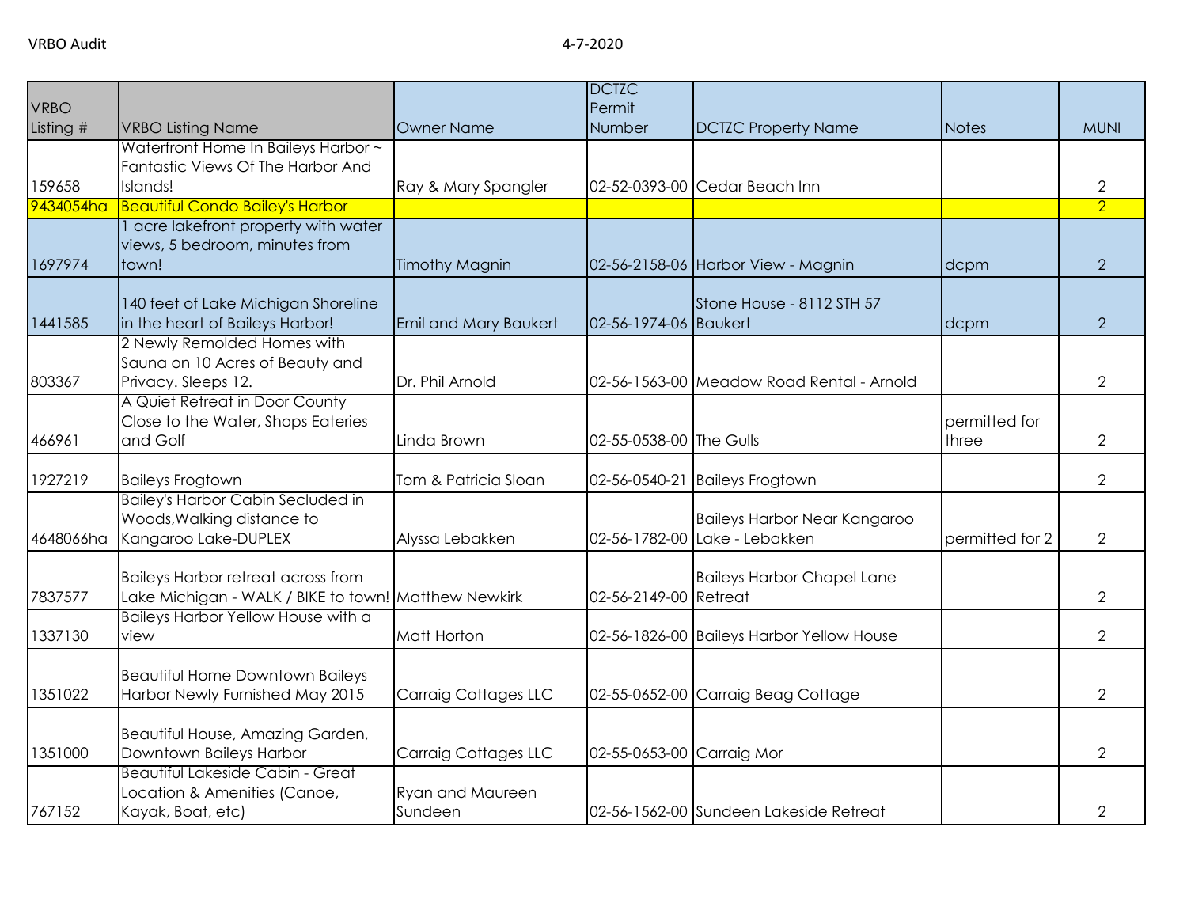VRBO Audit 4-7-2020

| VRBO Listing # | VRBO Listing Name | Owner Name | DCTZC Permit Number | DCTZC Property Name | Notes | MUNI |
|---|---|---|---|---|---|---|
| 159658 | Waterfront Home In Baileys Harbor ~ Fantastic Views Of The Harbor And Islands! | Ray & Mary Spangler | 02-52-0393-00 | Cedar Beach Inn | | 2 |
| 9434054ha | Beautiful Condo Bailey's Harbor | | | | | 2 |
| 1697974 | 1 acre lakefront property with water views, 5 bedroom, minutes from town! | Timothy Magnin | 02-56-2158-06 | Harbor View - Magnin | dcpm | 2 |
| 1441585 | 140 feet of Lake Michigan Shoreline in the heart of Baileys Harbor! | Emil and Mary Baukert | 02-56-1974-06 | Stone House - 8112 STH 57 Baukert | dcpm | 2 |
| 803367 | 2 Newly Remolded Homes with Sauna on 10 Acres of Beauty and Privacy. Sleeps 12. | Dr. Phil Arnold | 02-56-1563-00 | Meadow Road Rental - Arnold | | 2 |
| 466961 | A Quiet Retreat in Door County Close to the Water, Shops Eateries and Golf | Linda Brown | 02-55-0538-00 | The Gulls | permitted for three | 2 |
| 1927219 | Baileys Frogtown | Tom & Patricia Sloan | 02-56-0540-21 | Baileys Frogtown | | 2 |
| 4648066ha | Bailey's Harbor Cabin Secluded in Woods,Walking distance to Kangaroo Lake-DUPLEX | Alyssa Lebakken | 02-56-1782-00 | Baileys Harbor Near Kangaroo Lake - Lebakken | permitted for 2 | 2 |
| 7837577 | Baileys Harbor retreat across from Lake Michigan - WALK / BIKE to town! | Matthew Newkirk | 02-56-2149-00 | Baileys Harbor Chapel Lane Retreat | | 2 |
| 1337130 | Baileys Harbor Yellow House with a view | Matt Horton | 02-56-1826-00 | Baileys Harbor Yellow House | | 2 |
| 1351022 | Beautiful Home Downtown Baileys Harbor Newly Furnished May 2015 | Carraig Cottages LLC | 02-55-0652-00 | Carraig Beag Cottage | | 2 |
| 1351000 | Beautiful House, Amazing Garden, Downtown Baileys Harbor | Carraig Cottages LLC | 02-55-0653-00 | Carraig Mor | | 2 |
| 767152 | Beautiful Lakeside Cabin - Great Location & Amenities (Canoe, Kayak, Boat, etc) | Ryan and Maureen Sundeen | 02-56-1562-00 | Sundeen Lakeside Retreat | | 2 |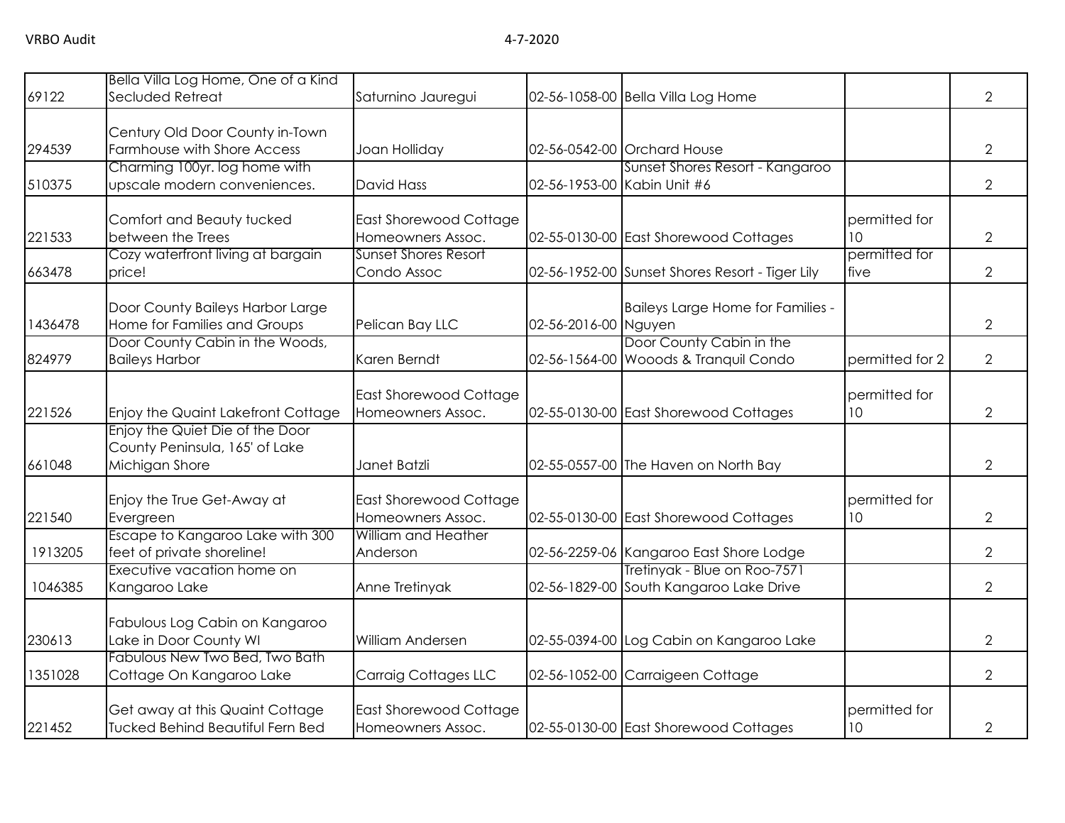| | | | | | | |
|---|---|---|---|---|---|---|
| 69122 | Bella Villa Log Home, One of a Kind Secluded Retreat | Saturnino Jauregui | 02-56-1058-00 | Bella Villa Log Home | | 2 |
| 294539 | Century Old Door County in-Town Farmhouse with Shore Access | Joan Holliday | 02-56-0542-00 | Orchard House | | 2 |
| 510375 | Charming 100yr. log home with upscale modern conveniences. | David Hass | 02-56-1953-00 | Sunset Shores Resort - Kangaroo Kabin Unit #6 | | 2 |
| 221533 | Comfort and Beauty tucked between the Trees | East Shorewood Cottage Homeowners Assoc. | 02-55-0130-00 | East Shorewood Cottages | permitted for 10 | 2 |
| 663478 | Cozy waterfront living at bargain price! | Sunset Shores Resort Condo Assoc | 02-56-1952-00 | Sunset Shores Resort - Tiger Lily | permitted for five | 2 |
| 1436478 | Door County Baileys Harbor Large Home for Families and Groups | Pelican Bay LLC | 02-56-2016-00 | Baileys Large Home for Families - Nguyen | | 2 |
| 824979 | Door County Cabin in the Woods, Baileys Harbor | Karen Berndt | 02-56-1564-00 | Door County Cabin in the Wooods & Tranquil Condo | permitted for 2 | 2 |
| 221526 | Enjoy the Quaint Lakefront Cottage | East Shorewood Cottage Homeowners Assoc. | 02-55-0130-00 | East Shorewood Cottages | permitted for 10 | 2 |
| 661048 | Enjoy the Quiet Die of the Door County Peninsula, 165' of Lake Michigan Shore | Janet Batzli | 02-55-0557-00 | The Haven on North Bay | | 2 |
| 221540 | Enjoy the True Get-Away at Evergreen | East Shorewood Cottage Homeowners Assoc. | 02-55-0130-00 | East Shorewood Cottages | permitted for 10 | 2 |
| 1913205 | Escape to Kangaroo Lake with 300 feet of private shoreline! | William and Heather Anderson | 02-56-2259-06 | Kangaroo East Shore Lodge | | 2 |
| 1046385 | Executive vacation home on Kangaroo Lake | Anne Tretinyak | 02-56-1829-00 | Tretinyak - Blue on Roo-7571 South Kangaroo Lake Drive | | 2 |
| 230613 | Fabulous Log Cabin on Kangaroo Lake in Door County WI | William Andersen | 02-55-0394-00 | Log Cabin on Kangaroo Lake | | 2 |
| 1351028 | Fabulous New Two Bed, Two Bath Cottage On Kangaroo Lake | Carraig Cottages LLC | 02-56-1052-00 | Carraigeen Cottage | | 2 |
| 221452 | Get away at this Quaint Cottage Tucked Behind Beautiful Fern Bed | East Shorewood Cottage Homeowners Assoc. | 02-55-0130-00 | East Shorewood Cottages | permitted for 10 | 2 |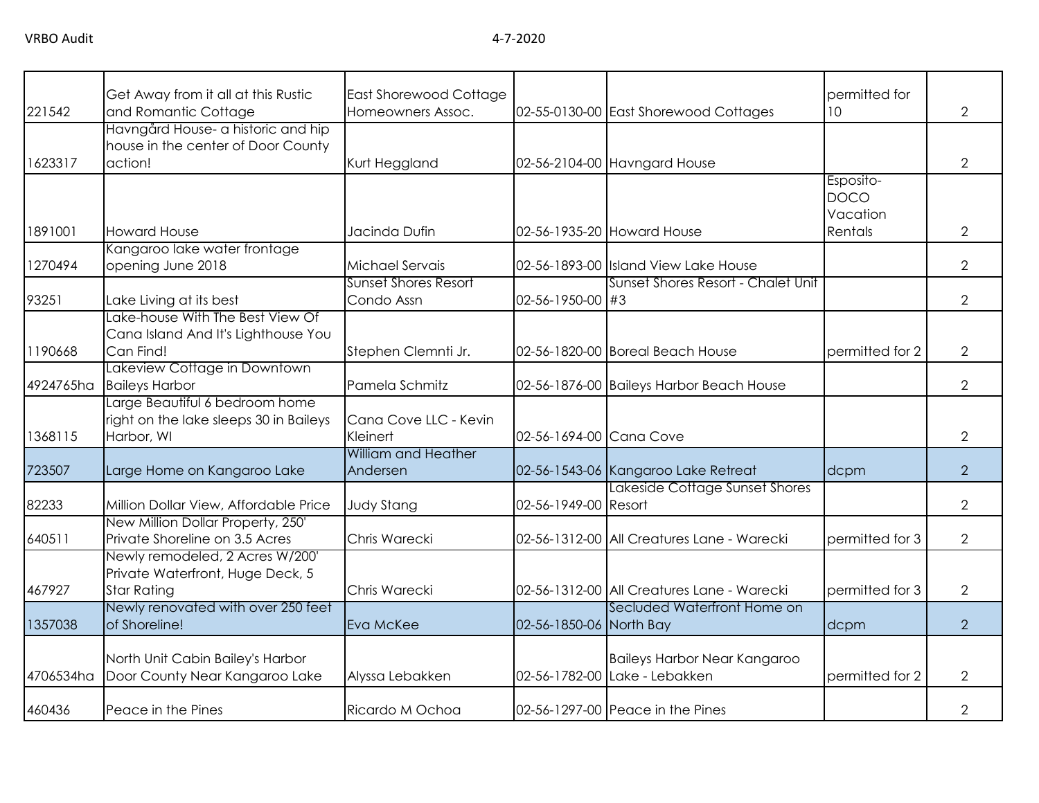| | | | | | | |
|---|---|---|---|---|---|---|
| 221542 | Get Away from it all at this Rustic and Romantic Cottage | East Shorewood Cottage Homeowners Assoc. | 02-55-0130-00 | East Shorewood Cottages | permitted for 10 | 2 |
| 1623317 | Havngård House- a historic and hip house in the center of Door County action! | Kurt Heggland | 02-56-2104-00 | Havngard House | | 2 |
| 1891001 | Howard House | Jacinda Dufin | 02-56-1935-20 | Howard House | Esposito-DOCO Vacation Rentals | 2 |
| 1270494 | Kangaroo lake water frontage opening June 2018 | Michael Servais | 02-56-1893-00 | Island View Lake House | | 2 |
| 93251 | Lake Living at its best | Sunset Shores Resort Condo Assn | 02-56-1950-00 | Sunset Shores Resort - Chalet Unit #3 | | 2 |
| 1190668 | Lake-house With The Best View Of Cana Island And It's Lighthouse You Can Find! | Stephen Clemnti Jr. | 02-56-1820-00 | Boreal Beach House | permitted for 2 | 2 |
| 4924765ha | Lakeview Cottage in Downtown Baileys Harbor | Pamela Schmitz | 02-56-1876-00 | Baileys Harbor Beach House | | 2 |
| 1368115 | Large Beautiful 6 bedroom home right on the lake sleeps 30 in Baileys Harbor, WI | Cana Cove LLC - Kevin Kleinert | 02-56-1694-00 | Cana Cove | | 2 |
| 723507 | Large Home on Kangaroo Lake | William and Heather Andersen | 02-56-1543-06 | Kangaroo Lake Retreat | dcpm | 2 |
| 82233 | Million Dollar View, Affordable Price | Judy Stang | 02-56-1949-00 | Lakeside Cottage Sunset Shores Resort | | 2 |
| 640511 | New Million Dollar Property, 250' Private Shoreline on 3.5 Acres | Chris Warecki | 02-56-1312-00 | All Creatures Lane - Warecki | permitted for 3 | 2 |
| 467927 | Newly remodeled, 2 Acres W/200' Private Waterfront, Huge Deck, 5 Star Rating | Chris Warecki | 02-56-1312-00 | All Creatures Lane - Warecki | permitted for 3 | 2 |
| 1357038 | Newly renovated with over 250 feet of Shoreline! | Eva McKee | 02-56-1850-06 | Secluded Waterfront Home on North Bay | dcpm | 2 |
| 4706534ha | North Unit Cabin Bailey's Harbor Door County Near Kangaroo Lake | Alyssa Lebakken | 02-56-1782-00 | Baileys Harbor Near Kangaroo Lake - Lebakken | permitted for 2 | 2 |
| 460436 | Peace in the Pines | Ricardo M Ochoa | 02-56-1297-00 | Peace in the Pines | | 2 |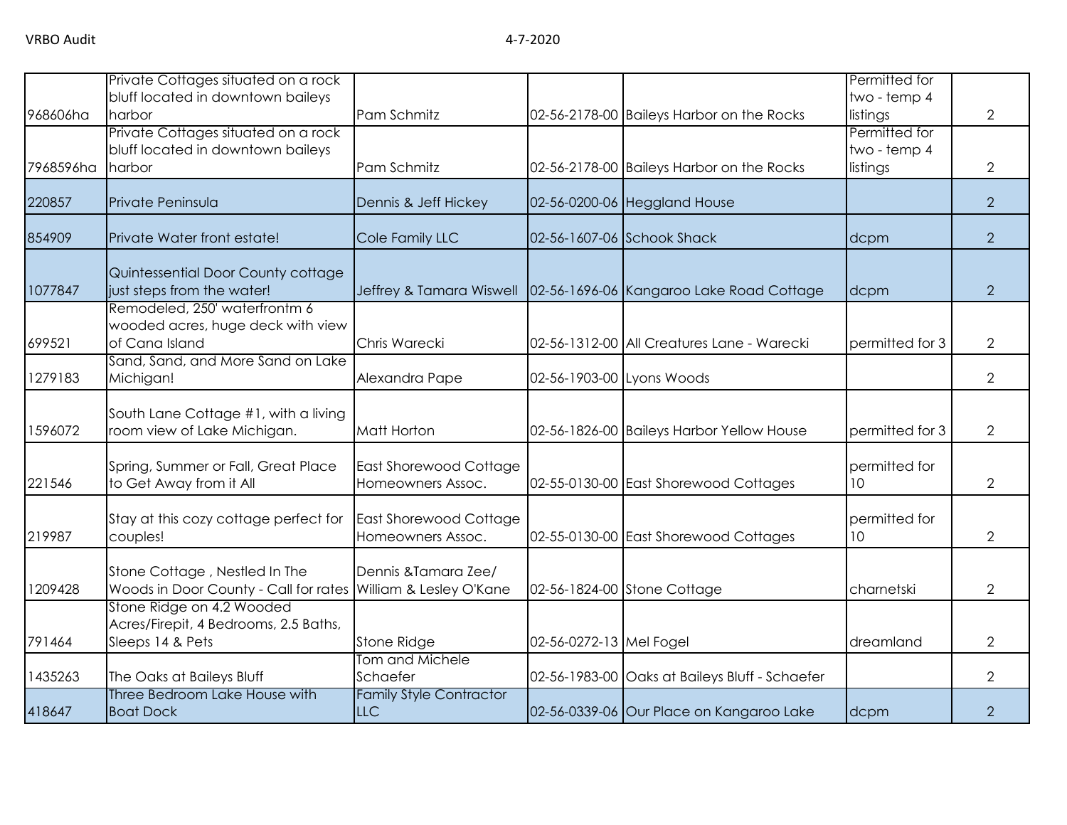| | | | | | | |
|---|---|---|---|---|---|---|
| 968606ha | Private Cottages situated on a rock bluff located in downtown baileys harbor | Pam Schmitz | 02-56-2178-00 | Baileys Harbor on the Rocks | Permitted for two - temp 4 listings | 2 |
| 7968596ha | Private Cottages situated on a rock bluff located in downtown baileys harbor | Pam Schmitz | 02-56-2178-00 | Baileys Harbor on the Rocks | Permitted for two - temp 4 listings | 2 |
| 220857 | Private Peninsula | Dennis & Jeff Hickey | 02-56-0200-06 | Heggland House | | 2 |
| 854909 | Private Water front estate! | Cole Family LLC | 02-56-1607-06 | Schook Shack | dcpm | 2 |
| 1077847 | Quintessential Door County cottage just steps from the water! | Jeffrey & Tamara Wiswell | 02-56-1696-06 | Kangaroo Lake Road Cottage | dcpm | 2 |
| 699521 | Remodeled, 250' waterfrontm 6 wooded acres, huge deck with view of Cana Island | Chris Warecki | 02-56-1312-00 | All Creatures Lane - Warecki | permitted for 3 | 2 |
| 1279183 | Sand, Sand, and More Sand on Lake Michigan! | Alexandra Pape | 02-56-1903-00 | Lyons Woods | | 2 |
| 1596072 | South Lane Cottage #1, with a living room view of Lake Michigan. | Matt Horton | 02-56-1826-00 | Baileys Harbor Yellow House | permitted for 3 | 2 |
| 221546 | Spring, Summer or Fall, Great Place to Get Away from it All | East Shorewood Cottage Homeowners Assoc. | 02-55-0130-00 | East Shorewood Cottages | permitted for 10 | 2 |
| 219987 | Stay at this cozy cottage perfect for couples! | East Shorewood Cottage Homeowners Assoc. | 02-55-0130-00 | East Shorewood Cottages | permitted for 10 | 2 |
| 1209428 | Stone Cottage , Nestled In The Woods in Door County - Call for rates | Dennis &Tamara Zee/ William & Lesley O'Kane | 02-56-1824-00 | Stone Cottage | charnetski | 2 |
| 791464 | Stone Ridge on 4.2 Wooded Acres/Firepit, 4 Bedrooms, 2.5 Baths, Sleeps 14 & Pets | Stone Ridge | 02-56-0272-13 | Mel Fogel | dreamland | 2 |
| 1435263 | The Oaks at Baileys Bluff | Tom and Michele Schaefer | 02-56-1983-00 | Oaks at Baileys Bluff - Schaefer | | 2 |
| 418647 | Three Bedroom Lake House with Boat Dock | Family Style Contractor LLC | 02-56-0339-06 | Our Place on Kangaroo Lake | dcpm | 2 |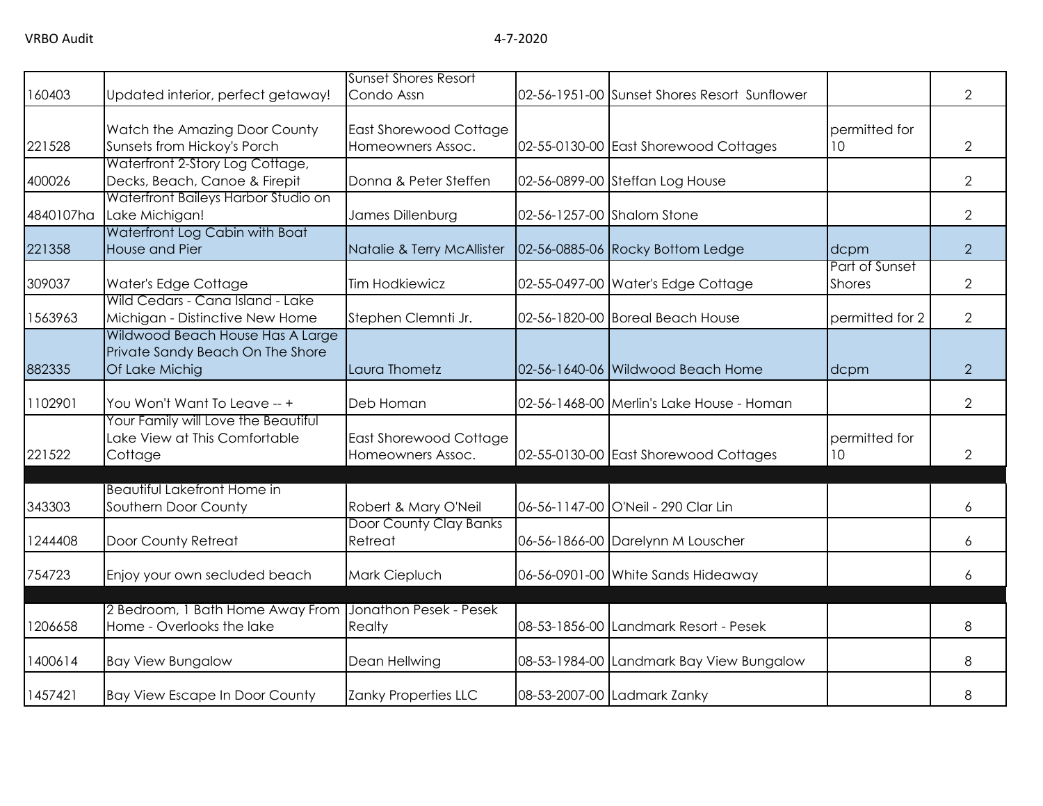| | | | | | | |
|---|---|---|---|---|---|---|
| 160403 | Updated interior, perfect getaway! | Sunset Shores Resort Condo Assn | 02-56-1951-00 | Sunset Shores Resort Sunflower | | 2 |
| 221528 | Watch the Amazing Door County Sunsets from Hickoy's Porch | East Shorewood Cottage Homeowners Assoc. | 02-55-0130-00 | East Shorewood Cottages | permitted for 10 | 2 |
| 400026 | Waterfront 2-Story Log Cottage, Decks, Beach, Canoe & Firepit | Donna & Peter Steffen | 02-56-0899-00 | Steffan Log House | | 2 |
| 4840107ha | Waterfront Baileys Harbor Studio on Lake Michigan! | James Dillenburg | 02-56-1257-00 | Shalom Stone | | 2 |
| 221358 | Waterfront Log Cabin with Boat House and Pier | Natalie & Terry McAllister | 02-56-0885-06 | Rocky Bottom Ledge | dcpm | 2 |
| 309037 | Water's Edge Cottage | Tim Hodkiewicz | 02-55-0497-00 | Water's Edge Cottage | Part of Sunset Shores | 2 |
| 1563963 | Wild Cedars - Cana Island - Lake Michigan - Distinctive New Home | Stephen Clemnti Jr. | 02-56-1820-00 | Boreal Beach House | permitted for 2 | 2 |
| 882335 | Wildwood Beach House Has A Large Private Sandy Beach On The Shore Of Lake Michig | Laura Thometz | 02-56-1640-06 | Wildwood Beach Home | dcpm | 2 |
| 1102901 | You Won't Want To Leave -- + | Deb Homan | 02-56-1468-00 | Merlin's Lake House - Homan | | 2 |
| 221522 | Your Family will Love the Beautiful Lake View at This Comfortable Cottage | East Shorewood Cottage Homeowners Assoc. | 02-55-0130-00 | East Shorewood Cottages | permitted for 10 | 2 |
| | | | | | | |
| 343303 | Beautiful Lakefront Home in Southern Door County | Robert & Mary O'Neil | 06-56-1147-00 | O'Neil - 290 Clar Lin | | 6 |
| 1244408 | Door County Retreat | Door County Clay Banks Retreat | 06-56-1866-00 | Darelynn M Louscher | | 6 |
| 754723 | Enjoy your own secluded beach | Mark Ciepluch | 06-56-0901-00 | White Sands Hideaway | | 6 |
| | | | | | | |
| 1206658 | 2 Bedroom, 1 Bath Home Away From Home - Overlooks the lake | Jonathon Pesek - Pesek Realty | 08-53-1856-00 | Landmark Resort - Pesek | | 8 |
| 1400614 | Bay View Bungalow | Dean Hellwing | 08-53-1984-00 | Landmark Bay View Bungalow | | 8 |
| 1457421 | Bay View Escape In Door County | Zanky Properties LLC | 08-53-2007-00 | Ladmark Zanky | | 8 |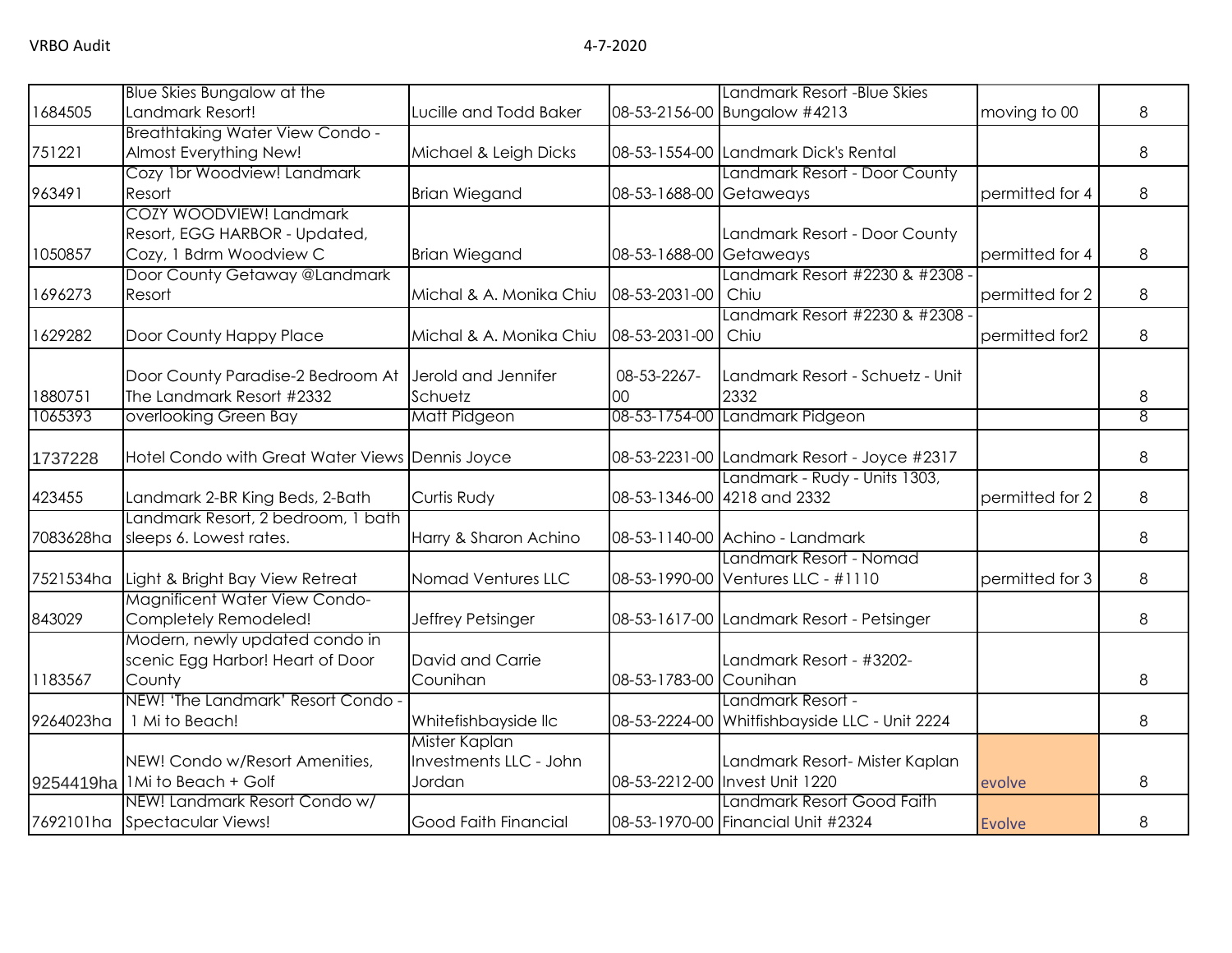| | | | | | | |
|---|---|---|---|---|---|---|
| 1684505 | Blue Skies Bungalow at the Landmark Resort! | Lucille and Todd Baker | 08-53-2156-00 | Landmark Resort -Blue Skies Bungalow #4213 | moving to 00 | 8 |
| 751221 | Breathtaking Water View Condo - Almost Everything New! | Michael & Leigh Dicks | 08-53-1554-00 | Landmark Dick's Rental | | 8 |
| 963491 | Cozy 1br Woodview! Landmark Resort | Brian Wiegand | 08-53-1688-00 | Landmark Resort - Door County Getaweays | permitted for 4 | 8 |
| 1050857 | COZY WOODVIEW! Landmark Resort, EGG HARBOR - Updated, Cozy, 1 Bdrm Woodview C | Brian Wiegand | 08-53-1688-00 | Landmark Resort - Door County Getaweays | permitted for 4 | 8 |
| 1696273 | Door County Getaway @Landmark Resort | Michal & A. Monika Chiu | 08-53-2031-00 | Landmark Resort #2230 & #2308 - Chiu | permitted for 2 | 8 |
| 1629282 | Door County Happy Place | Michal & A. Monika Chiu | 08-53-2031-00 | Landmark Resort #2230 & #2308 - Chiu | permitted for2 | 8 |
| 1880751 | Door County Paradise-2 Bedroom At The Landmark Resort #2332 | Jerold and Jennifer Schuetz | 08-53-2267-00 | Landmark Resort - Schuetz - Unit 2332 | | 8 |
| 1065393 | overlooking Green Bay | Matt Pidgeon | 08-53-1754-00 | Landmark Pidgeon | | 8 |
| 1737228 | Hotel Condo with Great Water Views | Dennis Joyce | 08-53-2231-00 | Landmark Resort - Joyce #2317 | | 8 |
| 423455 | Landmark 2-BR King Beds, 2-Bath | Curtis Rudy | 08-53-1346-00 | Landmark - Rudy - Units 1303, 4218 and 2332 | permitted for 2 | 8 |
| 7083628ha | Landmark Resort, 2 bedroom, 1 bath sleeps 6. Lowest rates. | Harry & Sharon Achino | 08-53-1140-00 | Achino - Landmark | | 8 |
| 7521534ha | Light & Bright Bay View Retreat | Nomad Ventures LLC | 08-53-1990-00 | Landmark Resort - Nomad Ventures LLC - #1110 | permitted for 3 | 8 |
| 843029 | Magnificent Water View Condo-Completely Remodeled! | Jeffrey Petsinger | 08-53-1617-00 | Landmark Resort - Petsinger | | 8 |
| 1183567 | Modern, newly updated condo in scenic Egg Harbor! Heart of Door County | David and Carrie Counihan | 08-53-1783-00 | Landmark Resort - #3202-Counihan | | 8 |
| 9264023ha | NEW! 'The Landmark' Resort Condo - 1 Mi to Beach! | Whitefishbayside llc | 08-53-2224-00 | Landmark Resort - Whitfishbayside LLC - Unit 2224 | | 8 |
| 9254419ha | NEW! Condo w/Resort Amenities, 1Mi to Beach + Golf | Mister Kaplan Investments LLC - John Jordan | 08-53-2212-00 | Landmark Resort- Mister Kaplan Invest Unit 1220 | evolve | 8 |
| 7692101ha | NEW! Landmark Resort Condo w/ Spectacular Views! | Good Faith Financial | 08-53-1970-00 | Landmark Resort Good Faith Financial Unit #2324 | Evolve | 8 |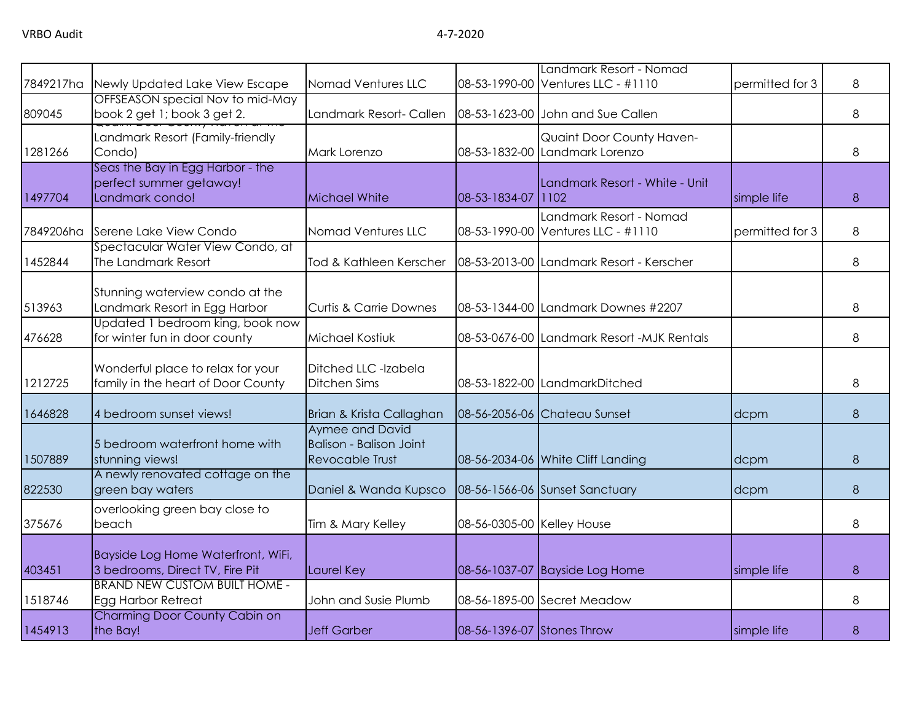| | | | | | | |
|---|---|---|---|---|---|---|
| 7849217ha | Newly Updated Lake View Escape | Nomad Ventures LLC | 08-53-1990-00 | Landmark Resort - Nomad Ventures LLC - #1110 | permitted for 3 | 8 |
| 809045 | OFFSEASON special Nov to mid-May book 2 get 1; book 3 get 2. | Landmark Resort- Callen | 08-53-1623-00 | John and Sue Callen | | 8 |
| 1281266 | Quaint Door County Haven at the Landmark Resort (Family-friendly Condo) | Mark Lorenzo | 08-53-1832-00 | Quaint Door County Haven- Landmark Lorenzo | | 8 |
| 1497704 | Seas the Bay in Egg Harbor - the perfect summer getaway! Landmark condo! | Michael White | 08-53-1834-07 | Landmark Resort - White - Unit 1102 | simple life | 8 |
| 7849206ha | Serene Lake View Condo | Nomad Ventures LLC | 08-53-1990-00 | Landmark Resort - Nomad Ventures LLC - #1110 | permitted for 3 | 8 |
| 1452844 | Spectacular Water View Condo, at The Landmark Resort | Tod & Kathleen Kerscher | 08-53-2013-00 | Landmark Resort - Kerscher | | 8 |
| 513963 | Stunning waterview condo at the Landmark Resort in Egg Harbor | Curtis & Carrie Downes | 08-53-1344-00 | Landmark Downes #2207 | | 8 |
| 476628 | Updated 1 bedroom king, book now for winter fun in door county | Michael Kostiuk | 08-53-0676-00 | Landmark Resort -MJK Rentals | | 8 |
| 1212725 | Wonderful place to relax for your family in the heart of Door County | Ditched LLC -Izabela Ditchen Sims | 08-53-1822-00 | LandmarkDitched | | 8 |
| 1646828 | 4 bedroom sunset views! | Brian & Krista Callaghan | 08-56-2056-06 | Chateau Sunset | dcpm | 8 |
| 1507889 | 5 bedroom waterfront home with stunning views! | Aymee and David Balison - Balison Joint Revocable Trust | 08-56-2034-06 | White Cliff Landing | dcpm | 8 |
| 822530 | A newly renovated cottage on the green bay waters | Daniel & Wanda Kupsco | 08-56-1566-06 | Sunset Sanctuary | dcpm | 8 |
| 375676 | overlooking green bay close to beach | Tim & Mary Kelley | 08-56-0305-00 | Kelley House | | 8 |
| 403451 | Bayside Log Home Waterfront, WiFi, 3 bedrooms, Direct TV, Fire Pit | Laurel Key | 08-56-1037-07 | Bayside Log Home | simple life | 8 |
| 1518746 | BRAND NEW CUSTOM BUILT HOME - Egg Harbor Retreat | John and Susie Plumb | 08-56-1895-00 | Secret Meadow | | 8 |
| 1454913 | Charming Door County Cabin on the Bay! | Jeff Garber | 08-56-1396-07 | Stones Throw | simple life | 8 |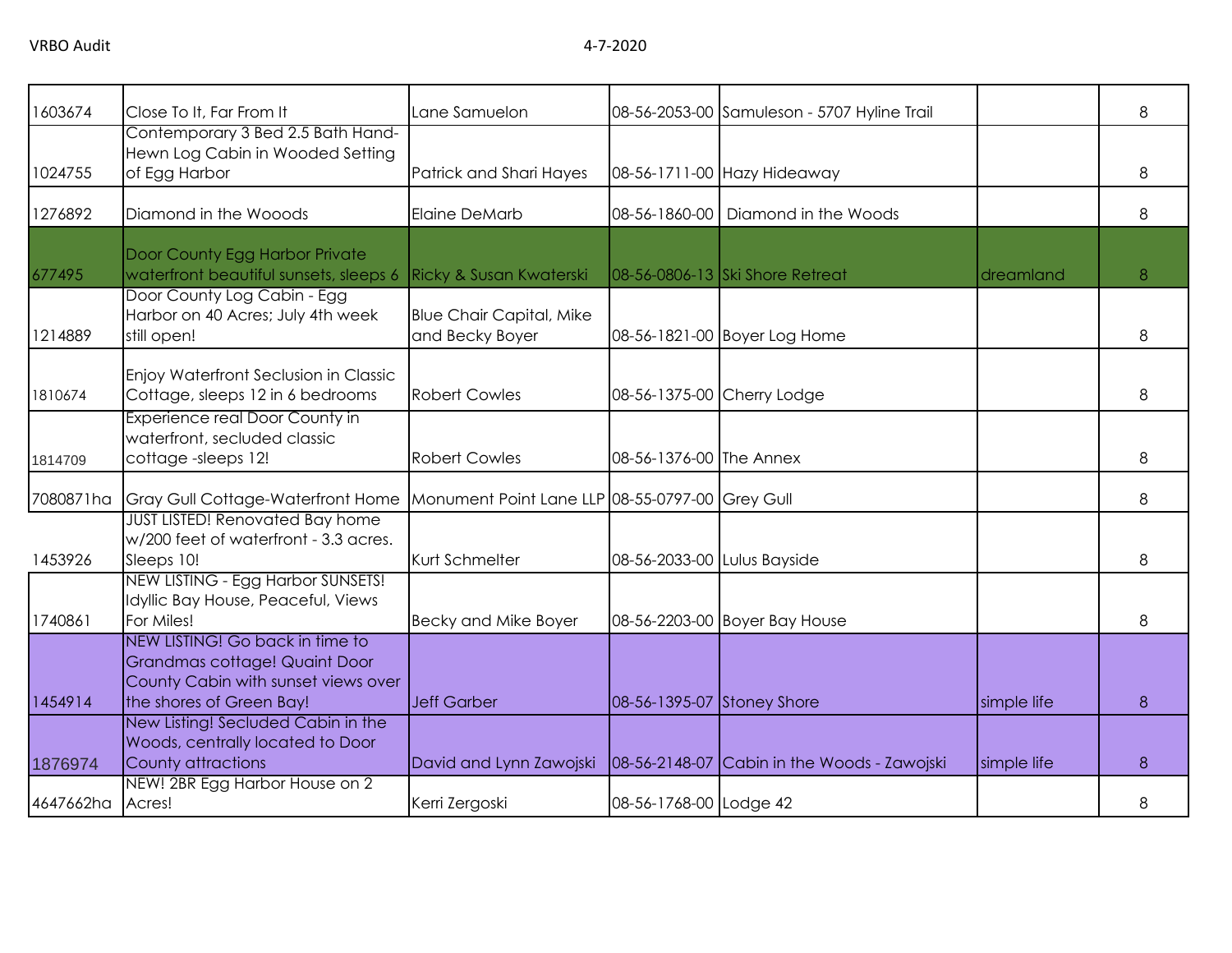| | | | | | | |
|---|---|---|---|---|---|---|
| 1603674 | Close To It, Far From It | Lane Samuelon | 08-56-2053-00 | Samuleson - 5707 Hyline Trail | | 8 |
| 1024755 | Contemporary 3 Bed 2.5 Bath Hand-Hewn Log Cabin in Wooded Setting of Egg Harbor | Patrick and Shari Hayes | 08-56-1711-00 | Hazy Hideaway | | 8 |
| 1276892 | Diamond in the Wooods | Elaine DeMarb | 08-56-1860-00 | Diamond in the Woods | | 8 |
| 677495 | Door County Egg Harbor Private waterfront beautiful sunsets, sleeps 6 | Ricky & Susan Kwaterski | 08-56-0806-13 | Ski Shore Retreat | dreamland | 8 |
| 1214889 | Door County Log Cabin - Egg Harbor on 40 Acres; July 4th week still open! | Blue Chair Capital, Mike and Becky Boyer | 08-56-1821-00 | Boyer Log Home | | 8 |
| 1810674 | Enjoy Waterfront Seclusion in Classic Cottage, sleeps 12 in 6 bedrooms | Robert Cowles | 08-56-1375-00 | Cherry Lodge | | 8 |
| 1814709 | Experience real Door County in waterfront, secluded classic cottage -sleeps 12! | Robert Cowles | 08-56-1376-00 | The Annex | | 8 |
| 7080871ha | Gray Gull Cottage-Waterfront Home | Monument Point Lane LLP | 08-55-0797-00 | Grey Gull | | 8 |
| 1453926 | JUST LISTED! Renovated Bay home w/200 feet of waterfront - 3.3 acres. Sleeps 10! | Kurt Schmelter | 08-56-2033-00 | Lulus Bayside | | 8 |
| 1740861 | NEW LISTING - Egg Harbor SUNSETS! Idyllic Bay House, Peaceful, Views For Miles! | Becky and Mike Boyer | 08-56-2203-00 | Boyer Bay House | | 8 |
| 1454914 | NEW LISTING! Go back in time to Grandmas cottage! Quaint Door County Cabin with sunset views over the shores of Green Bay! | Jeff Garber | 08-56-1395-07 | Stoney Shore | simple life | 8 |
| 1876974 | New Listing! Secluded Cabin in the Woods, centrally located to Door County attractions | David and Lynn Zawojski | 08-56-2148-07 | Cabin in the Woods - Zawojski | simple life | 8 |
| 4647662ha | NEW! 2BR Egg Harbor House on 2 Acres! | Kerri Zergoski | 08-56-1768-00 | Lodge 42 | | 8 |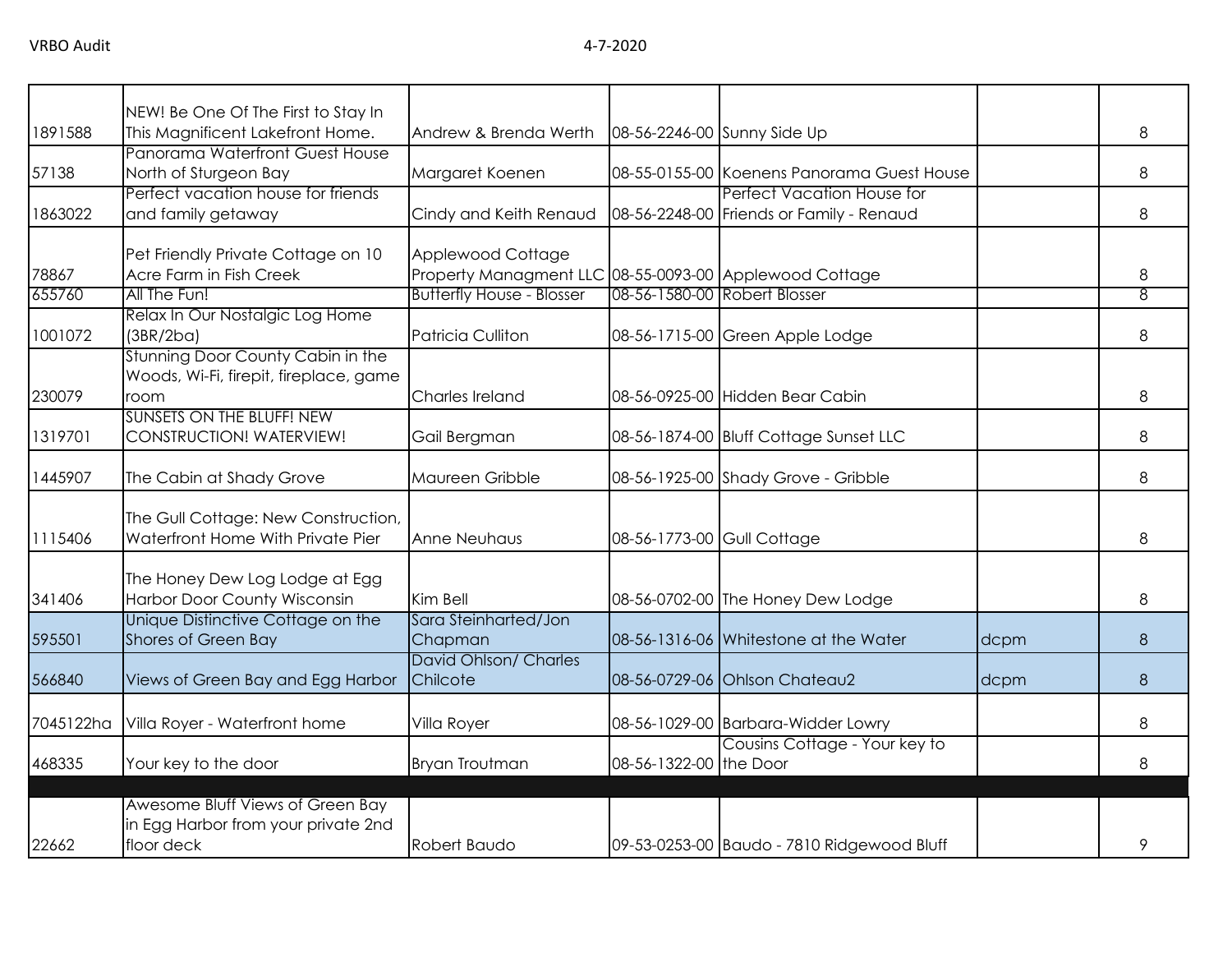| | | | | | | |
|---|---|---|---|---|---|---|
| 1891588 | NEW! Be One Of The First to Stay In This Magnificent Lakefront Home. | Andrew & Brenda Werth | 08-56-2246-00 | Sunny Side Up | | 8 |
| 57138 | Panorama Waterfront Guest House North of Sturgeon Bay | Margaret Koenen | 08-55-0155-00 | Koenens Panorama Guest House | | 8 |
| 1863022 | Perfect vacation house for friends and family getaway | Cindy and Keith Renaud | 08-56-2248-00 | Perfect Vacation House for Friends or Family - Renaud | | 8 |
| 78867 | Pet Friendly Private Cottage on 10 Acre Farm in Fish Creek | Applewood Cottage Property Managment LLC | 08-55-0093-00 | Applewood Cottage | | 8 |
| 655760 | All The Fun! | Butterfly House - Blosser | 08-56-1580-00 | Robert Blosser | | 8 |
| 1001072 | Relax In Our Nostalgic Log Home (3BR/2ba) | Patricia Culliton | 08-56-1715-00 | Green Apple Lodge | | 8 |
| 230079 | Stunning Door County Cabin in the Woods, Wi-Fi, firepit, fireplace, game room | Charles Ireland | 08-56-0925-00 | Hidden Bear Cabin | | 8 |
| 1319701 | SUNSETS ON THE BLUFF! NEW CONSTRUCTION! WATERVIEW! | Gail Bergman | 08-56-1874-00 | Bluff Cottage Sunset LLC | | 8 |
| 1445907 | The Cabin at Shady Grove | Maureen Gribble | 08-56-1925-00 | Shady Grove - Gribble | | 8 |
| 1115406 | The Gull Cottage: New Construction, Waterfront Home With Private Pier | Anne Neuhaus | 08-56-1773-00 | Gull Cottage | | 8 |
| 341406 | The Honey Dew Log Lodge at Egg Harbor Door County Wisconsin | Kim Bell | 08-56-0702-00 | The Honey Dew Lodge | | 8 |
| 595501 | Unique Distinctive Cottage on the Shores of Green Bay | Sara Steinharted/Jon Chapman | 08-56-1316-06 | Whitestone at the Water | dcpm | 8 |
| 566840 | Views of Green Bay and Egg Harbor | David Ohlson/ Charles Chilcote | 08-56-0729-06 | Ohlson Chateau2 | dcpm | 8 |
| 7045122ha | Villa Royer - Waterfront home | Villa Royer | 08-56-1029-00 | Barbara-Widder Lowry | | 8 |
| 468335 | Your key to the door | Bryan Troutman | 08-56-1322-00 | Cousins Cottage - Your key to the Door | | 8 |
| | | | | | | |
| 22662 | Awesome Bluff Views of Green Bay in Egg Harbor from your private 2nd floor deck | Robert Baudo | 09-53-0253-00 | Baudo - 7810 Ridgewood Bluff | | 9 |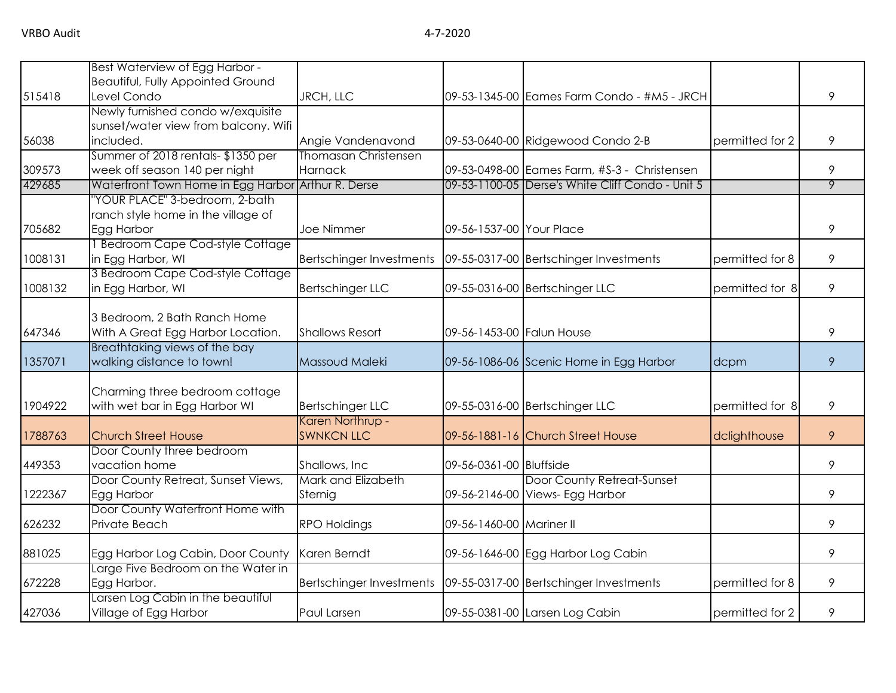| | | | | | | |
|---|---|---|---|---|---|---|
| 515418 | Best Waterview of Egg Harbor - Beautiful, Fully Appointed Ground Level Condo | JRCH, LLC | 09-53-1345-00 | Eames Farm Condo - #M5 - JRCH | | 9 |
| 56038 | Newly furnished condo w/exquisite sunset/water view from balcony. Wifi included. | Angie Vandenavond | 09-53-0640-00 | Ridgewood Condo 2-B | permitted for 2 | 9 |
| 309573 | Summer of 2018 rentals- $1350 per week off season 140 per night | Thomasan Christensen Harnack | 09-53-0498-00 | Eames Farm, #S-3 - Christensen | | 9 |
| 429685 | Waterfront Town Home in Egg Harbor | Arthur R. Derse | 09-53-1100-05 | Derse's White Cliff Condo - Unit 5 | | 9 |
| 705682 | "YOUR PLACE" 3-bedroom, 2-bath ranch style home in the village of Egg Harbor | Joe Nimmer | 09-56-1537-00 | Your Place | | 9 |
| 1008131 | 1 Bedroom Cape Cod-style Cottage in Egg Harbor, WI | Bertschinger Investments | 09-55-0317-00 | Bertschinger Investments | permitted for 8 | 9 |
| 1008132 | 3 Bedroom Cape Cod-style Cottage in Egg Harbor, WI | Bertschinger LLC | 09-55-0316-00 | Bertschinger LLC | permitted for 8 | 9 |
| 647346 | 3 Bedroom, 2 Bath Ranch Home With A Great Egg Harbor Location. | Shallows Resort | 09-56-1453-00 | Falun House | | 9 |
| 1357071 | Breathtaking views of the bay walking distance to town! | Massoud Maleki | 09-56-1086-06 | Scenic Home in Egg Harbor | dcpm | 9 |
| 1904922 | Charming three bedroom cottage with wet bar in Egg Harbor WI | Bertschinger LLC | 09-55-0316-00 | Bertschinger LLC | permitted for 8 | 9 |
| 1788763 | Church Street House | Karen Northrup - SWNKCN LLC | 09-56-1881-16 | Church Street House | dclighthouse | 9 |
| 449353 | Door County three bedroom vacation home | Shallows, Inc | 09-56-0361-00 | Bluffside | | 9 |
| 1222367 | Door County Retreat, Sunset Views, Egg Harbor | Mark and Elizabeth Sternig | 09-56-2146-00 | Door County Retreat-Sunset Views- Egg Harbor | | 9 |
| 626232 | Door County Waterfront Home with Private Beach | RPO Holdings | 09-56-1460-00 | Mariner II | | 9 |
| 881025 | Egg Harbor Log Cabin, Door County | Karen Berndt | 09-56-1646-00 | Egg Harbor Log Cabin | | 9 |
| 672228 | Large Five Bedroom on the Water in Egg Harbor. | Bertschinger Investments | 09-55-0317-00 | Bertschinger Investments | permitted for 8 | 9 |
| 427036 | Larsen Log Cabin in the beautiful Village of Egg Harbor | Paul Larsen | 09-55-0381-00 | Larsen Log Cabin | permitted for 2 | 9 |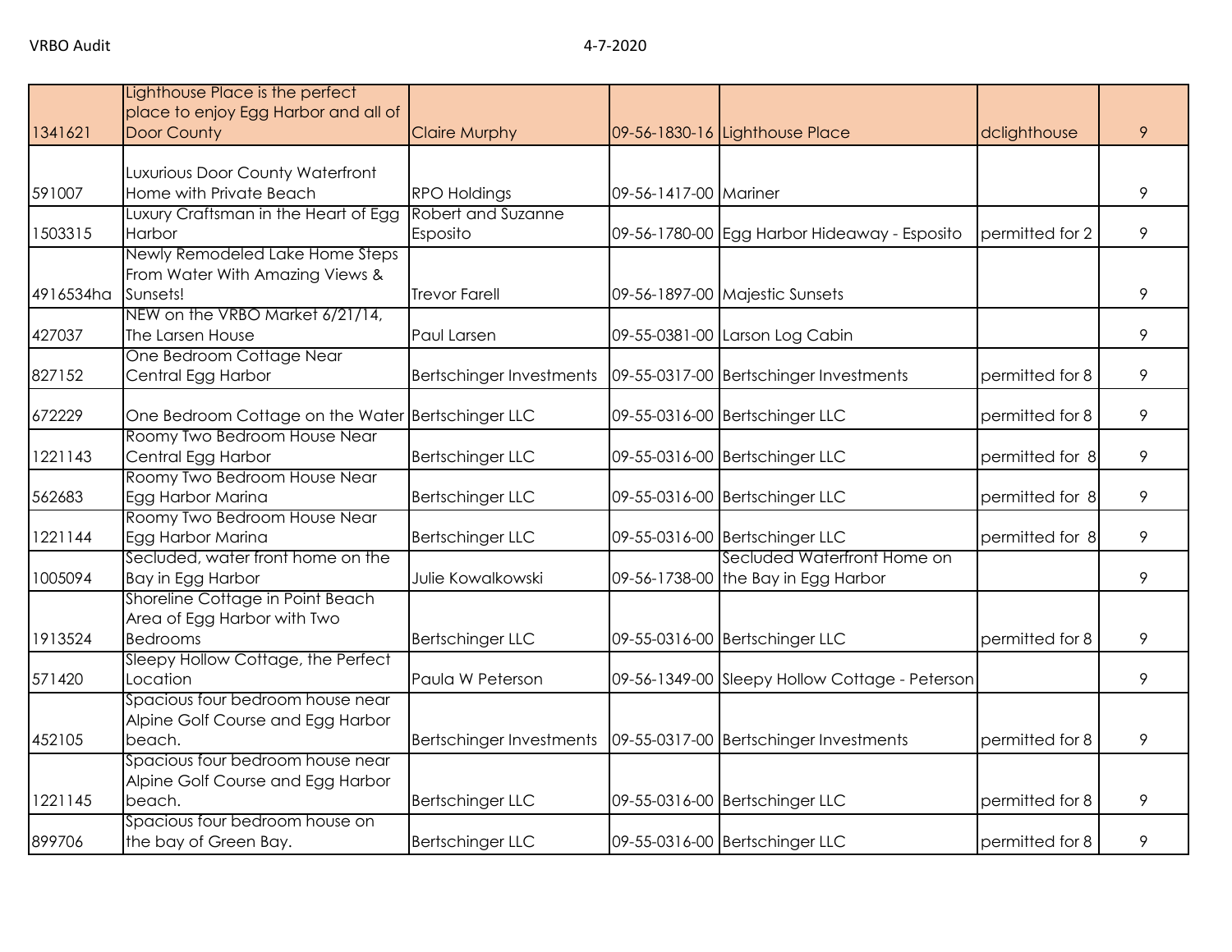| | | | | | | |
|---|---|---|---|---|---|---|
| 1341621 | Lighthouse Place is the perfect place to enjoy Egg Harbor and all of Door County | Claire Murphy | 09-56-1830-16 | Lighthouse Place | dclighthouse | 9 |
| 591007 | Luxurious Door County Waterfront Home with Private Beach | RPO Holdings | 09-56-1417-00 | Mariner | | 9 |
| 1503315 | Luxury Craftsman in the Heart of Egg Harbor | Robert and Suzanne Esposito | 09-56-1780-00 | Egg Harbor Hideaway - Esposito | permitted for 2 | 9 |
| 4916534ha | Newly Remodeled Lake Home Steps From Water With Amazing Views & Sunsets! | Trevor Farell | 09-56-1897-00 | Majestic Sunsets | | 9 |
| 427037 | NEW on the VRBO Market 6/21/14, The Larsen House | Paul Larsen | 09-55-0381-00 | Larson Log Cabin | | 9 |
| 827152 | One Bedroom Cottage Near Central Egg Harbor | Bertschinger Investments | 09-55-0317-00 | Bertschinger Investments | permitted for 8 | 9 |
| 672229 | One Bedroom Cottage on the Water | Bertschinger LLC | 09-55-0316-00 | Bertschinger LLC | permitted for 8 | 9 |
| 1221143 | Roomy Two Bedroom House Near Central Egg Harbor | Bertschinger LLC | 09-55-0316-00 | Bertschinger LLC | permitted for 8 | 9 |
| 562683 | Roomy Two Bedroom House Near Egg Harbor Marina | Bertschinger LLC | 09-55-0316-00 | Bertschinger LLC | permitted for 8 | 9 |
| 1221144 | Roomy Two Bedroom House Near Egg Harbor Marina | Bertschinger LLC | 09-55-0316-00 | Bertschinger LLC | permitted for 8 | 9 |
| 1005094 | Secluded, water front home on the Bay in Egg Harbor | Julie Kowalkowski | 09-56-1738-00 | Secluded Waterfront Home on the Bay in Egg Harbor | | 9 |
| 1913524 | Shoreline Cottage in Point Beach Area of Egg Harbor with Two Bedrooms | Bertschinger LLC | 09-55-0316-00 | Bertschinger LLC | permitted for 8 | 9 |
| 571420 | Sleepy Hollow Cottage, the Perfect Location | Paula W Peterson | 09-56-1349-00 | Sleepy Hollow Cottage - Peterson | | 9 |
| 452105 | Spacious four bedroom house near Alpine Golf Course and Egg Harbor beach. | Bertschinger Investments | 09-55-0317-00 | Bertschinger Investments | permitted for 8 | 9 |
| 1221145 | Spacious four bedroom house near Alpine Golf Course and Egg Harbor beach. | Bertschinger LLC | 09-55-0316-00 | Bertschinger LLC | permitted for 8 | 9 |
| 899706 | Spacious four bedroom house on the bay of Green Bay. | Bertschinger LLC | 09-55-0316-00 | Bertschinger LLC | permitted for 8 | 9 |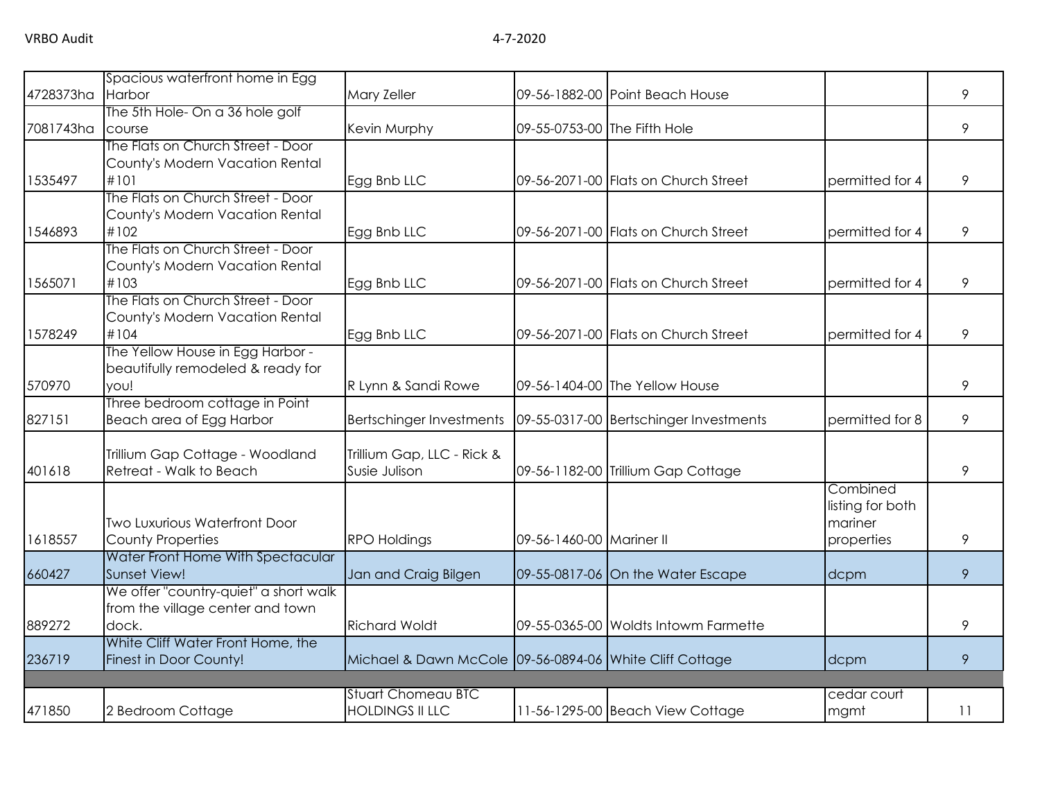| | | | | | | |
|---|---|---|---|---|---|---|
| 4728373ha | Spacious waterfront home in Egg Harbor | Mary Zeller | 09-56-1882-00 | Point Beach House | | 9 |
| 7081743ha | The 5th Hole- On a 36 hole golf course | Kevin Murphy | 09-55-0753-00 | The Fifth Hole | | 9 |
| 1535497 | The Flats on Church Street - Door County's Modern Vacation Rental #101 | Egg Bnb LLC | 09-56-2071-00 | Flats on Church Street | permitted for 4 | 9 |
| 1546893 | The Flats on Church Street - Door County's Modern Vacation Rental #102 | Egg Bnb LLC | 09-56-2071-00 | Flats on Church Street | permitted for 4 | 9 |
| 1565071 | The Flats on Church Street - Door County's Modern Vacation Rental #103 | Egg Bnb LLC | 09-56-2071-00 | Flats on Church Street | permitted for 4 | 9 |
| 1578249 | The Flats on Church Street - Door County's Modern Vacation Rental #104 | Egg Bnb LLC | 09-56-2071-00 | Flats on Church Street | permitted for 4 | 9 |
| 570970 | The Yellow House in Egg Harbor - beautifully remodeled & ready for you! | R Lynn & Sandi Rowe | 09-56-1404-00 | The Yellow House | | 9 |
| 827151 | Three bedroom cottage in Point Beach area of Egg Harbor | Bertschinger Investments | 09-55-0317-00 | Bertschinger Investments | permitted for 8 | 9 |
| 401618 | Trillium Gap Cottage - Woodland Retreat - Walk to Beach | Trillium Gap, LLC - Rick & Susie Julison | 09-56-1182-00 | Trillium Gap Cottage | | 9 |
| 1618557 | Two Luxurious Waterfront Door County Properties | RPO Holdings | 09-56-1460-00 | Mariner II | Combined listing for both mariner properties | 9 |
| 660427 | Water Front Home With Spectacular Sunset View! | Jan and Craig Bilgen | 09-55-0817-06 | On the Water Escape | dcpm | 9 |
| 889272 | We offer "country-quiet" a short walk from the village center and town dock. | Richard Woldt | 09-55-0365-00 | Woldts Intowm Farmette | | 9 |
| 236719 | White Cliff Water Front Home, the Finest in Door County! | Michael & Dawn McCole | 09-56-0894-06 | White Cliff Cottage | dcpm | 9 |
| | | | | | | |
| 471850 | 2 Bedroom Cottage | Stuart Chomeau BTC HOLDINGS II LLC | 11-56-1295-00 | Beach View Cottage | cedar court mgmt | 11 |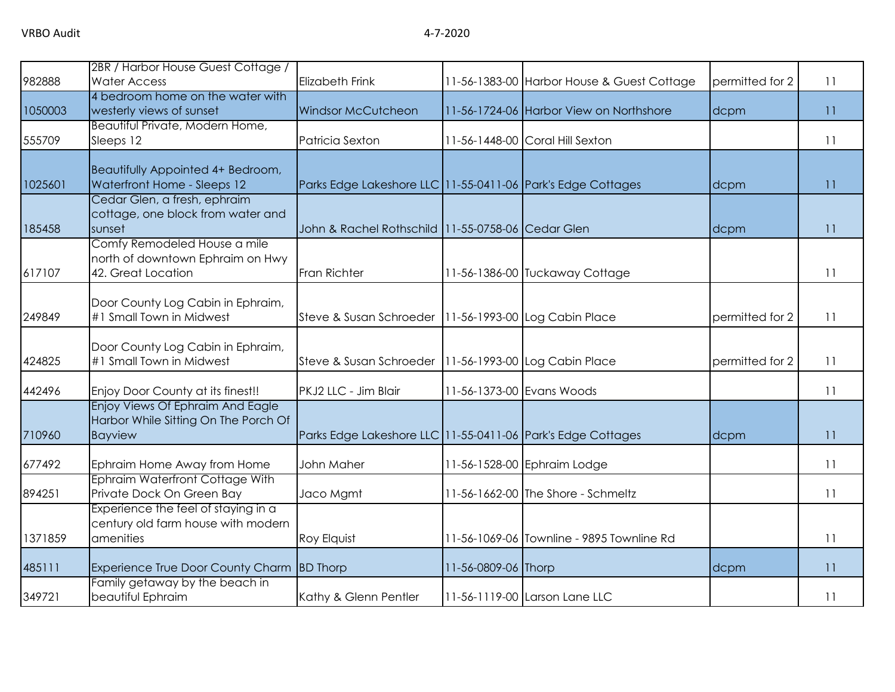| | | | | | | |
|---|---|---|---|---|---|---|
| 982888 | 2BR / Harbor House Guest Cottage / Water Access | Elizabeth Frink | 11-56-1383-00 | Harbor House & Guest Cottage | permitted for 2 | 11 |
| 1050003 | 4 bedroom home on the water with westerly views of sunset | Windsor McCutcheon | 11-56-1724-06 | Harbor View on Northshore | dcpm | 11 |
| 555709 | Beautiful Private, Modern Home, Sleeps 12 | Patricia Sexton | 11-56-1448-00 | Coral Hill Sexton | | 11 |
| 1025601 | Beautifully Appointed 4+ Bedroom, Waterfront Home - Sleeps 12 | Parks Edge Lakeshore LLC | 11-55-0411-06 | Park's Edge Cottages | dcpm | 11 |
| 185458 | Cedar Glen, a fresh, ephraim cottage, one block from water and sunset | John & Rachel Rothschild | 11-55-0758-06 | Cedar Glen | dcpm | 11 |
| 617107 | Comfy Remodeled House a mile north of downtown Ephraim on Hwy 42. Great Location | Fran Richter | 11-56-1386-00 | Tuckaway Cottage | | 11 |
| 249849 | Door County Log Cabin in Ephraim, #1 Small Town in Midwest | Steve & Susan Schroeder | 11-56-1993-00 | Log Cabin Place | permitted for 2 | 11 |
| 424825 | Door County Log Cabin in Ephraim, #1 Small Town in Midwest | Steve & Susan Schroeder | 11-56-1993-00 | Log Cabin Place | permitted for 2 | 11 |
| 442496 | Enjoy Door County at its finest!! | PKJ2 LLC - Jim Blair | 11-56-1373-00 | Evans Woods | | 11 |
| 710960 | Enjoy Views Of Ephraim And Eagle Harbor While Sitting On The Porch Of Bayview | Parks Edge Lakeshore LLC | 11-55-0411-06 | Park's Edge Cottages | dcpm | 11 |
| 677492 | Ephraim Home Away from Home | John Maher | 11-56-1528-00 | Ephraim Lodge | | 11 |
| 894251 | Ephraim Waterfront Cottage With Private Dock On Green Bay | Jaco Mgmt | 11-56-1662-00 | The Shore - Schmeltz | | 11 |
| 1371859 | Experience the feel of staying in a century old farm house with modern amenities | Roy Elquist | 11-56-1069-06 | Townline - 9895 Townline Rd | | 11 |
| 485111 | Experience True Door County Charm | BD Thorp | 11-56-0809-06 | Thorp | dcpm | 11 |
| 349721 | Family getaway by the beach in beautiful Ephraim | Kathy & Glenn Pentler | 11-56-1119-00 | Larson Lane LLC | | 11 |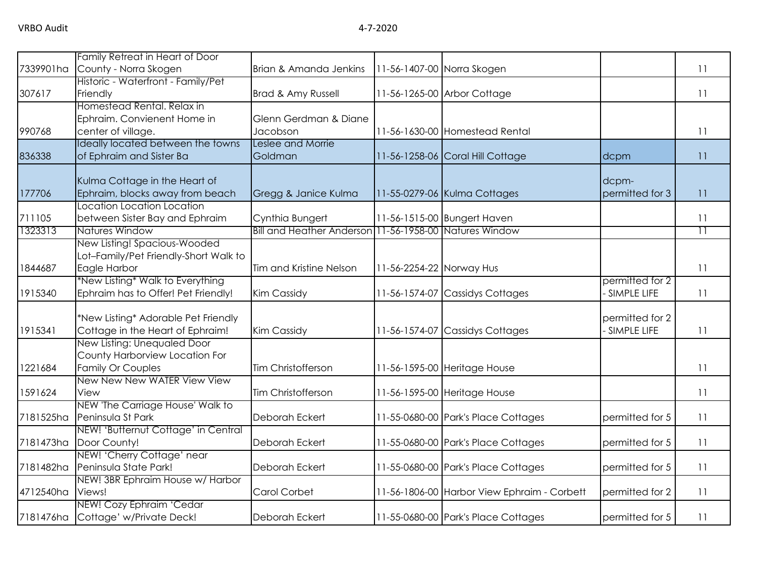| | | | | | | |
|---|---|---|---|---|---|---|
| 7339901ha | Family Retreat in Heart of Door County - Norra Skogen | Brian & Amanda Jenkins | 11-56-1407-00 | Norra Skogen | | 11 |
| 307617 | Historic - Waterfront - Family/Pet Friendly | Brad & Amy Russell | 11-56-1265-00 | Arbor Cottage | | 11 |
| 990768 | Homestead Rental. Relax in Ephraim. Convienent Home in center of village. | Glenn Gerdman & Diane Jacobson | 11-56-1630-00 | Homestead Rental | | 11 |
| 836338 | Ideally located between the towns of Ephraim and Sister Ba | Leslee and Morrie Goldman | 11-56-1258-06 | Coral Hill Cottage | dcpm | 11 |
| 177706 | Kulma Cottage in the Heart of Ephraim, blocks away from beach | Gregg & Janice Kulma | 11-55-0279-06 | Kulma Cottages | dcpm- permitted for 3 | 11 |
| 711105 | Location Location Location between Sister Bay and Ephraim | Cynthia Bungert | 11-56-1515-00 | Bungert Haven | | 11 |
| 1323313 | Natures Window | Bill and Heather Anderson | 11-56-1958-00 | Natures Window | | 11 |
| 1844687 | New Listing! Spacious-Wooded Lot–Family/Pet Friendly-Short Walk to Eagle Harbor | Tim and Kristine Nelson | 11-56-2254-22 | Norway Hus | | 11 |
| 1915340 | *New Listing* Walk to Everything Ephraim has to Offer! Pet Friendly! | Kim Cassidy | 11-56-1574-07 | Cassidys Cottages | permitted for 2 - SIMPLE LIFE | 11 |
| 1915341 | *New Listing* Adorable Pet Friendly Cottage in the Heart of Ephraim! | Kim Cassidy | 11-56-1574-07 | Cassidys Cottages | permitted for 2 - SIMPLE LIFE | 11 |
| 1221684 | New Listing: Unequaled Door County Harborview Location For Family Or Couples | Tim Christofferson | 11-56-1595-00 | Heritage House | | 11 |
| 1591624 | New New New WATER View View View | Tim Christofferson | 11-56-1595-00 | Heritage House | | 11 |
| 7181525ha | NEW 'The Carriage House' Walk to Peninsula St Park | Deborah Eckert | 11-55-0680-00 | Park's Place Cottages | permitted for 5 | 11 |
| 7181473ha | NEW! 'Butternut Cottage' in Central Door County! | Deborah Eckert | 11-55-0680-00 | Park's Place Cottages | permitted for 5 | 11 |
| 7181482ha | NEW! 'Cherry Cottage' near Peninsula State Park! | Deborah Eckert | 11-55-0680-00 | Park's Place Cottages | permitted for 5 | 11 |
| 4712540ha | NEW! 3BR Ephraim House w/ Harbor Views! | Carol Corbet | 11-56-1806-00 | Harbor View Ephraim - Corbett | permitted for 2 | 11 |
| 7181476ha | NEW! Cozy Ephraim 'Cedar Cottage' w/Private Deck! | Deborah Eckert | 11-55-0680-00 | Park's Place Cottages | permitted for 5 | 11 |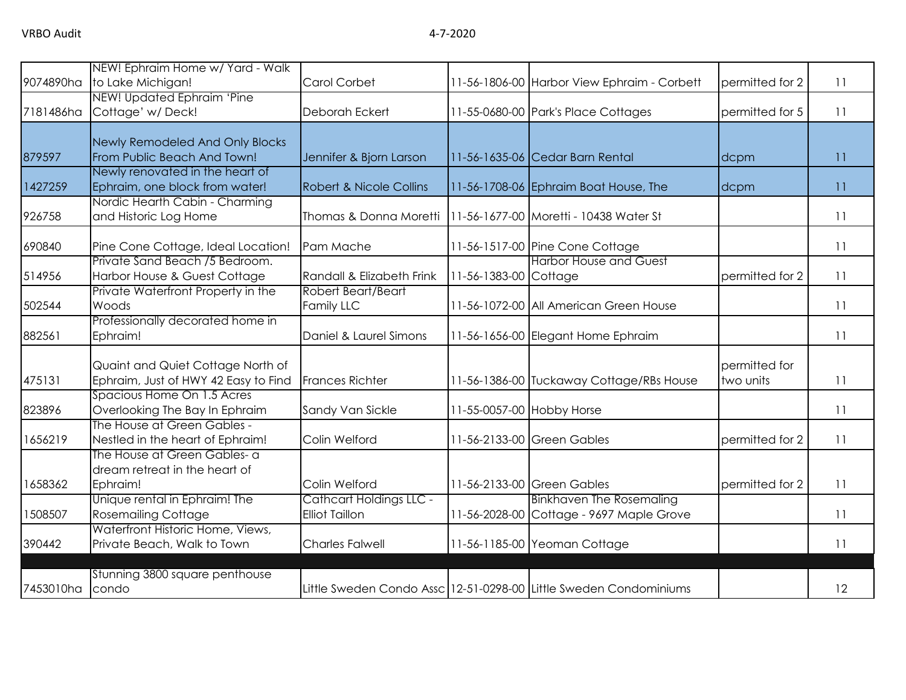| | | | | | | |
|---|---|---|---|---|---|---|
| 9074890ha | NEW! Ephraim Home w/ Yard - Walk to Lake Michigan! | Carol Corbet | 11-56-1806-00 | Harbor View Ephraim - Corbett | permitted for 2 | 11 |
| 7181486ha | NEW! Updated Ephraim 'Pine Cottage' w/ Deck! | Deborah Eckert | 11-55-0680-00 | Park's Place Cottages | permitted for 5 | 11 |
| 879597 | Newly Remodeled And Only Blocks From Public Beach And Town! | Jennifer & Bjorn Larson | 11-56-1635-06 | Cedar Barn Rental | dcpm | 11 |
| 1427259 | Newly renovated in the heart of Ephraim, one block from water! | Robert & Nicole Collins | 11-56-1708-06 | Ephraim Boat House, The | dcpm | 11 |
| 926758 | Nordic Hearth Cabin - Charming and Historic Log Home | Thomas & Donna Moretti | 11-56-1677-00 | Moretti - 10438 Water St | | 11 |
| 690840 | Pine Cone Cottage, Ideal Location! | Pam Mache | 11-56-1517-00 | Pine Cone Cottage | | 11 |
| 514956 | Private Sand Beach /5 Bedroom. Harbor House & Guest Cottage | Randall & Elizabeth Frink | 11-56-1383-00 | Harbor House and Guest Cottage | permitted for 2 | 11 |
| 502544 | Private Waterfront Property in the Woods | Robert Beart/Beart Family LLC | 11-56-1072-00 | All American Green House | | 11 |
| 882561 | Professionally decorated home in Ephraim! | Daniel & Laurel Simons | 11-56-1656-00 | Elegant Home Ephraim | | 11 |
| 475131 | Quaint and Quiet Cottage North of Ephraim, Just of HWY 42 Easy to Find | Frances Richter | 11-56-1386-00 | Tuckaway Cottage/RBs House | permitted for two units | 11 |
| 823896 | Spacious Home On 1.5 Acres Overlooking The Bay In Ephraim | Sandy Van Sickle | 11-55-0057-00 | Hobby Horse | | 11 |
| 1656219 | The House at Green Gables - Nestled in the heart of Ephraim! | Colin Welford | 11-56-2133-00 | Green Gables | permitted for 2 | 11 |
| 1658362 | The House at Green Gables- a dream retreat in the heart of Ephraim! | Colin Welford | 11-56-2133-00 | Green Gables | permitted for 2 | 11 |
| 1508507 | Unique rental in Ephraim! The Rosemailing Cottage | Cathcart Holdings LLC - Elliot Taillon | 11-56-2028-00 | Binkhaven The Rosemaling Cottage - 9697 Maple Grove | | 11 |
| 390442 | Waterfront Historic Home, Views, Private Beach, Walk to Town | Charles Falwell | 11-56-1185-00 | Yeoman Cottage | | 11 |
| | | | | | | |
| 7453010ha | Stunning 3800 square penthouse condo | Little Sweden Condo Assc | 12-51-0298-00 | Little Sweden Condominiums | | 12 |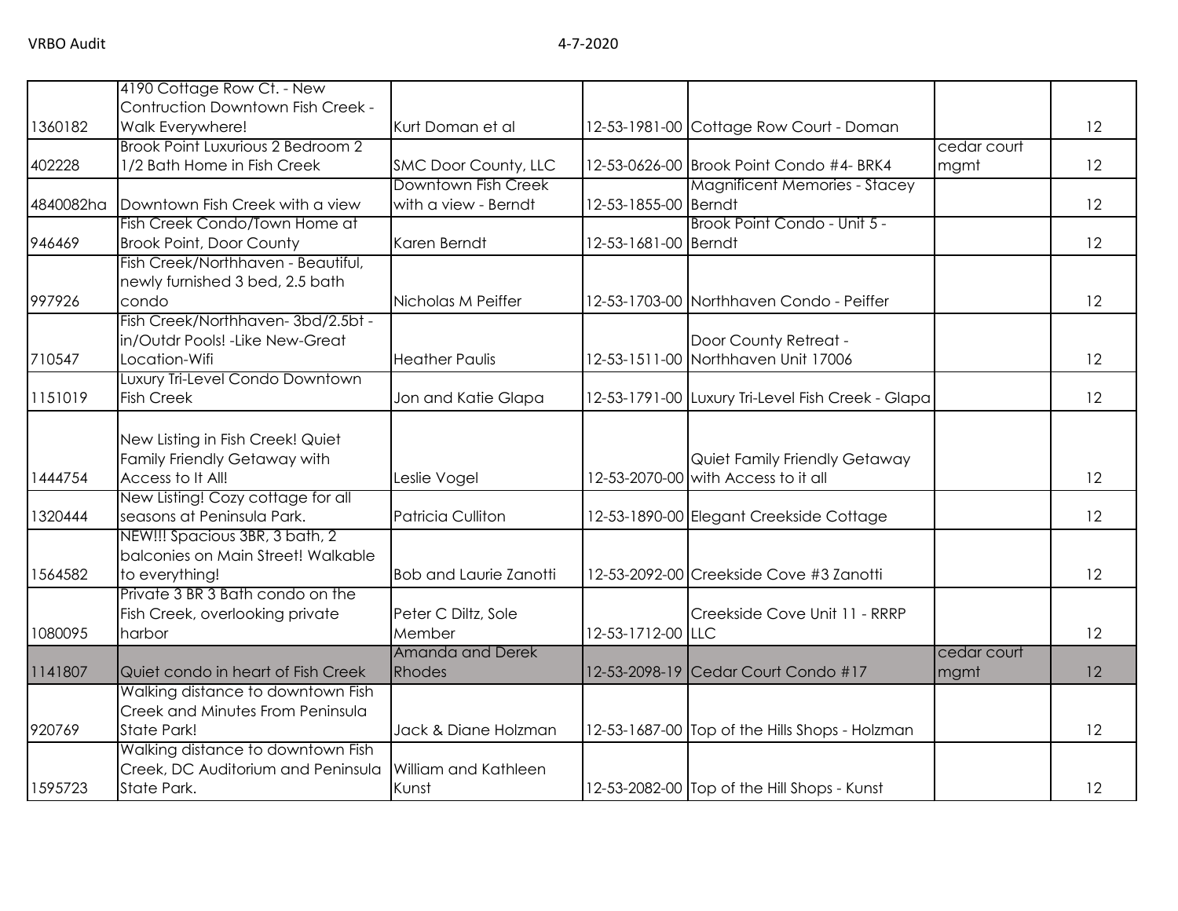| | | | | | | |
|---|---|---|---|---|---|---|
| 1360182 | 4190 Cottage Row Ct. - New Contruction Downtown Fish Creek - Walk Everywhere! | Kurt Doman et al | 12-53-1981-00 | Cottage Row Court - Doman | | 12 |
| 402228 | Brook Point Luxurious 2 Bedroom 2 1/2 Bath Home in Fish Creek | SMC Door County, LLC | 12-53-0626-00 | Brook Point Condo #4- BRK4 | cedar court mgmt | 12 |
| 4840082ha | Downtown Fish Creek with a view | Downtown Fish Creek with a view - Berndt | 12-53-1855-00 | Magnificent Memories - Stacey Berndt | | 12 |
| 946469 | Fish Creek Condo/Town Home at Brook Point, Door County | Karen Berndt | 12-53-1681-00 | Brook Point Condo - Unit 5 - Berndt | | 12 |
| 997926 | Fish Creek/Northhaven - Beautiful, newly furnished 3 bed, 2.5 bath condo | Nicholas M Peiffer | 12-53-1703-00 | Northhaven Condo - Peiffer | | 12 |
| 710547 | Fish Creek/Northhaven- 3bd/2.5bt - in/Outdr Pools! -Like New-Great Location-Wifi | Heather Paulis | 12-53-1511-00 | Door County Retreat - Northhaven Unit 17006 | | 12 |
| 1151019 | Luxury Tri-Level Condo Downtown Fish Creek | Jon and Katie Glapa | 12-53-1791-00 | Luxury Tri-Level Fish Creek - Glapa | | 12 |
| 1444754 | New Listing in Fish Creek! Quiet Family Friendly Getaway with Access to It All! | Leslie Vogel | 12-53-2070-00 | Quiet Family Friendly Getaway with Access to it all | | 12 |
| 1320444 | New Listing! Cozy cottage for all seasons at Peninsula Park. | Patricia Culliton | 12-53-1890-00 | Elegant Creekside Cottage | | 12 |
| 1564582 | NEW!!! Spacious 3BR, 3 bath, 2 balconies on Main Street! Walkable to everything! | Bob and Laurie Zanotti | 12-53-2092-00 | Creekside Cove #3 Zanotti | | 12 |
| 1080095 | Private 3 BR 3 Bath condo on the Fish Creek, overlooking private harbor | Peter C Diltz, Sole Member | 12-53-1712-00 | Creekside Cove Unit 11 - RRRP LLC | | 12 |
| 1141807 | Quiet condo in heart of Fish Creek | Amanda and Derek Rhodes | 12-53-2098-19 | Cedar Court Condo #17 | cedar court mgmt | 12 |
| 920769 | Walking distance to downtown Fish Creek and Minutes From Peninsula State Park! | Jack & Diane Holzman | 12-53-1687-00 | Top of the Hills Shops - Holzman | | 12 |
| 1595723 | Walking distance to downtown Fish Creek, DC Auditorium and Peninsula State Park. | William and Kathleen Kunst | 12-53-2082-00 | Top of the Hill Shops - Kunst | | 12 |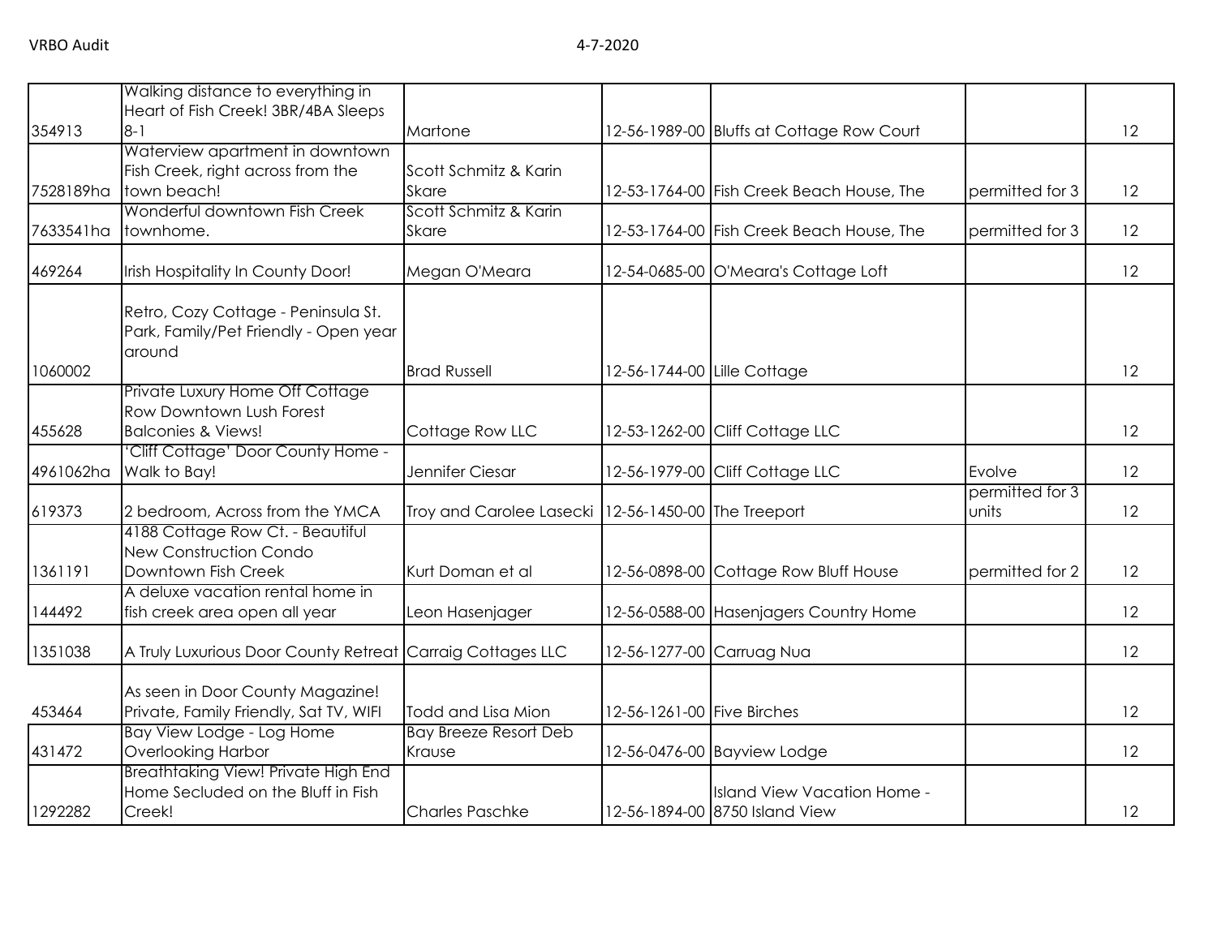| | | | | | | |
|---|---|---|---|---|---|---|
| 354913 | Walking distance to everything in Heart of Fish Creek! 3BR/4BA Sleeps 8-1 | Martone | 12-56-1989-00 | Bluffs at Cottage Row Court | | 12 |
| 7528189ha | Waterview apartment in downtown Fish Creek, right across from the town beach! | Scott Schmitz & Karin Skare | 12-53-1764-00 | Fish Creek Beach House, The | permitted for 3 | 12 |
| 7633541ha | Wonderful downtown Fish Creek townhome. | Scott Schmitz & Karin Skare | 12-53-1764-00 | Fish Creek Beach House, The | permitted for 3 | 12 |
| 469264 | Irish Hospitality In County Door! | Megan O'Meara | 12-54-0685-00 | O'Meara's Cottage Loft | | 12 |
| 1060002 | Retro, Cozy Cottage - Peninsula St. Park, Family/Pet Friendly - Open year around | Brad Russell | 12-56-1744-00 | Lille Cottage | | 12 |
| 455628 | Private Luxury Home Off Cottage Row Downtown Lush Forest Balconies & Views! | Cottage Row LLC | 12-53-1262-00 | Cliff Cottage LLC | | 12 |
| 4961062ha | 'Cliff Cottage' Door County Home - Walk to Bay! | Jennifer Ciesar | 12-56-1979-00 | Cliff Cottage LLC | Evolve | 12 |
| 619373 | 2 bedroom, Across from the YMCA | Troy and Carolee Lasecki | 12-56-1450-00 | The Treeport | permitted for 3 units | 12 |
| 1361191 | 4188 Cottage Row Ct. - Beautiful New Construction Condo Downtown Fish Creek | Kurt Doman et al | 12-56-0898-00 | Cottage Row Bluff House | permitted for 2 | 12 |
| 144492 | A deluxe vacation rental home in fish creek area open all year | Leon Hasenjager | 12-56-0588-00 | Hasenjagers Country Home | | 12 |
| 1351038 | A Truly Luxurious Door County Retreat | Carraig Cottages LLC | 12-56-1277-00 | Carruag Nua | | 12 |
| 453464 | As seen in Door County Magazine! Private, Family Friendly, Sat TV, WIFI | Todd and Lisa Mion | 12-56-1261-00 | Five Birches | | 12 |
| 431472 | Bay View Lodge - Log Home Overlooking Harbor | Bay Breeze Resort Deb Krause | 12-56-0476-00 | Bayview Lodge | | 12 |
| 1292282 | Breathtaking View! Private High End Home Secluded on the Bluff in Fish Creek! | Charles Paschke | 12-56-1894-00 | Island View Vacation Home - 8750 Island View | | 12 |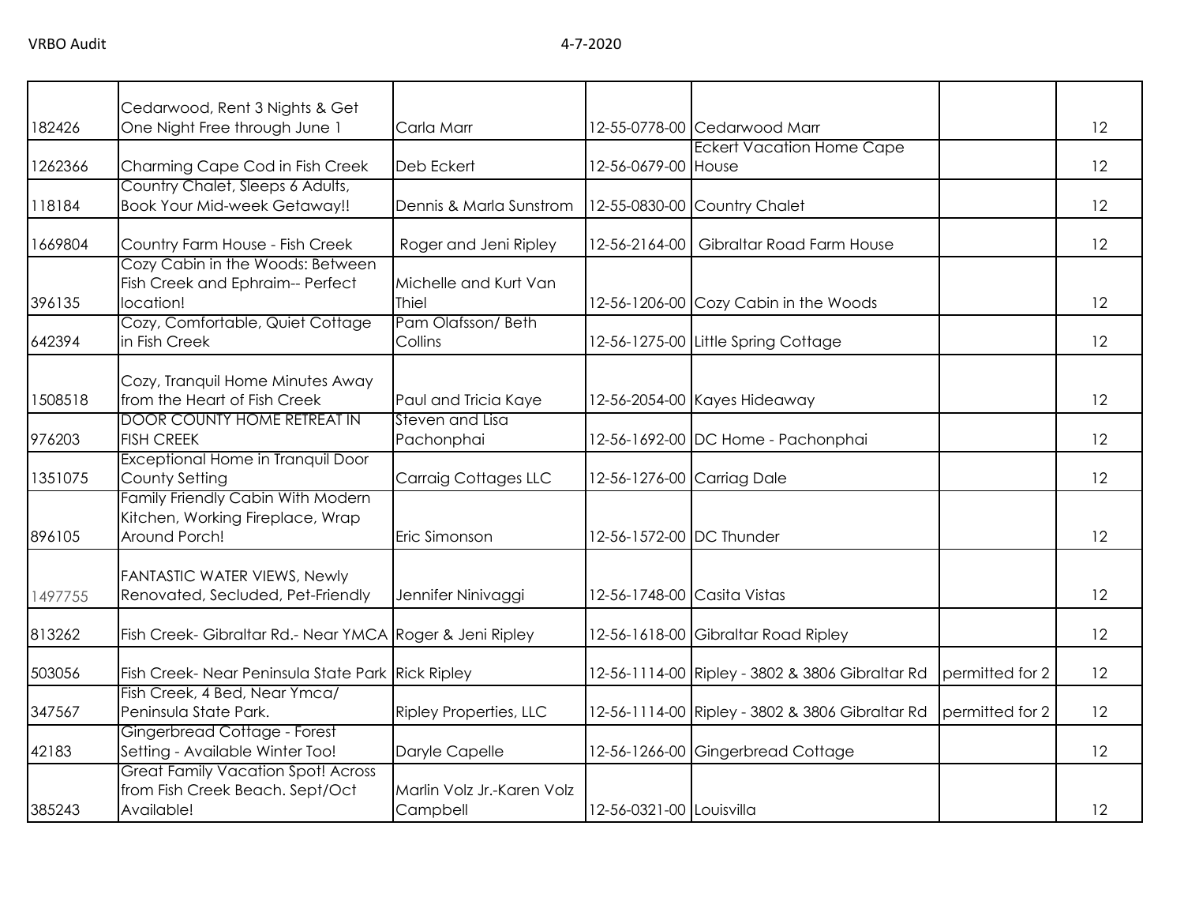| | | | | | | |
|---|---|---|---|---|---|---|
| 182426 | Cedarwood, Rent 3 Nights & Get One Night Free through June 1 | Carla Marr | 12-55-0778-00 | Cedarwood Marr | | 12 |
| 1262366 | Charming Cape Cod in Fish Creek | Deb Eckert | 12-56-0679-00 | Eckert Vacation Home Cape House | | 12 |
| 118184 | Country Chalet, Sleeps 6 Adults, Book Your Mid-week Getaway!! | Dennis & Marla Sunstrom | 12-55-0830-00 | Country Chalet | | 12 |
| 1669804 | Country Farm House - Fish Creek | Roger and Jeni Ripley | 12-56-2164-00 | Gibraltar Road Farm House | | 12 |
| 396135 | Cozy Cabin in the Woods: Between Fish Creek and Ephraim-- Perfect location! | Michelle and Kurt Van Thiel | 12-56-1206-00 | Cozy Cabin in the Woods | | 12 |
| 642394 | Cozy, Comfortable, Quiet Cottage in Fish Creek | Pam Olafsson/ Beth Collins | 12-56-1275-00 | Little Spring Cottage | | 12 |
| 1508518 | Cozy, Tranquil Home Minutes Away from the Heart of Fish Creek | Paul and Tricia Kaye | 12-56-2054-00 | Kayes Hideaway | | 12 |
| 976203 | DOOR COUNTY HOME RETREAT IN FISH CREEK | Steven and Lisa Pachonphai | 12-56-1692-00 | DC Home - Pachonphai | | 12 |
| 1351075 | Exceptional Home in Tranquil Door County Setting | Carraig Cottages LLC | 12-56-1276-00 | Carriag Dale | | 12 |
| 896105 | Family Friendly Cabin With Modern Kitchen, Working Fireplace, Wrap Around Porch! | Eric Simonson | 12-56-1572-00 | DC Thunder | | 12 |
| 1497755 | FANTASTIC WATER VIEWS, Newly Renovated, Secluded, Pet-Friendly | Jennifer Ninivaggi | 12-56-1748-00 | Casita Vistas | | 12 |
| 813262 | Fish Creek- Gibraltar Rd.- Near YMCA | Roger & Jeni Ripley | 12-56-1618-00 | Gibraltar Road Ripley | | 12 |
| 503056 | Fish Creek- Near Peninsula State Park | Rick Ripley | 12-56-1114-00 | Ripley - 3802 & 3806 Gibraltar Rd | permitted for 2 | 12 |
| 347567 | Fish Creek, 4 Bed, Near Ymca/ Peninsula State Park. | Ripley Properties, LLC | 12-56-1114-00 | Ripley - 3802 & 3806 Gibraltar Rd | permitted for 2 | 12 |
| 42183 | Gingerbread Cottage - Forest Setting - Available Winter Too! | Daryle Capelle | 12-56-1266-00 | Gingerbread Cottage | | 12 |
| 385243 | Great Family Vacation Spot! Across from Fish Creek Beach. Sept/Oct Available! | Marlin Volz Jr.-Karen Volz Campbell | 12-56-0321-00 | Louisvilla | | 12 |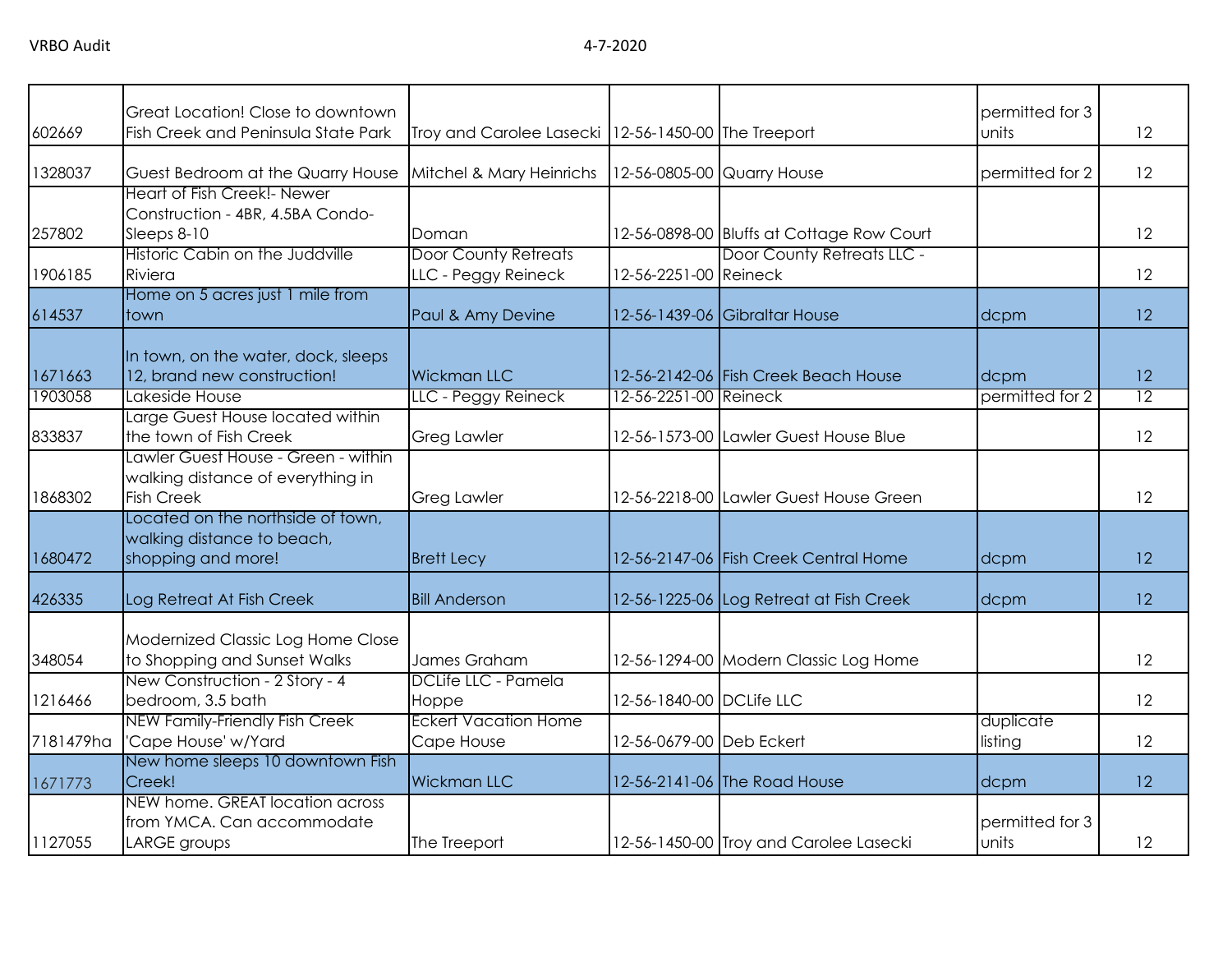| | | | | | | |
|---|---|---|---|---|---|---|
| 602669 | Great Location! Close to downtown Fish Creek and Peninsula State Park | Troy and Carolee Lasecki | 12-56-1450-00 | The Treeport | permitted for 3 units | 12 |
| 1328037 | Guest Bedroom at the Quarry House | Mitchel & Mary Heinrichs | 12-56-0805-00 | Quarry House | permitted for 2 | 12 |
| 257802 | Heart of Fish Creek!- Newer Construction - 4BR, 4.5BA Condo- Sleeps 8-10 | Doman | 12-56-0898-00 | Bluffs at Cottage Row Court | | 12 |
| 1906185 | Historic Cabin on the Juddville Riviera | Door County Retreats LLC - Peggy Reineck | 12-56-2251-00 | Door County Retreats LLC - Reineck | | 12 |
| 614537 | Home on 5 acres just 1 mile from town | Paul & Amy Devine | 12-56-1439-06 | Gibraltar House | dcpm | 12 |
| 1671663 | In town, on the water, dock, sleeps 12, brand new construction! | Wickman LLC | 12-56-2142-06 | Fish Creek Beach House | dcpm | 12 |
| 1903058 | Lakeside House | LLC - Peggy Reineck | 12-56-2251-00 | Reineck | permitted for 2 | 12 |
| 833837 | Large Guest House located within the town of Fish Creek | Greg Lawler | 12-56-1573-00 | Lawler Guest House Blue | | 12 |
| 1868302 | Lawler Guest House - Green - within walking distance of everything in Fish Creek | Greg Lawler | 12-56-2218-00 | Lawler Guest House Green | | 12 |
| 1680472 | Located on the northside of town, walking distance to beach, shopping and more! | Brett Lecy | 12-56-2147-06 | Fish Creek Central Home | dcpm | 12 |
| 426335 | Log Retreat At Fish Creek | Bill Anderson | 12-56-1225-06 | Log Retreat at Fish Creek | dcpm | 12 |
| 348054 | Modernized Classic Log Home Close to Shopping and Sunset Walks | James Graham | 12-56-1294-00 | Modern Classic Log Home | | 12 |
| 1216466 | New Construction - 2 Story - 4 bedroom, 3.5 bath | DCLife LLC - Pamela Hoppe | 12-56-1840-00 | DCLife LLC | | 12 |
| 7181479ha | NEW Family-Friendly Fish Creek 'Cape House' w/Yard | Eckert Vacation Home Cape House | 12-56-0679-00 | Deb Eckert | duplicate listing | 12 |
| 1671773 | New home sleeps 10 downtown Fish Creek! | Wickman LLC | 12-56-2141-06 | The Road House | dcpm | 12 |
| 1127055 | NEW home. GREAT location across from YMCA. Can accommodate LARGE groups | The Treeport | 12-56-1450-00 | Troy and Carolee Lasecki | permitted for 3 units | 12 |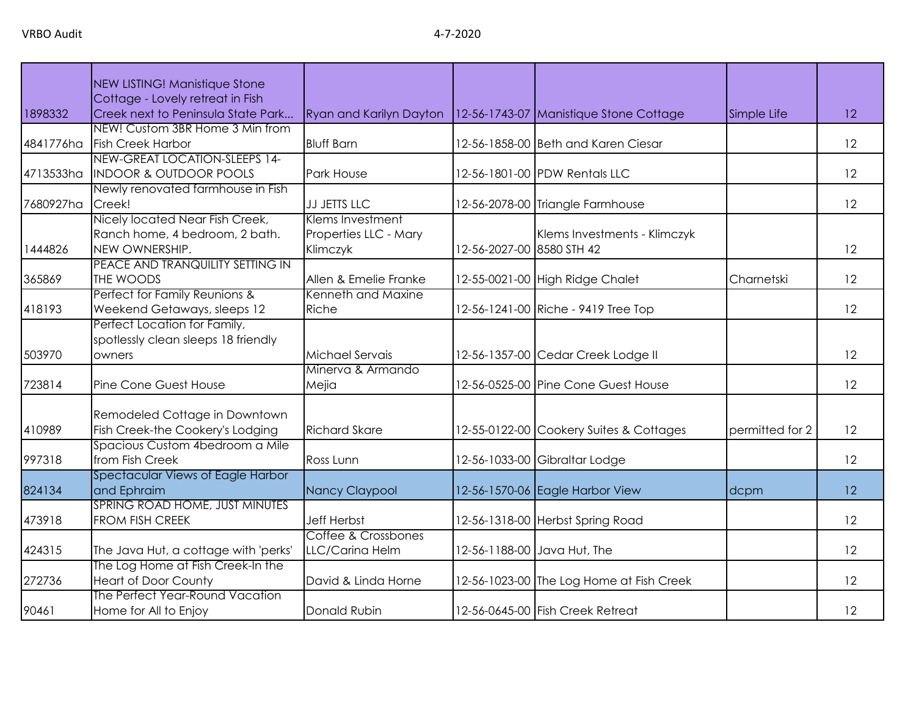| | | | | | | |
|---|---|---|---|---|---|---|
| 1898332 | NEW LISTING! Manistique Stone Cottage - Lovely retreat in Fish Creek next to Peninsula State Park... | Ryan and Karilyn Dayton | 12-56-1743-07 | Manistique Stone Cottage | Simple Life | 12 |
| 4841776ha | NEW! Custom 3BR Home 3 Min from Fish Creek Harbor | Bluff Barn | 12-56-1858-00 | Beth and Karen Ciesar | | 12 |
| 4713533ha | NEW-GREAT LOCATION-SLEEPS 14-INDOOR & OUTDOOR POOLS | Park House | 12-56-1801-00 | PDW Rentals LLC | | 12 |
| 7680927ha | Newly renovated farmhouse in Fish Creek! | JJ JETTS LLC | 12-56-2078-00 | Triangle Farmhouse | | 12 |
| 1444826 | Nicely located Near Fish Creek, Ranch home, 4 bedroom, 2 bath. NEW OWNERSHIP. | Klems Investment Properties LLC - Mary Klimczyk | 12-56-2027-00 | Klems Investments - Klimczyk 8580 STH 42 | | 12 |
| 365869 | PEACE AND TRANQUILITY SETTING IN THE WOODS | Allen & Emelie Franke | 12-55-0021-00 | High Ridge Chalet | Charnetski | 12 |
| 418193 | Perfect for Family Reunions & Weekend Getaways, sleeps 12 | Kenneth and Maxine Riche | 12-56-1241-00 | Riche - 9419 Tree Top | | 12 |
| 503970 | Perfect Location for Family, spotlessly clean sleeps 18 friendly owners | Michael Servais | 12-56-1357-00 | Cedar Creek Lodge II | | 12 |
| 723814 | Pine Cone Guest House | Minerva & Armando Mejia | 12-56-0525-00 | Pine Cone Guest House | | 12 |
| 410989 | Remodeled Cottage in Downtown Fish Creek-the Cookery's Lodging | Richard Skare | 12-55-0122-00 | Cookery Suites & Cottages | permitted for 2 | 12 |
| 997318 | Spacious Custom 4bedroom a Mile from Fish Creek | Ross Lunn | 12-56-1033-00 | Gibraltar Lodge | | 12 |
| 824134 | Spectacular Views of Eagle Harbor and Ephraim | Nancy Claypool | 12-56-1570-06 | Eagle Harbor View | dcpm | 12 |
| 473918 | SPRING ROAD HOME, JUST MINUTES FROM FISH CREEK | Jeff Herbst | 12-56-1318-00 | Herbst Spring Road | | 12 |
| 424315 | The Java Hut, a cottage with 'perks' | Coffee & Crossbones LLC/Carina Helm | 12-56-1188-00 | Java Hut, The | | 12 |
| 272736 | The Log Home at Fish Creek-In the Heart of Door County | David & Linda Horne | 12-56-1023-00 | The Log Home at Fish Creek | | 12 |
| 90461 | The Perfect Year-Round Vacation Home for All to Enjoy | Donald Rubin | 12-56-0645-00 | Fish Creek Retreat | | 12 |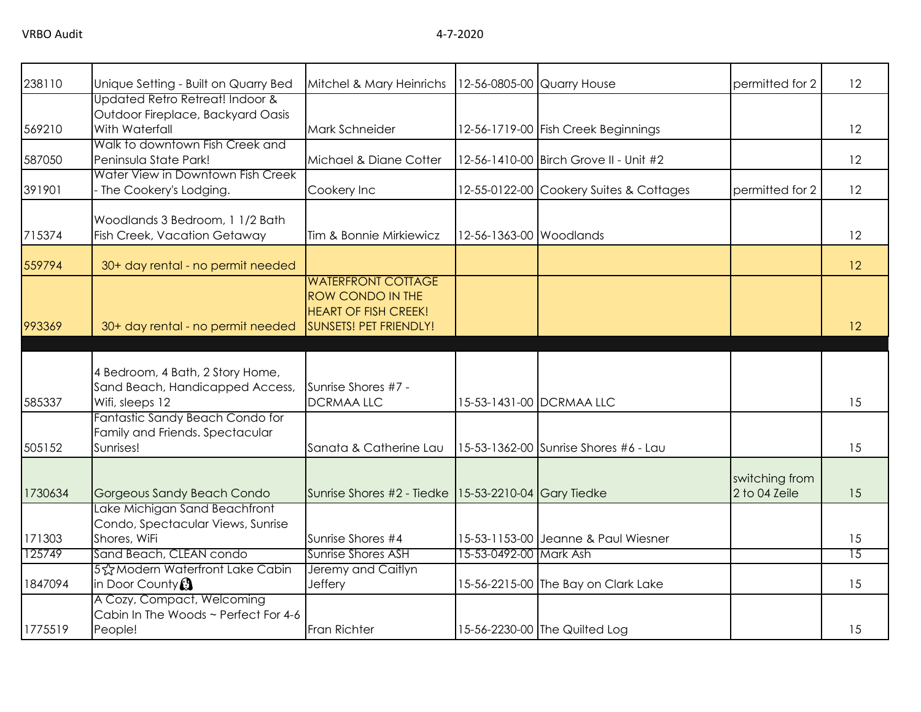| | | | | | | |
|---|---|---|---|---|---|---|
| 238110 | Unique Setting - Built on Quarry Bed | Mitchel & Mary Heinrichs | 12-56-0805-00 | Quarry House | permitted for 2 | 12 |
| 569210 | Updated Retro Retreat! Indoor & Outdoor Fireplace, Backyard Oasis With Waterfall | Mark Schneider | 12-56-1719-00 | Fish Creek Beginnings | | 12 |
| 587050 | Walk to downtown Fish Creek and Peninsula State Park! | Michael & Diane Cotter | 12-56-1410-00 | Birch Grove II - Unit #2 | | 12 |
| 391901 | Water View in Downtown Fish Creek - The Cookery's Lodging. | Cookery Inc | 12-55-0122-00 | Cookery Suites & Cottages | permitted for 2 | 12 |
| 715374 | Woodlands 3 Bedroom, 1 1/2 Bath Fish Creek, Vacation Getaway | Tim & Bonnie Mirkiewicz | 12-56-1363-00 | Woodlands | | 12 |
| 559794 | 30+ day rental - no permit needed | | | | | 12 |
| 993369 | 30+ day rental - no permit needed | WATERFRONT COTTAGE ROW CONDO IN THE HEART OF FISH CREEK! SUNSETS! PET FRIENDLY! | | | | 12 |
| | | | | | | |
| 585337 | 4 Bedroom, 4 Bath, 2 Story Home, Sand Beach, Handicapped Access, Wifi, sleeps 12 | Sunrise Shores #7 - DCRMAA LLC | 15-53-1431-00 | DCRMAA LLC | | 15 |
| 505152 | Fantastic Sandy Beach Condo for Family and Friends. Spectacular Sunrises! | Sanata & Catherine Lau | 15-53-1362-00 | Sunrise Shores #6 - Lau | | 15 |
| 1730634 | Gorgeous Sandy Beach Condo | Sunrise Shores #2 - Tiedke | 15-53-2210-04 | Gary Tiedke | switching from 2 to 04 Zeile | 15 |
| 171303 | Lake Michigan Sand Beachfront Condo, Spectacular Views, Sunrise Shores, WiFi | Sunrise Shores #4 | 15-53-1153-00 | Jeanne & Paul Wiesner | | 15 |
| 125749 | Sand Beach, CLEAN condo | Sunrise Shores ASH | 15-53-0492-00 | Mark Ash | | 15 |
| 1847094 | 5☆Modern Waterfront Lake Cabin in Door County | Jeremy and Caitlyn Jeffery | 15-56-2215-00 | The Bay on Clark Lake | | 15 |
| 1775519 | A Cozy, Compact, Welcoming Cabin In The Woods ~ Perfect For 4-6 People! | Fran Richter | 15-56-2230-00 | The Quilted Log | | 15 |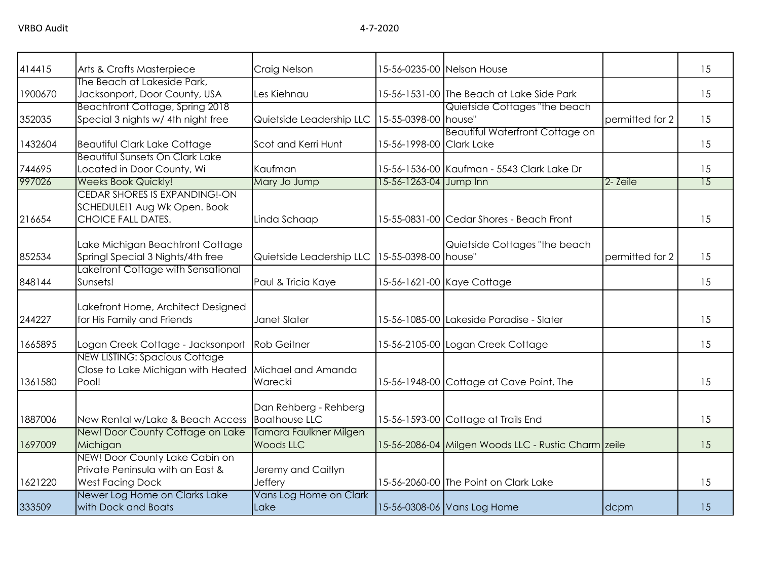| | | | | | | |
|---|---|---|---|---|---|---|
| 414415 | Arts & Crafts Masterpiece | Craig Nelson | 15-56-0235-00 | Nelson House | | 15 |
| 1900670 | The Beach at Lakeside Park, Jacksonport, Door County, USA | Les Kiehnau | 15-56-1531-00 | The Beach at Lake Side Park | | 15 |
| 352035 | Beachfront Cottage, Spring 2018 Special 3 nights w/ 4th night free | Quietside Leadership LLC | 15-55-0398-00 | Quietside Cottages "the beach house" | permitted for 2 | 15 |
| 1432604 | Beautiful Clark Lake Cottage | Scot and Kerri Hunt | 15-56-1998-00 | Beautiful Waterfront Cottage on Clark Lake | | 15 |
| 744695 | Beautiful Sunsets On Clark Lake Located in Door County, Wi | Kaufman | 15-56-1536-00 | Kaufman - 5543 Clark Lake Dr | | 15 |
| 997026 | Weeks Book Quickly! | Mary Jo Jump | 15-56-1263-04 | Jump Inn | 2- Zeile | 15 |
| 216654 | CEDAR SHORES IS EXPANDING!-ON SCHEDULE!1 Aug Wk Open. Book CHOICE FALL DATES. | Linda Schaap | 15-55-0831-00 | Cedar Shores - Beach Front | | 15 |
| 852534 | Lake Michigan Beachfront Cottage Springl Special 3 Nights/4th free | Quietside Leadership LLC | 15-55-0398-00 | Quietside Cottages "the beach house" | permitted for 2 | 15 |
| 848144 | Lakefront Cottage with Sensational Sunsets! | Paul & Tricia Kaye | 15-56-1621-00 | Kaye Cottage | | 15 |
| 244227 | Lakefront Home, Architect Designed for His Family and Friends | Janet Slater | 15-56-1085-00 | Lakeside Paradise - Slater | | 15 |
| 1665895 | Logan Creek Cottage - Jacksonport | Rob Geitner | 15-56-2105-00 | Logan Creek Cottage | | 15 |
| 1361580 | NEW LISTING: Spacious Cottage Close to Lake Michigan with Heated Pool! | Michael and Amanda Warecki | 15-56-1948-00 | Cottage at Cave Point, The | | 15 |
| 1887006 | New Rental w/Lake & Beach Access | Dan Rehberg - Rehberg Boathouse LLC | 15-56-1593-00 | Cottage at Trails End | | 15 |
| 1697009 | New! Door County Cottage on Lake Michigan | Tamara Faulkner Milgen Woods LLC | 15-56-2086-04 | Milgen Woods LLC - Rustic Charm | zeile | 15 |
| 1621220 | NEW! Door County Lake Cabin on Private Peninsula with an East & West Facing Dock | Jeremy and Caitlyn Jeffery | 15-56-2060-00 | The Point on Clark Lake | | 15 |
| 333509 | Newer Log Home on Clarks Lake with Dock and Boats | Vans Log Home on Clark Lake | 15-56-0308-06 | Vans Log Home | dcpm | 15 |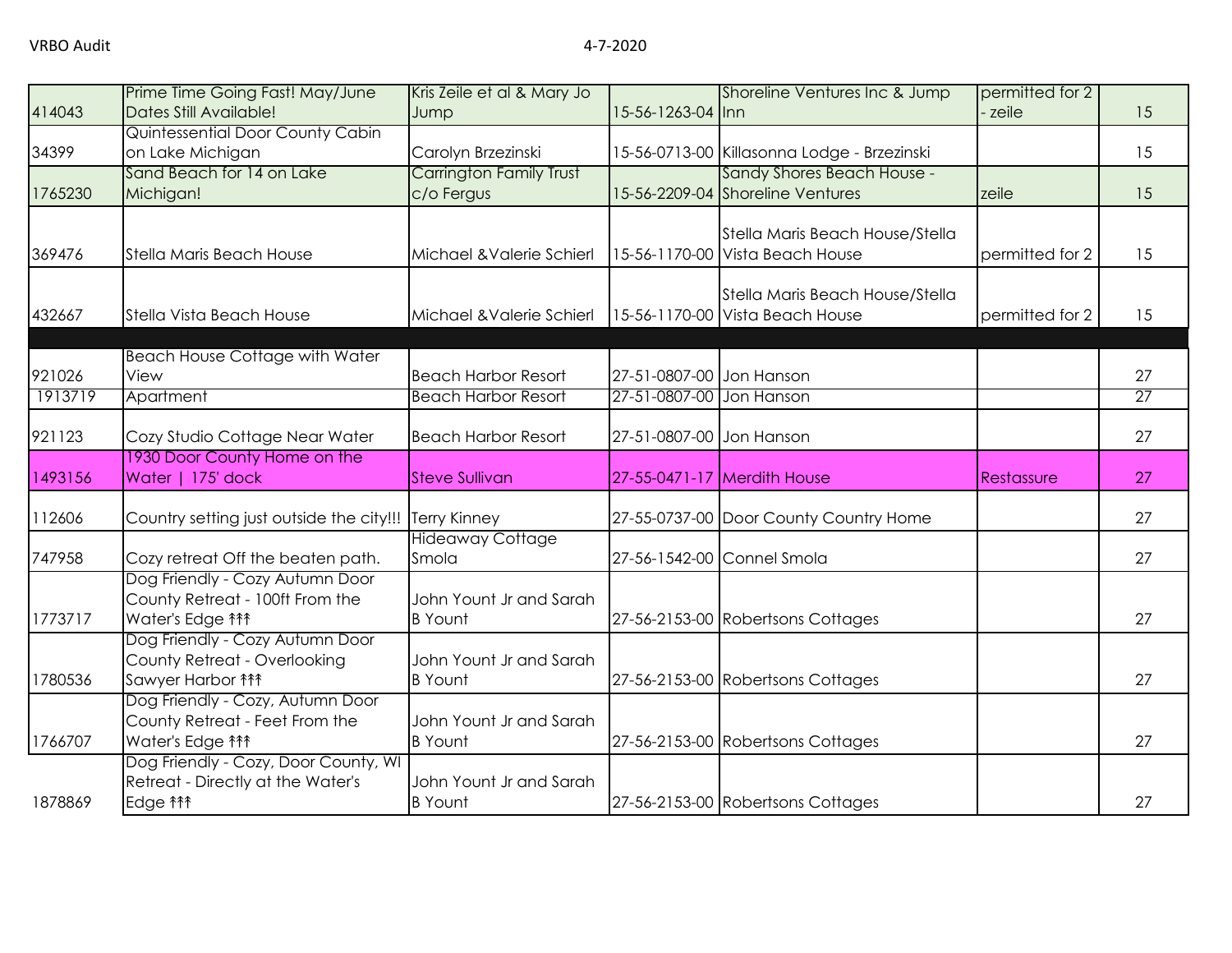| | | | | | | |
|---|---|---|---|---|---|---|
| 414043 | Prime Time Going Fast! May/June Dates Still Available! | Kris Zeile et al & Mary Jo Jump | 15-56-1263-04 | Shoreline Ventures Inc & Jump Inn | permitted for 2 - zeile | 15 |
| 34399 | Quintessential Door County Cabin on Lake Michigan | Carolyn Brzezinski | 15-56-0713-00 | Killasonna Lodge - Brzezinski | | 15 |
| 1765230 | Sand Beach for 14 on Lake Michigan! | Carrington Family Trust c/o Fergus | 15-56-2209-04 | Sandy Shores Beach House - Shoreline Ventures | zeile | 15 |
| 369476 | Stella Maris Beach House | Michael &Valerie Schierl | 15-56-1170-00 | Stella Maris Beach House/Stella Vista Beach House | permitted for 2 | 15 |
| 432667 | Stella Vista Beach House | Michael &Valerie Schierl | 15-56-1170-00 | Stella Maris Beach House/Stella Vista Beach House | permitted for 2 | 15 |
| | | | | | | |
| 921026 | Beach House Cottage with Water View | Beach Harbor Resort | 27-51-0807-00 | Jon Hanson | | 27 |
| 1913719 | Apartment | Beach Harbor Resort | 27-51-0807-00 | Jon Hanson | | 27 |
| 921123 | Cozy Studio Cottage Near Water | Beach Harbor Resort | 27-51-0807-00 | Jon Hanson | | 27 |
| 1493156 | 1930 Door County Home on the Water \| 175' dock | Steve Sullivan | 27-55-0471-17 | Merdith House | Restassure | 27 |
| 112606 | Country setting just outside the city!!! | Terry Kinney | 27-55-0737-00 | Door County Country Home | | 27 |
| 747958 | Cozy retreat Off the beaten path. | Hideaway Cottage Smola | 27-56-1542-00 | Connel Smola | | 27 |
| 1773717 | Dog Friendly - Cozy Autumn Door County Retreat - 100ft From the Water's Edge ↟↟↟ | John Yount Jr and Sarah B Yount | 27-56-2153-00 | Robertsons Cottages | | 27 |
| 1780536 | Dog Friendly - Cozy Autumn Door County Retreat - Overlooking Sawyer Harbor ↟↟↟ | John Yount Jr and Sarah B Yount | 27-56-2153-00 | Robertsons Cottages | | 27 |
| 1766707 | Dog Friendly - Cozy, Autumn Door County Retreat - Feet From the Water's Edge ↟↟↟ | John Yount Jr and Sarah B Yount | 27-56-2153-00 | Robertsons Cottages | | 27 |
| 1878869 | Dog Friendly - Cozy, Door County, WI Retreat - Directly at the Water's Edge ↟↟↟ | John Yount Jr and Sarah B Yount | 27-56-2153-00 | Robertsons Cottages | | 27 |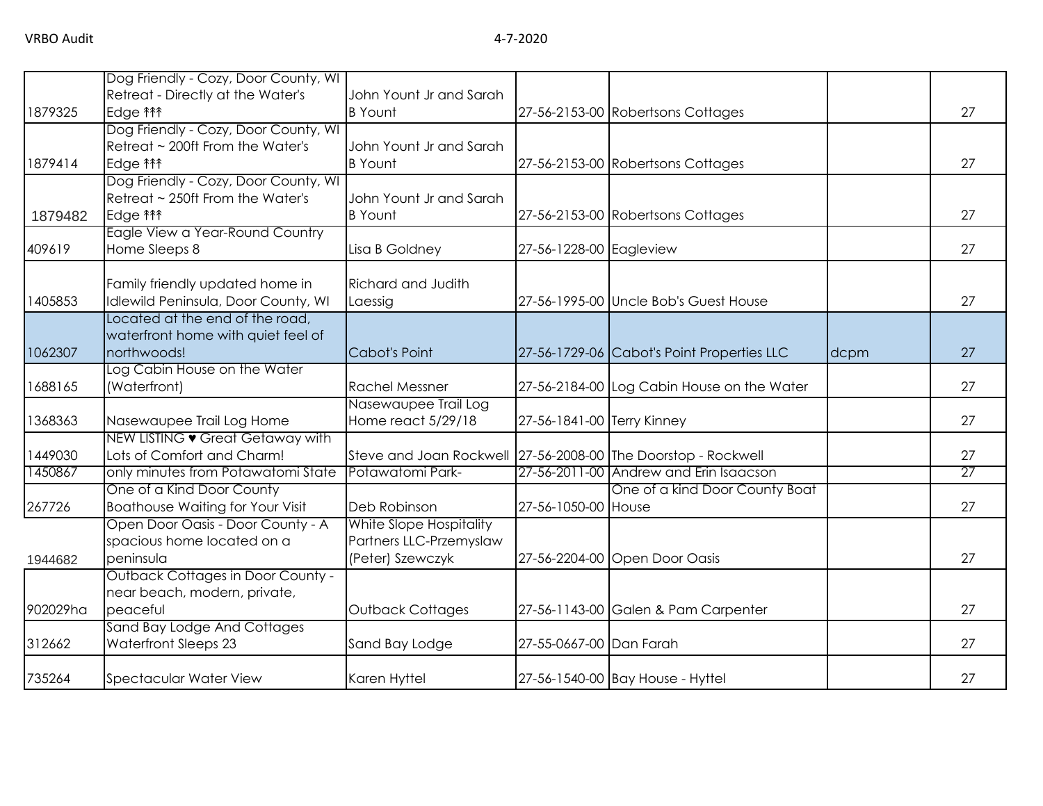| | | | | | | |
|---|---|---|---|---|---|---|
| 1879325 | Dog Friendly - Cozy, Door County, WI Retreat - Directly at the Water's Edge ↟↟↟ | John Yount Jr and Sarah B Yount | 27-56-2153-00 | Robertsons Cottages | | 27 |
| 1879414 | Dog Friendly - Cozy, Door County, WI Retreat ~ 200ft From the Water's Edge ↟↟↟ | John Yount Jr and Sarah B Yount | 27-56-2153-00 | Robertsons Cottages | | 27 |
| 1879482 | Dog Friendly - Cozy, Door County, WI Retreat ~ 250ft From the Water's Edge ↟↟↟ | John Yount Jr and Sarah B Yount | 27-56-2153-00 | Robertsons Cottages | | 27 |
| 409619 | Eagle View a Year-Round Country Home Sleeps 8 | Lisa B Goldney | 27-56-1228-00 | Eagleview | | 27 |
| 1405853 | Family friendly updated home in Idlewild Peninsula, Door County, WI | Richard and Judith Laessig | 27-56-1995-00 | Uncle Bob's Guest House | | 27 |
| 1062307 | Located at the end of the road, waterfront home with quiet feel of northwoods! | Cabot's Point | 27-56-1729-06 | Cabot's Point Properties LLC | dcpm | 27 |
| 1688165 | Log Cabin House on the Water (Waterfront) | Rachel Messner | 27-56-2184-00 | Log Cabin House on the Water | | 27 |
| 1368363 | Nasewaupee Trail Log Home | Nasewaupee Trail Log Home react 5/29/18 | 27-56-1841-00 | Terry Kinney | | 27 |
| 1449030 | NEW LISTING ♥ Great Getaway with Lots of Comfort and Charm! | Steve and Joan Rockwell | 27-56-2008-00 | The Doorstop - Rockwell | | 27 |
| 1450867 | only minutes from Potawatomi State | Potawatomi Park- | 27-56-2011-00 | Andrew and Erin Isaacson | | 27 |
| 267726 | One of a Kind Door County Boathouse Waiting for Your Visit | Deb Robinson | 27-56-1050-00 | One of a kind Door County Boat House | | 27 |
| 1944682 | Open Door Oasis - Door County - A spacious home located on a peninsula | White Slope Hospitality Partners LLC-Przemyslaw (Peter) Szewczyk | 27-56-2204-00 | Open Door Oasis | | 27 |
| 902029ha | Outback Cottages in Door County - near beach, modern, private, peaceful | Outback Cottages | 27-56-1143-00 | Galen & Pam Carpenter | | 27 |
| 312662 | Sand Bay Lodge And Cottages Waterfront Sleeps 23 | Sand Bay Lodge | 27-55-0667-00 | Dan Farah | | 27 |
| 735264 | Spectacular Water View | Karen Hyttel | 27-56-1540-00 | Bay House - Hyttel | | 27 |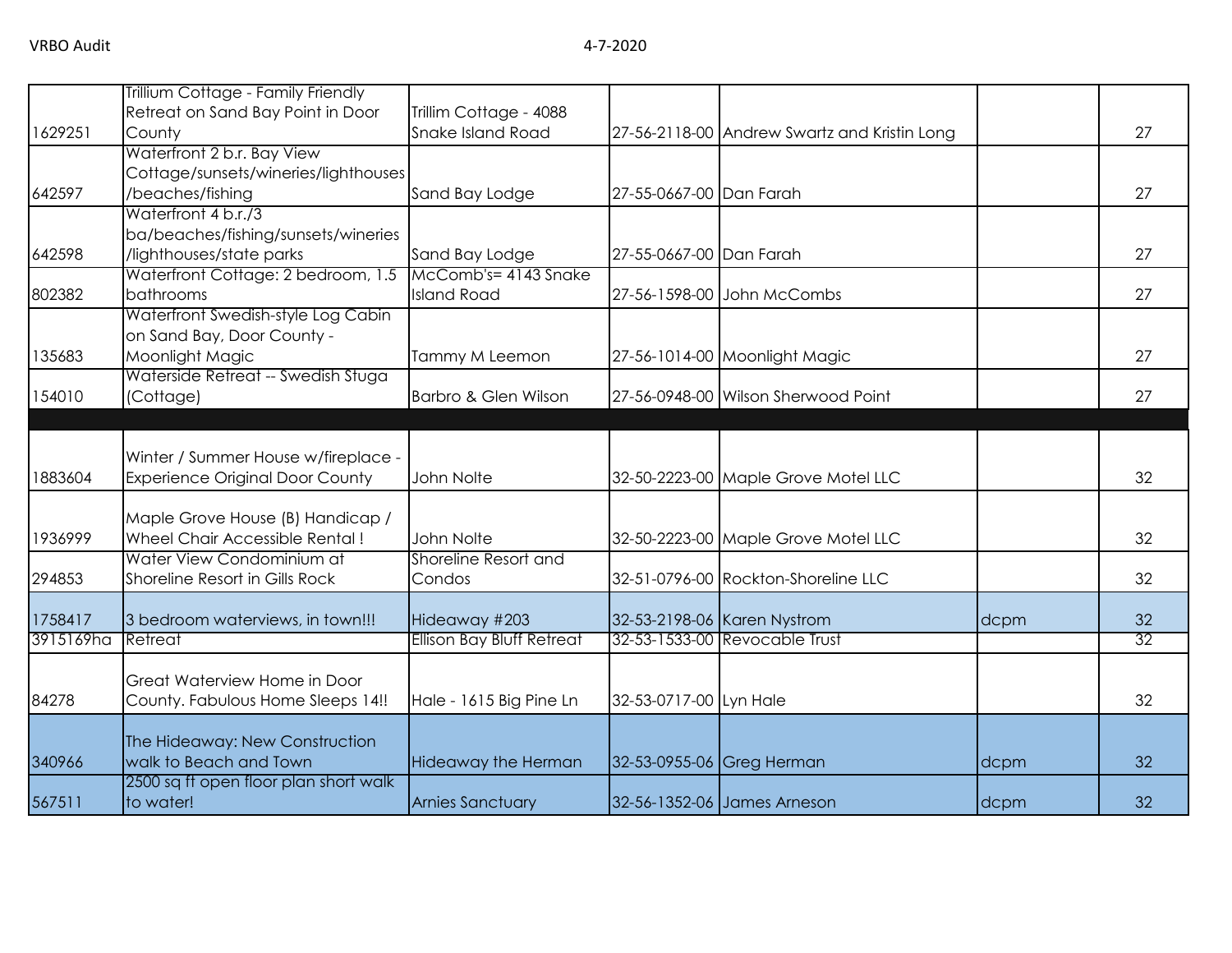| | | | | | | |
|---|---|---|---|---|---|---|
| 1629251 | Trillium Cottage - Family Friendly Retreat on Sand Bay Point in Door County | Trillim Cottage - 4088 Snake Island Road | 27-56-2118-00 | Andrew Swartz and Kristin Long | | 27 |
| 642597 | Waterfront 2 b.r. Bay View Cottage/sunsets/wineries/lighthouses/beaches/fishing | Sand Bay Lodge | 27-55-0667-00 | Dan Farah | | 27 |
| 642598 | Waterfront 4 b.r./3 ba/beaches/fishing/sunsets/wineries/lighthouses/state parks | Sand Bay Lodge | 27-55-0667-00 | Dan Farah | | 27 |
| 802382 | Waterfront Cottage: 2 bedroom, 1.5 bathrooms | McComb's= 4143 Snake Island Road | 27-56-1598-00 | John McCombs | | 27 |
| 135683 | Waterfront Swedish-style Log Cabin on Sand Bay, Door County - Moonlight Magic | Tammy M Leemon | 27-56-1014-00 | Moonlight Magic | | 27 |
| 154010 | Waterside Retreat -- Swedish Stuga (Cottage) | Barbro & Glen Wilson | 27-56-0948-00 | Wilson Sherwood Point | | 27 |
| | | | | | | |
| 1883604 | Winter / Summer House w/fireplace - Experience Original Door County | John Nolte | 32-50-2223-00 | Maple Grove Motel LLC | | 32 |
| 1936999 | Maple Grove House (B) Handicap / Wheel Chair Accessible Rental ! | John Nolte | 32-50-2223-00 | Maple Grove Motel LLC | | 32 |
| 294853 | Water View Condominium at Shoreline Resort in Gills Rock | Shoreline Resort and Condos | 32-51-0796-00 | Rockton-Shoreline LLC | | 32 |
| 1758417 | 3 bedroom waterviews, in town!!! | Hideaway #203 | 32-53-2198-06 | Karen Nystrom | dcpm | 32 |
| 3915169ha | Retreat | Ellison Bay Bluff Retreat | 32-53-1533-00 | Revocable Trust | | 32 |
| 84278 | Great Waterview Home in Door County. Fabulous Home Sleeps 14!! | Hale - 1615 Big Pine Ln | 32-53-0717-00 | Lyn Hale | | 32 |
| 340966 | The Hideaway: New Construction walk to Beach and Town | Hideaway the Herman | 32-53-0955-06 | Greg Herman | dcpm | 32 |
| 567511 | 2500 sq ft open floor plan short walk to water! | Arnies Sanctuary | 32-56-1352-06 | James Arneson | dcpm | 32 |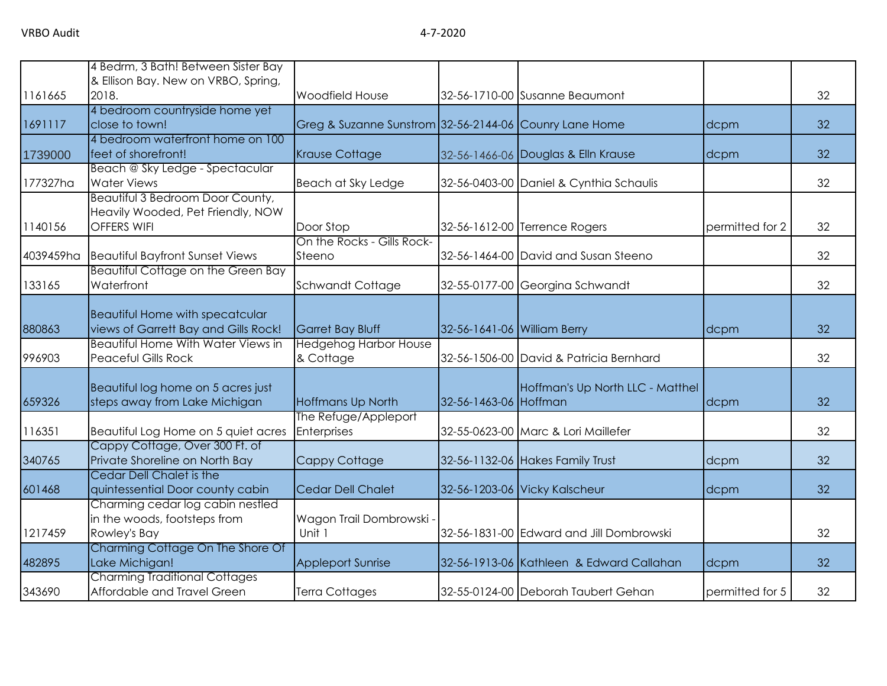| | | | | | | |
|---|---|---|---|---|---|---|
| 1161665 | 4 Bedrm, 3 Bath! Between Sister Bay & Ellison Bay. New on VRBO, Spring, 2018. | Woodfield House | 32-56-1710-00 | Susanne Beaumont | | 32 |
| 1691117 | 4 bedroom countryside home yet close to town! | Greg & Suzanne Sunstrom | 32-56-2144-06 | Counry Lane Home | dcpm | 32 |
| 1739000 | 4 bedroom waterfront home on 100 feet of shorefront! | Krause Cottage | 32-56-1466-06 | Douglas & Elln Krause | dcpm | 32 |
| 177327ha | Beach @ Sky Ledge - Spectacular Water Views | Beach at Sky Ledge | 32-56-0403-00 | Daniel & Cynthia Schaulis | | 32 |
| 1140156 | Beautiful 3 Bedroom Door County, Heavily Wooded, Pet Friendly, NOW OFFERS WIFI | Door Stop | 32-56-1612-00 | Terrence Rogers | permitted for 2 | 32 |
| 4039459ha | Beautiful Bayfront Sunset Views | On the Rocks - Gills Rock-Steeno | 32-56-1464-00 | David and Susan Steeno | | 32 |
| 133165 | Beautiful Cottage on the Green Bay Waterfront | Schwandt Cottage | 32-55-0177-00 | Georgina Schwandt | | 32 |
| 880863 | Beautiful Home with specatcular views of Garrett Bay and Gills Rock! | Garret Bay Bluff | 32-56-1641-06 | William Berry | dcpm | 32 |
| 996903 | Beautiful Home With Water Views in Peaceful Gills Rock | Hedgehog Harbor House & Cottage | 32-56-1506-00 | David & Patricia Bernhard | | 32 |
| 659326 | Beautiful log home on 5 acres just steps away from Lake Michigan | Hoffmans Up North | 32-56-1463-06 | Hoffman's Up North LLC - Matthel Hoffman | dcpm | 32 |
| 116351 | Beautiful Log Home on 5 quiet acres | The Refuge/Appleport Enterprises | 32-55-0623-00 | Marc & Lori Maillefer | | 32 |
| 340765 | Cappy Cottage, Over 300 Ft. of Private Shoreline on North Bay | Cappy Cottage | 32-56-1132-06 | Hakes Family Trust | dcpm | 32 |
| 601468 | Cedar Dell Chalet is the quintessential Door county cabin | Cedar Dell Chalet | 32-56-1203-06 | Vicky Kalscheur | dcpm | 32 |
| 1217459 | Charming cedar log cabin nestled in the woods, footsteps from Rowley's Bay | Wagon Trail Dombrowski - Unit 1 | 32-56-1831-00 | Edward and Jill Dombrowski | | 32 |
| 482895 | Charming Cottage On The Shore Of Lake Michigan! | Appleport Sunrise | 32-56-1913-06 | Kathleen & Edward Callahan | dcpm | 32 |
| 343690 | Charming Traditional Cottages Affordable and Travel Green | Terra Cottages | 32-55-0124-00 | Deborah Taubert Gehan | permitted for 5 | 32 |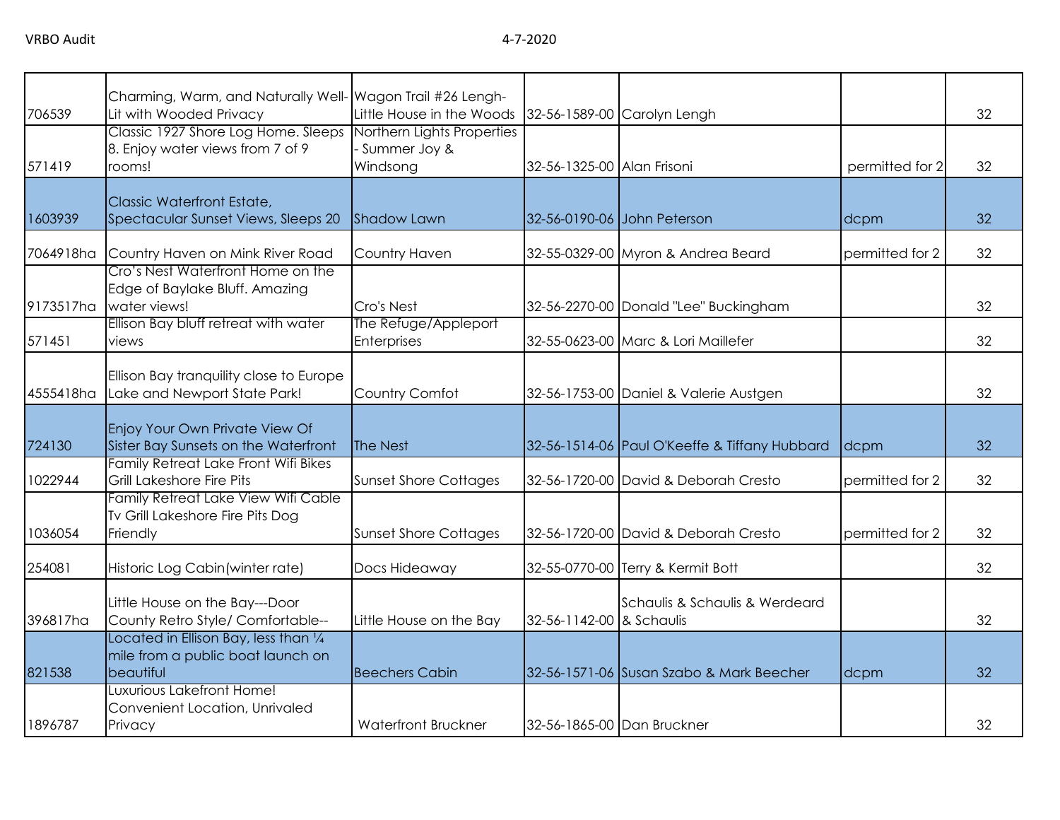| | | | | | | |
|---|---|---|---|---|---|---|
| 706539 | Charming, Warm, and Naturally Well-Lit with Wooded Privacy | Wagon Trail #26 Lengh- Little House in the Woods | 32-56-1589-00 | Carolyn Lengh | | 32 |
| 571419 | Classic 1927 Shore Log Home. Sleeps 8. Enjoy water views from 7 of 9 rooms! | Northern Lights Properties - Summer Joy & Windsong | 32-56-1325-00 | Alan Frisoni | permitted for 2 | 32 |
| 1603939 | Classic Waterfront Estate, Spectacular Sunset Views, Sleeps 20 | Shadow Lawn | 32-56-0190-06 | John Peterson | dcpm | 32 |
| 7064918ha | Country Haven on Mink River Road | Country Haven | 32-55-0329-00 | Myron & Andrea Beard | permitted for 2 | 32 |
| 9173517ha | Cro's Nest Waterfront Home on the Edge of Baylake Bluff. Amazing water views! | Cro's Nest | 32-56-2270-00 | Donald "Lee" Buckingham | | 32 |
| 571451 | Ellison Bay bluff retreat with water views | The Refuge/Appleport Enterprises | 32-55-0623-00 | Marc & Lori Maillefer | | 32 |
| 4555418ha | Ellison Bay tranquility close to Europe Lake and Newport State Park! | Country Comfot | 32-56-1753-00 | Daniel & Valerie Austgen | | 32 |
| 724130 | Enjoy Your Own Private View Of Sister Bay Sunsets on the Waterfront | The Nest | 32-56-1514-06 | Paul O'Keeffe & Tiffany Hubbard | dcpm | 32 |
| 1022944 | Family Retreat Lake Front Wifi Bikes Grill Lakeshore Fire Pits | Sunset Shore Cottages | 32-56-1720-00 | David & Deborah Cresto | permitted for 2 | 32 |
| 1036054 | Family Retreat Lake View Wifi Cable Tv Grill Lakeshore Fire Pits Dog Friendly | Sunset Shore Cottages | 32-56-1720-00 | David & Deborah Cresto | permitted for 2 | 32 |
| 254081 | Historic Log Cabin(winter rate) | Docs Hideaway | 32-55-0770-00 | Terry & Kermit Bott | | 32 |
| 396817ha | Little House on the Bay---Door County Retro Style/ Comfortable-- | Little House on the Bay | 32-56-1142-00 | Schaulis & Schaulis & Werdeard & Schaulis | | 32 |
| 821538 | Located in Ellison Bay, less than ¼ mile from a public boat launch on beautiful | Beechers Cabin | 32-56-1571-06 | Susan Szabo & Mark Beecher | dcpm | 32 |
| 1896787 | Luxurious Lakefront Home! Convenient Location, Unrivaled Privacy | Waterfront Bruckner | 32-56-1865-00 | Dan Bruckner | | 32 |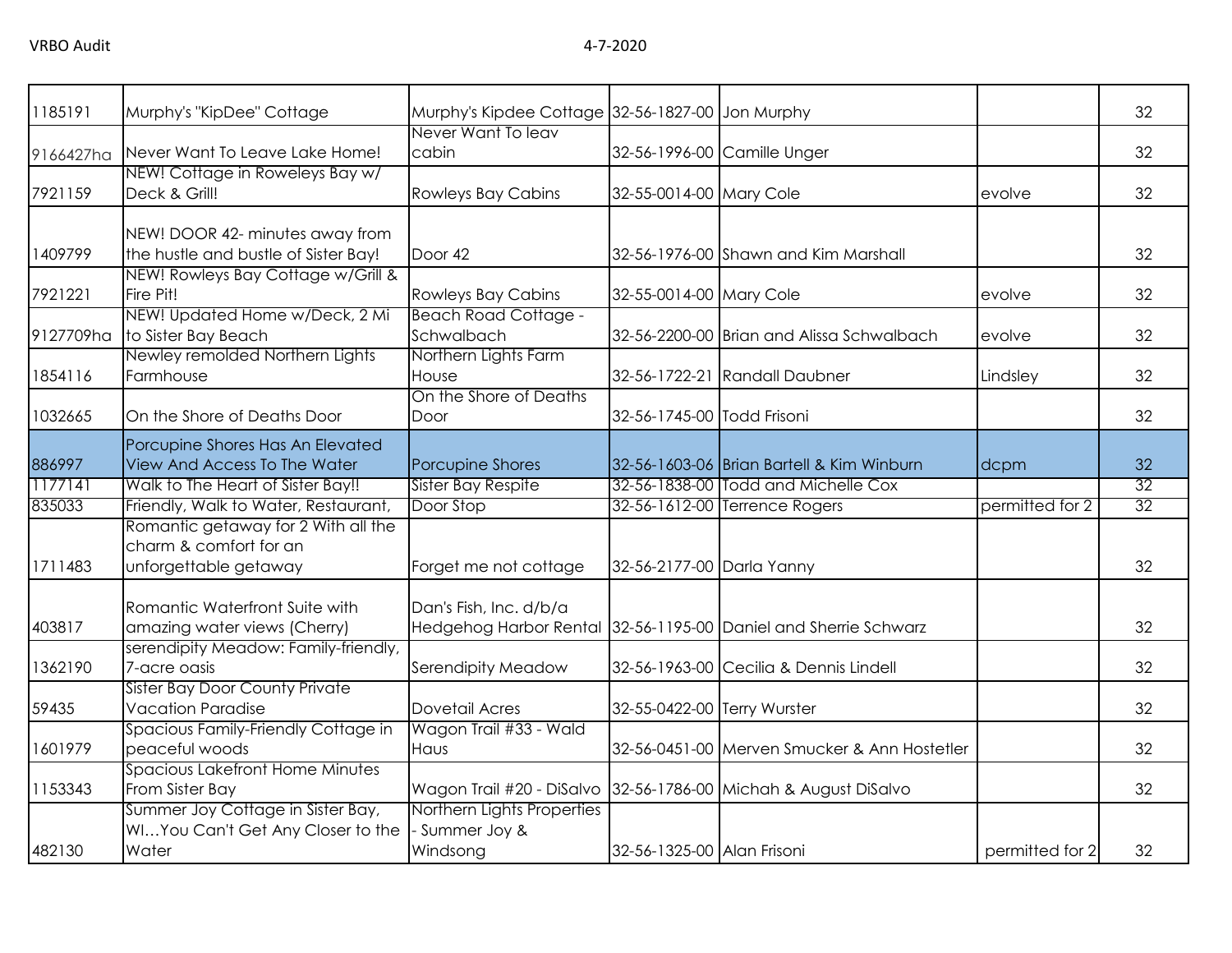| | | | | | | |
|---|---|---|---|---|---|---|
| 1185191 | Murphy's "KipDee" Cottage | Murphy's Kipdee Cottage | 32-56-1827-00 | Jon Murphy | | 32 |
| 9166427ha | Never Want To Leave Lake Home! | Never Want To leav cabin | 32-56-1996-00 | Camille Unger | | 32 |
| 7921159 | NEW! Cottage in Roweleys Bay w/ Deck & Grill! | Rowleys Bay Cabins | 32-55-0014-00 | Mary Cole | evolve | 32 |
| 1409799 | NEW! DOOR 42- minutes away from the hustle and bustle of Sister Bay! | Door 42 | 32-56-1976-00 | Shawn and Kim Marshall | | 32 |
| 7921221 | NEW! Rowleys Bay Cottage w/Grill & Fire Pit! | Rowleys Bay Cabins | 32-55-0014-00 | Mary Cole | evolve | 32 |
| 9127709ha | NEW! Updated Home w/Deck, 2 Mi to Sister Bay Beach | Beach Road Cottage - Schwalbach | 32-56-2200-00 | Brian and Alissa Schwalbach | evolve | 32 |
| 1854116 | Newley remolded Northern Lights Farmhouse | Northern Lights Farm House | 32-56-1722-21 | Randall Daubner | Lindsley | 32 |
| 1032665 | On the Shore of Deaths Door | On the Shore of Deaths Door | 32-56-1745-00 | Todd Frisoni | | 32 |
| 886997 | Porcupine Shores Has An Elevated View And Access To The Water | Porcupine Shores | 32-56-1603-06 | Brian Bartell & Kim Winburn | dcpm | 32 |
| 1177141 | Walk to The Heart of Sister Bay!! | Sister Bay Respite | 32-56-1838-00 | Todd and Michelle Cox | | 32 |
| 835033 | Friendly, Walk to Water, Restaurant, | Door Stop | 32-56-1612-00 | Terrence Rogers | permitted for 2 | 32 |
| 1711483 | Romantic getaway for 2 With all the charm & comfort for an unforgettable getaway | Forget me not cottage | 32-56-2177-00 | Darla Yanny | | 32 |
| 403817 | Romantic Waterfront Suite with amazing water views (Cherry) | Dan's Fish, Inc. d/b/a Hedgehog Harbor Rental | 32-56-1195-00 | Daniel and Sherrie Schwarz | | 32 |
| 1362190 | serendipity Meadow: Family-friendly, 7-acre oasis | Serendipity Meadow | 32-56-1963-00 | Cecilia & Dennis Lindell | | 32 |
| 59435 | Sister Bay Door County Private Vacation Paradise | Dovetail Acres | 32-55-0422-00 | Terry Wurster | | 32 |
| 1601979 | Spacious Family-Friendly Cottage in peaceful woods | Wagon Trail #33 - Wald Haus | 32-56-0451-00 | Merven Smucker & Ann Hostetler | | 32 |
| 1153343 | Spacious Lakefront Home Minutes From Sister Bay | Wagon Trail #20 - DiSalvo | 32-56-1786-00 | Michah & August DiSalvo | | 32 |
| 482130 | Summer Joy Cottage in Sister Bay, WI...You Can't Get Any Closer to the Water | Northern Lights Properties - Summer Joy & Windsong | 32-56-1325-00 | Alan Frisoni | permitted for 2 | 32 |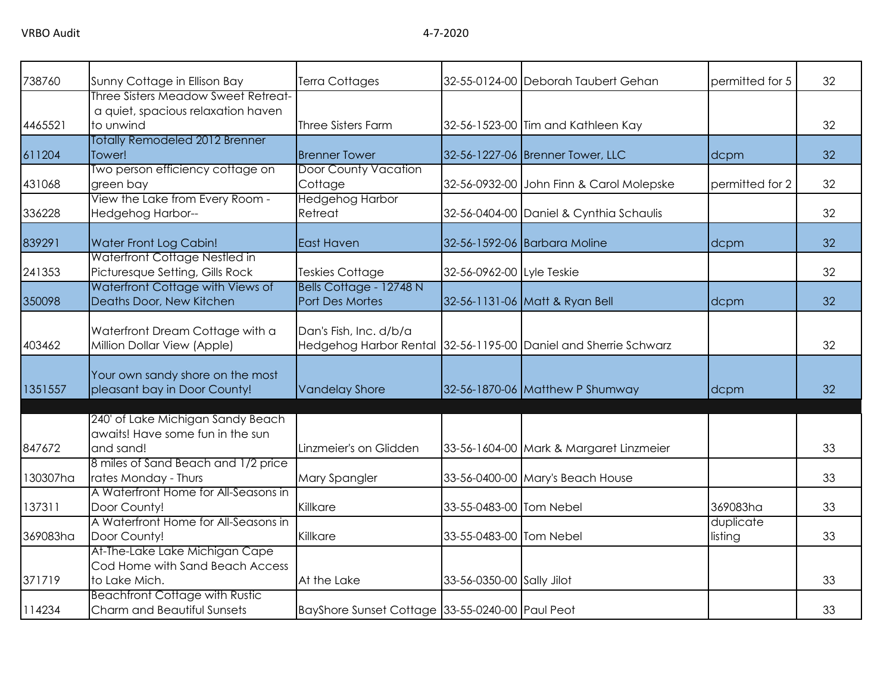| | | | | | | |
|---|---|---|---|---|---|---|
| 738760 | Sunny Cottage in Ellison Bay | Terra Cottages | 32-55-0124-00 | Deborah Taubert Gehan | permitted for 5 | 32 |
| 4465521 | Three Sisters Meadow Sweet Retreat- a quiet, spacious relaxation haven to unwind | Three Sisters Farm | 32-56-1523-00 | Tim and Kathleen Kay | | 32 |
| 611204 | Totally Remodeled 2012 Brenner Tower! | Brenner Tower | 32-56-1227-06 | Brenner Tower, LLC | dcpm | 32 |
| 431068 | Two person efficiency cottage on green bay | Door County Vacation Cottage | 32-56-0932-00 | John Finn & Carol Molepske | permitted for 2 | 32 |
| 336228 | View the Lake from Every Room - Hedgehog Harbor-- | Hedgehog Harbor Retreat | 32-56-0404-00 | Daniel & Cynthia Schaulis | | 32 |
| 839291 | Water Front Log Cabin! | East Haven | 32-56-1592-06 | Barbara Moline | dcpm | 32 |
| 241353 | Waterfront Cottage Nestled in Picturesque Setting, Gills Rock | Teskies Cottage | 32-56-0962-00 | Lyle Teskie | | 32 |
| 350098 | Waterfront Cottage with Views of Deaths Door, New Kitchen | Bells Cottage - 12748 N Port Des Mortes | 32-56-1131-06 | Matt & Ryan Bell | dcpm | 32 |
| 403462 | Waterfront Dream Cottage with a Million Dollar View (Apple) | Dan's Fish, Inc. d/b/a Hedgehog Harbor Rental | 32-56-1195-00 | Daniel and Sherrie Schwarz | | 32 |
| 1351557 | Your own sandy shore on the most pleasant bay in Door County! | Vandelay Shore | 32-56-1870-06 | Matthew P Shumway | dcpm | 32 |
| | | | | | | |
| 847672 | 240' of Lake Michigan Sandy Beach awaits! Have some fun in the sun and sand! | Linzmeier's on Glidden | 33-56-1604-00 | Mark & Margaret Linzmeier | | 33 |
| 130307ha | 8 miles of Sand Beach and 1/2 price rates Monday - Thurs | Mary Spangler | 33-56-0400-00 | Mary's Beach House | | 33 |
| 137311 | A Waterfront Home for All-Seasons in Door County! | Killkare | 33-55-0483-00 | Tom Nebel | 369083ha | 33 |
| 369083ha | A Waterfront Home for All-Seasons in Door County! | Killkare | 33-55-0483-00 | Tom Nebel | duplicate listing | 33 |
| 371719 | At-The-Lake Lake Michigan Cape Cod Home with Sand Beach Access to Lake Mich. | At the Lake | 33-56-0350-00 | Sally Jilot | | 33 |
| 114234 | Beachfront Cottage with Rustic Charm and Beautiful Sunsets | BayShore Sunset Cottage | 33-55-0240-00 | Paul Peot | | 33 |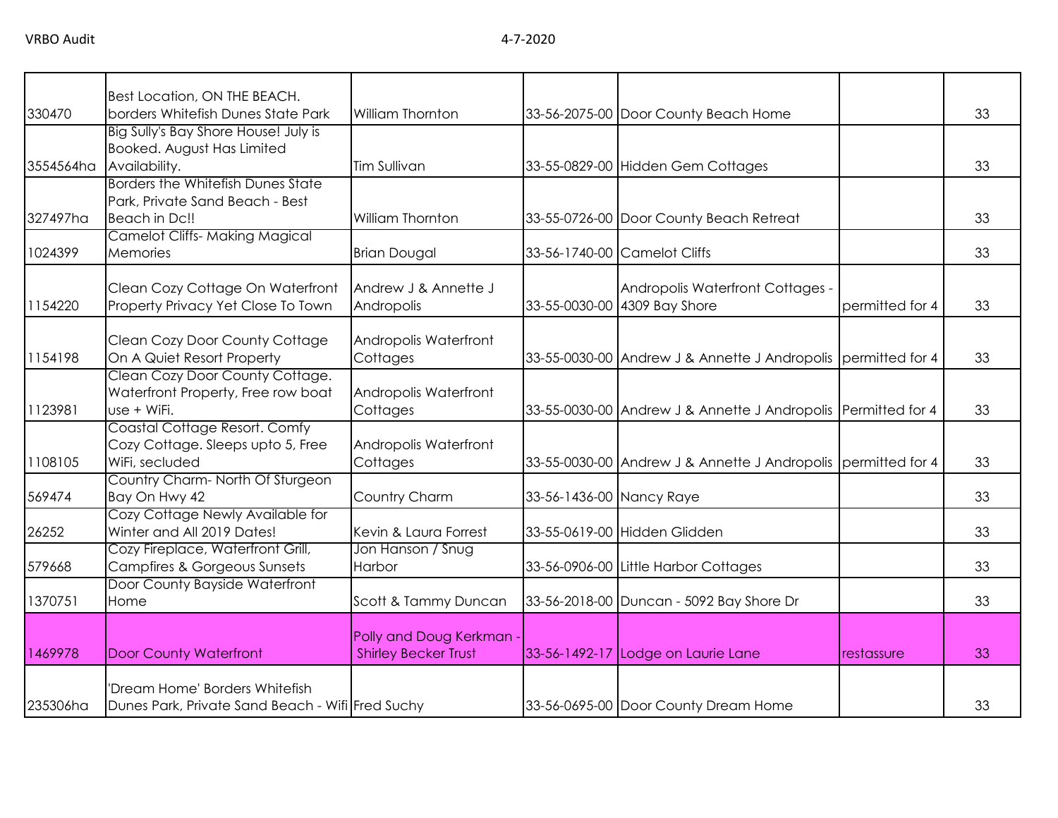| | | | | | | |
|---|---|---|---|---|---|---|
| 330470 | Best Location, ON THE BEACH. borders Whitefish Dunes State Park | William Thornton | 33-56-2075-00 | Door County Beach Home | | 33 |
| 3554564ha | Big Sully's Bay Shore House! July is Booked. August Has Limited Availability. | Tim Sullivan | 33-55-0829-00 | Hidden Gem Cottages | | 33 |
| 327497ha | Borders the Whitefish Dunes State Park, Private Sand Beach - Best Beach in Dc!! | William Thornton | 33-55-0726-00 | Door County Beach Retreat | | 33 |
| 1024399 | Camelot Cliffs- Making Magical Memories | Brian Dougal | 33-56-1740-00 | Camelot Cliffs | | 33 |
| 1154220 | Clean Cozy Cottage On Waterfront Property Privacy Yet Close To Town | Andrew J & Annette J Andropolis | 33-55-0030-00 | Andropolis Waterfront Cottages - 4309 Bay Shore | permitted for 4 | 33 |
| 1154198 | Clean Cozy Door County Cottage On A Quiet Resort Property | Andropolis Waterfront Cottages | 33-55-0030-00 | Andrew J & Annette J Andropolis | permitted for 4 | 33 |
| 1123981 | Clean Cozy Door County Cottage. Waterfront Property, Free row boat use + WiFi. | Andropolis Waterfront Cottages | 33-55-0030-00 | Andrew J & Annette J Andropolis | Permitted for 4 | 33 |
| 1108105 | Coastal Cottage Resort. Comfy Cozy Cottage. Sleeps upto 5, Free WiFi, secluded | Andropolis Waterfront Cottages | 33-55-0030-00 | Andrew J & Annette J Andropolis | permitted for 4 | 33 |
| 569474 | Country Charm- North Of Sturgeon Bay On Hwy 42 | Country Charm | 33-56-1436-00 | Nancy Raye | | 33 |
| 26252 | Cozy Cottage Newly Available for Winter and All 2019 Dates! | Kevin & Laura Forrest | 33-55-0619-00 | Hidden Glidden | | 33 |
| 579668 | Cozy Fireplace, Waterfront Grill, Campfires & Gorgeous Sunsets | Jon Hanson / Snug Harbor | 33-56-0906-00 | Little Harbor Cottages | | 33 |
| 1370751 | Door County Bayside Waterfront Home | Scott & Tammy Duncan | 33-56-2018-00 | Duncan - 5092 Bay Shore Dr | | 33 |
| 1469978 | Door County Waterfront | Polly and Doug Kerkman - Shirley Becker Trust | 33-56-1492-17 | Lodge on Laurie Lane | restassure | 33 |
| 235306ha | 'Dream Home' Borders Whitefish Dunes Park, Private Sand Beach - Wifi | Fred Suchy | 33-56-0695-00 | Door County Dream Home | | 33 |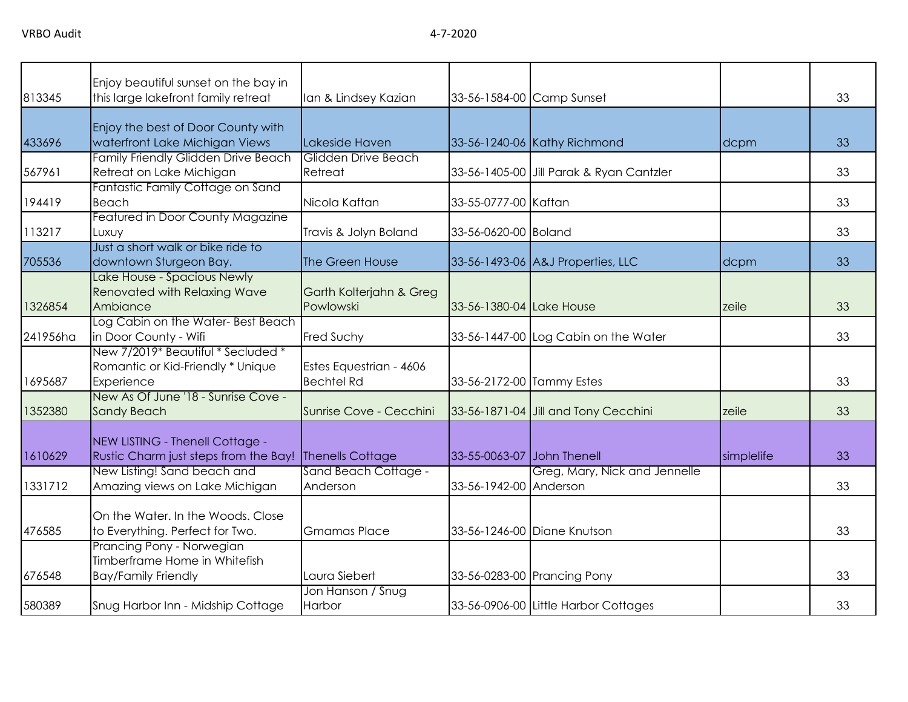| | | | | | | |
|---|---|---|---|---|---|---|
| 813345 | Enjoy beautiful sunset on the bay in this large lakefront family retreat | Ian & Lindsey Kazian | 33-56-1584-00 | Camp Sunset | | 33 |
| 433696 | Enjoy the best of Door County with waterfront Lake Michigan Views | Lakeside Haven | 33-56-1240-06 | Kathy Richmond | dcpm | 33 |
| 567961 | Family Friendly Glidden Drive Beach Retreat on Lake Michigan | Glidden Drive Beach Retreat | 33-56-1405-00 | Jill Parak & Ryan Cantzler | | 33 |
| 194419 | Fantastic Family Cottage on Sand Beach | Nicola Kaftan | 33-55-0777-00 | Kaftan | | 33 |
| 113217 | Featured in Door County Magazine Luxuy | Travis & Jolyn Boland | 33-56-0620-00 | Boland | | 33 |
| 705536 | Just a short walk or bike ride to downtown Sturgeon Bay. | The Green House | 33-56-1493-06 | A&J Properties, LLC | dcpm | 33 |
| 1326854 | Lake House - Spacious Newly Renovated with Relaxing Wave Ambiance | Garth Kolterjahn & Greg Powlowski | 33-56-1380-04 | Lake House | zeile | 33 |
| 241956ha | Log Cabin on the Water- Best Beach in Door County - Wifi | Fred Suchy | 33-56-1447-00 | Log Cabin on the Water | | 33 |
| 1695687 | New 7/2019* Beautiful * Secluded * Romantic or Kid-Friendly * Unique Experience | Estes Equestrian - 4606 Bechtel Rd | 33-56-2172-00 | Tammy Estes | | 33 |
| 1352380 | New As Of June '18 - Sunrise Cove - Sandy Beach | Sunrise Cove - Cecchini | 33-56-1871-04 | Jill and Tony Cecchini | zeile | 33 |
| 1610629 | NEW LISTING - Thenell Cottage - Rustic Charm just steps from the Bay! | Thenells Cottage | 33-55-0063-07 | John Thenell | simplelife | 33 |
| 1331712 | New Listing! Sand beach and Amazing views on Lake Michigan | Sand Beach Cottage - Anderson | 33-56-1942-00 | Greg, Mary, Nick and Jennelle Anderson | | 33 |
| 476585 | On the Water. In the Woods. Close to Everything. Perfect for Two. | Gmamas Place | 33-56-1246-00 | Diane Knutson | | 33 |
| 676548 | Prancing Pony - Norwegian Timberframe Home in Whitefish Bay/Family Friendly | Laura Siebert | 33-56-0283-00 | Prancing Pony | | 33 |
| 580389 | Snug Harbor Inn - Midship Cottage | Jon Hanson / Snug Harbor | 33-56-0906-00 | Little Harbor Cottages | | 33 |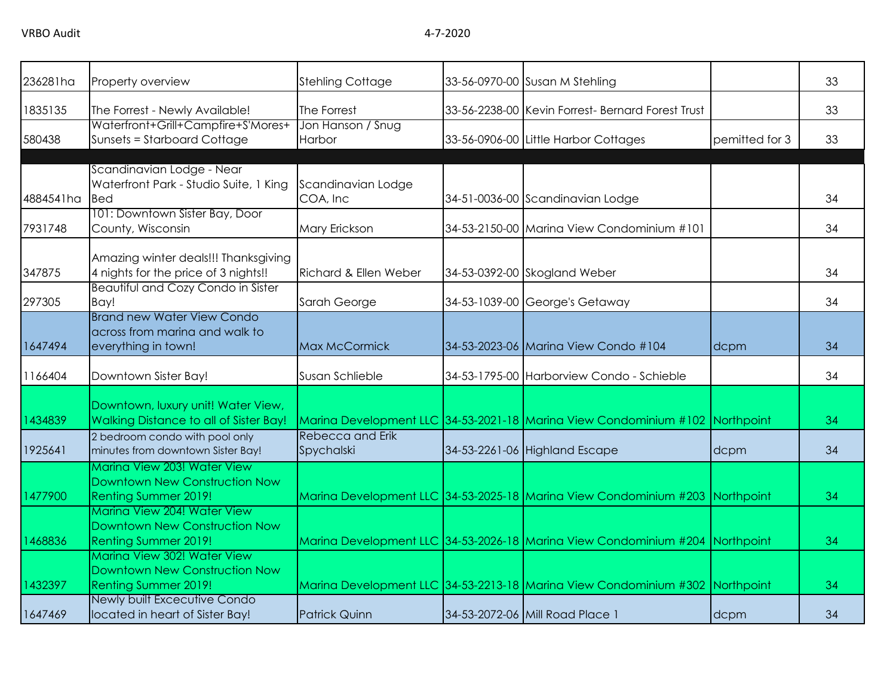| | | | | | | |
|---|---|---|---|---|---|---|
| 236281ha | Property overview | Stehling Cottage | 33-56-0970-00 | Susan M Stehling | | 33 |
| 1835135 | The Forrest - Newly Available! | The Forrest | 33-56-2238-00 | Kevin Forrest- Bernard Forest Trust | | 33 |
| 580438 | Waterfront+Grill+Campfire+S'Mores+ Sunsets = Starboard Cottage | Jon Hanson / Snug Harbor | 33-56-0906-00 | Little Harbor Cottages | pemitted for 3 | 33 |
| | | | | | | |
| 4884541ha | Scandinavian Lodge - Near Waterfront Park - Studio Suite, 1 King Bed | Scandinavian Lodge COA, Inc | 34-51-0036-00 | Scandinavian Lodge | | 34 |
| 7931748 | 101: Downtown Sister Bay, Door County, Wisconsin | Mary Erickson | 34-53-2150-00 | Marina View Condominium #101 | | 34 |
| 347875 | Amazing winter deals!!! Thanksgiving 4 nights for the price of 3 nights!! | Richard & Ellen Weber | 34-53-0392-00 | Skogland Weber | | 34 |
| 297305 | Beautiful and Cozy Condo in Sister Bay! | Sarah George | 34-53-1039-00 | George's Getaway | | 34 |
| 1647494 | Brand new Water View Condo across from marina and walk to everything in town! | Max McCormick | 34-53-2023-06 | Marina View Condo #104 | dcpm | 34 |
| 1166404 | Downtown Sister Bay! | Susan Schlieble | 34-53-1795-00 | Harborview Condo - Schieble | | 34 |
| 1434839 | Downtown, luxury unit! Water View, Walking Distance to all of Sister Bay! | Marina Development LLC | 34-53-2021-18 | Marina View Condominium #102 | Northpoint | 34 |
| 1925641 | 2 bedroom condo with pool only minutes from downtown Sister Bay! | Rebecca and Erik Spychalski | 34-53-2261-06 | Highland Escape | dcpm | 34 |
| 1477900 | Marina View 203! Water View Downtown New Construction Now Renting Summer 2019! | Marina Development LLC | 34-53-2025-18 | Marina View Condominium #203 | Northpoint | 34 |
| 1468836 | Marina View 204! Water View Downtown New Construction Now Renting Summer 2019! | Marina Development LLC | 34-53-2026-18 | Marina View Condominium #204 | Northpoint | 34 |
| 1432397 | Marina View 302! Water View Downtown New Construction Now Renting Summer 2019! | Marina Development LLC | 34-53-2213-18 | Marina View Condominium #302 | Northpoint | 34 |
| 1647469 | Newly built Excecutive Condo located in heart of Sister Bay! | Patrick Quinn | 34-53-2072-06 | Mill Road Place 1 | dcpm | 34 |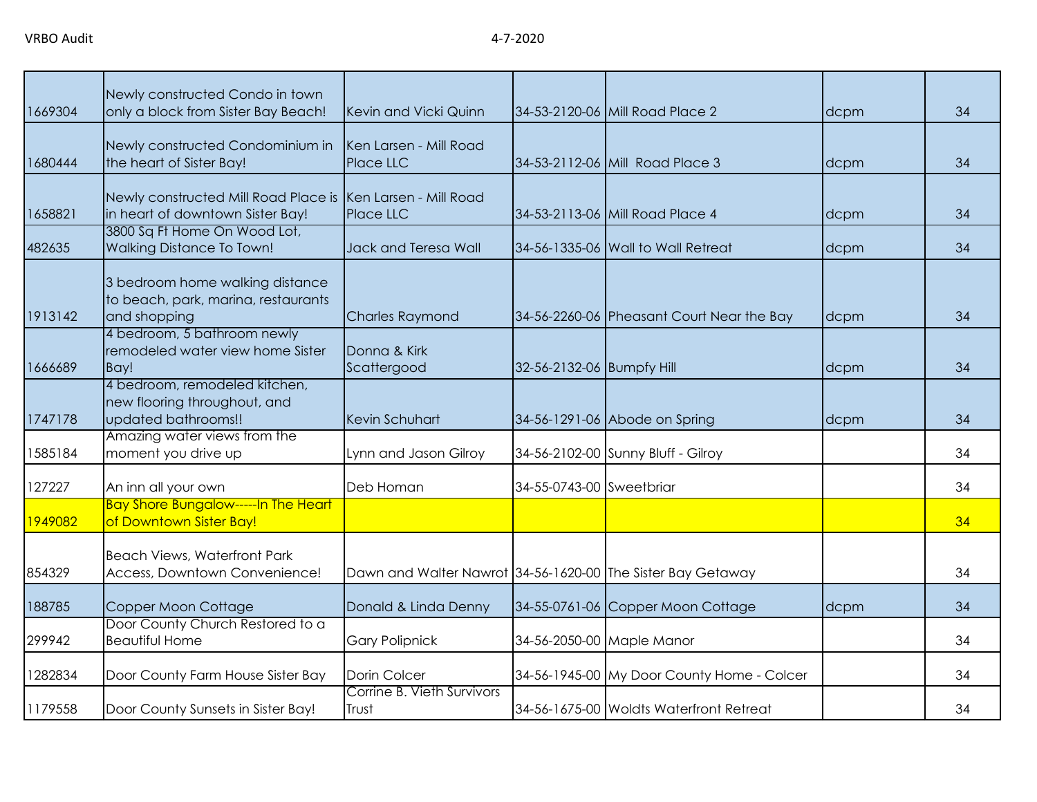| | | | | | | |
|---|---|---|---|---|---|---|
| 1669304 | Newly constructed Condo in town only a block from Sister Bay Beach! | Kevin and Vicki Quinn | 34-53-2120-06 | Mill Road Place 2 | dcpm | 34 |
| 1680444 | Newly constructed Condominium in the heart of Sister Bay! | Ken Larsen - Mill Road Place LLC | 34-53-2112-06 | Mill Road Place 3 | dcpm | 34 |
| 1658821 | Newly constructed Mill Road Place is in heart of downtown Sister Bay! | Ken Larsen - Mill Road Place LLC | 34-53-2113-06 | Mill Road Place 4 | dcpm | 34 |
| 482635 | 3800 Sq Ft Home On Wood Lot, Walking Distance To Town! | Jack and Teresa Wall | 34-56-1335-06 | Wall to Wall Retreat | dcpm | 34 |
| 1913142 | 3 bedroom home walking distance to beach, park, marina, restaurants and shopping | Charles Raymond | 34-56-2260-06 | Pheasant Court Near the Bay | dcpm | 34 |
| 1666689 | 4 bedroom, 5 bathroom newly remodeled water view home Sister Bay! | Donna & Kirk Scattergood | 32-56-2132-06 | Bumpfy Hill | dcpm | 34 |
| 1747178 | 4 bedroom, remodeled kitchen, new flooring throughout, and updated bathrooms!! | Kevin Schuhart | 34-56-1291-06 | Abode on Spring | dcpm | 34 |
| 1585184 | Amazing water views from the moment you drive up | Lynn and Jason Gilroy | 34-56-2102-00 | Sunny Bluff - Gilroy | | 34 |
| 127227 | An inn all your own | Deb Homan | 34-55-0743-00 | Sweetbriar | | 34 |
| 1949082 | Bay Shore Bungalow-----In The Heart of Downtown Sister Bay! | | | | | 34 |
| 854329 | Beach Views, Waterfront Park Access, Downtown Convenience! | Dawn and Walter Nawrot | 34-56-1620-00 | The Sister Bay Getaway | | 34 |
| 188785 | Copper Moon Cottage | Donald & Linda Denny | 34-55-0761-06 | Copper Moon Cottage | dcpm | 34 |
| 299942 | Door County Church Restored to a Beautiful Home | Gary Polipnick | 34-56-2050-00 | Maple Manor | | 34 |
| 1282834 | Door County Farm House Sister Bay | Dorin Colcer | 34-56-1945-00 | My Door County Home - Colcer | | 34 |
| 1179558 | Door County Sunsets in Sister Bay! | Corrine B. Vieth Survivors Trust | 34-56-1675-00 | Woldts Waterfront Retreat | | 34 |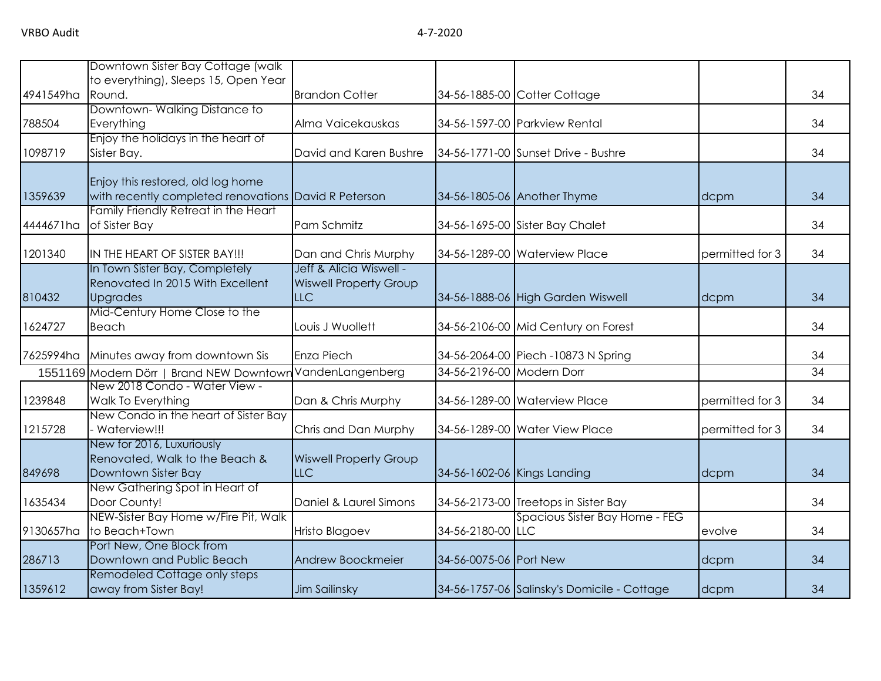| | | | | | | |
|---|---|---|---|---|---|---|
| 4941549ha | Downtown Sister Bay Cottage (walk to everything), Sleeps 15, Open Year Round. | Brandon Cotter | 34-56-1885-00 | Cotter Cottage | | 34 |
| 788504 | Downtown- Walking Distance to Everything | Alma Vaicekauskas | 34-56-1597-00 | Parkview Rental | | 34 |
| 1098719 | Enjoy the holidays in the heart of Sister Bay. | David and Karen Bushre | 34-56-1771-00 | Sunset Drive - Bushre | | 34 |
| 1359639 | Enjoy this restored, old log home with recently completed renovations | David R Peterson | 34-56-1805-06 | Another Thyme | dcpm | 34 |
| 4444671ha | Family Friendly Retreat in the Heart of Sister Bay | Pam Schmitz | 34-56-1695-00 | Sister Bay Chalet | | 34 |
| 1201340 | IN THE HEART OF SISTER BAY!!! | Dan and Chris Murphy | 34-56-1289-00 | Waterview Place | permitted for 3 | 34 |
| 810432 | In Town Sister Bay, Completely Renovated In 2015 With Excellent Upgrades | Jeff & Alicia Wiswell - Wiswell Property Group LLC | 34-56-1888-06 | High Garden Wiswell | dcpm | 34 |
| 1624727 | Mid-Century Home Close to the Beach | Louis J Wuollett | 34-56-2106-00 | Mid Century on Forest | | 34 |
| 7625994ha | Minutes away from downtown Sis | Enza Piech | 34-56-2064-00 | Piech -10873 N Spring | | 34 |
| 1551169 | Modern Dörr \| Brand NEW Downtown | VandenLangenberg | 34-56-2196-00 | Modern Dorr | | 34 |
| 1239848 | New 2018 Condo - Water View - Walk To Everything | Dan & Chris Murphy | 34-56-1289-00 | Waterview Place | permitted for 3 | 34 |
| 1215728 | New Condo in the heart of Sister Bay - Waterview!!! | Chris and Dan Murphy | 34-56-1289-00 | Water View Place | permitted for 3 | 34 |
| 849698 | New for 2016, Luxuriously Renovated, Walk to the Beach & Downtown Sister Bay | Wiswell Property Group LLC | 34-56-1602-06 | Kings Landing | dcpm | 34 |
| 1635434 | New Gathering Spot in Heart of Door County! | Daniel & Laurel Simons | 34-56-2173-00 | Treetops in Sister Bay | | 34 |
| 9130657ha | NEW-Sister Bay Home w/Fire Pit, Walk to Beach+Town | Hristo Blagoev | 34-56-2180-00 | Spacious Sister Bay Home - FEG LLC | evolve | 34 |
| 286713 | Port New, One Block from Downtown and Public Beach | Andrew Boockmeier | 34-56-0075-06 | Port New | dcpm | 34 |
| 1359612 | Remodeled Cottage only steps away from Sister Bay! | Jim Sailinsky | 34-56-1757-06 | Salinsky's Domicile - Cottage | dcpm | 34 |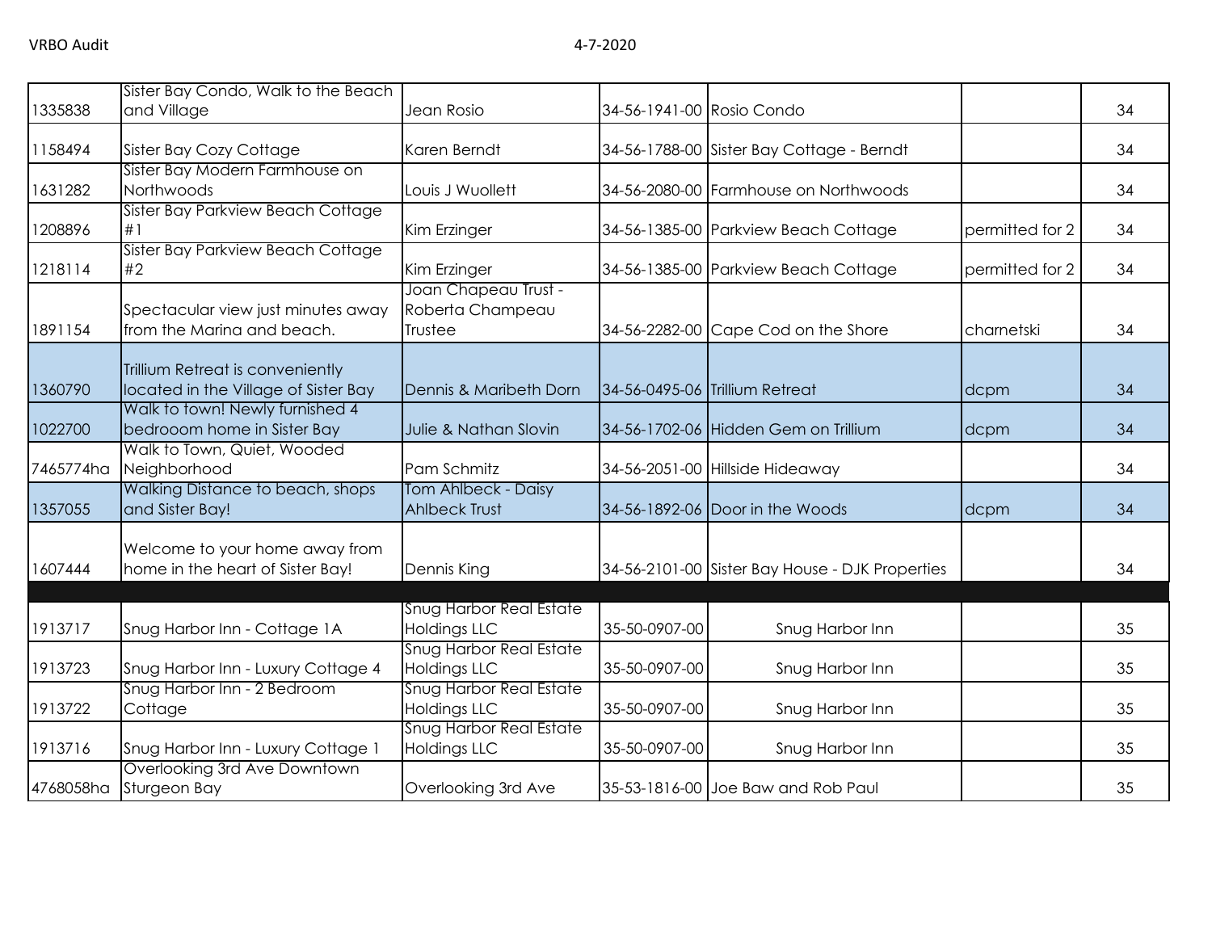| | | | | | | |
|---|---|---|---|---|---|---|
| 1335838 | Sister Bay Condo, Walk to the Beach and Village | Jean Rosio | 34-56-1941-00 | Rosio Condo | | 34 |
| 1158494 | Sister Bay Cozy Cottage | Karen Berndt | 34-56-1788-00 | Sister Bay Cottage - Berndt | | 34 |
| 1631282 | Sister Bay Modern Farmhouse on Northwoods | Louis J Wuollett | 34-56-2080-00 | Farmhouse on Northwoods | | 34 |
| 1208896 | Sister Bay Parkview Beach Cottage #1 | Kim Erzinger | 34-56-1385-00 | Parkview Beach Cottage | permitted for 2 | 34 |
| 1218114 | Sister Bay Parkview Beach Cottage #2 | Kim Erzinger | 34-56-1385-00 | Parkview Beach Cottage | permitted for 2 | 34 |
| 1891154 | Spectacular view just minutes away from the Marina and beach. | Joan Chapeau Trust - Roberta Champeau Trustee | 34-56-2282-00 | Cape Cod on the Shore | charnetski | 34 |
| 1360790 | Trillium Retreat is conveniently located in the Village of Sister Bay | Dennis & Maribeth Dorn | 34-56-0495-06 | Trillium Retreat | dcpm | 34 |
| 1022700 | Walk to town! Newly furnished 4 bedrooom home in Sister Bay | Julie & Nathan Slovin | 34-56-1702-06 | Hidden Gem on Trillium | dcpm | 34 |
| 7465774ha | Walk to Town, Quiet, Wooded Neighborhood | Pam Schmitz | 34-56-2051-00 | Hillside Hideaway | | 34 |
| 1357055 | Walking Distance to beach, shops and Sister Bay! | Tom Ahlbeck - Daisy Ahlbeck Trust | 34-56-1892-06 | Door in the Woods | dcpm | 34 |
| 1607444 | Welcome to your home away from home in the heart of Sister Bay! | Dennis King | 34-56-2101-00 | Sister Bay House - DJK Properties | | 34 |
| | | | | | | |
| 1913717 | Snug Harbor Inn - Cottage 1A | Snug Harbor Real Estate Holdings LLC | 35-50-0907-00 | Snug Harbor Inn | | 35 |
| 1913723 | Snug Harbor Inn - Luxury Cottage 4 | Snug Harbor Real Estate Holdings LLC | 35-50-0907-00 | Snug Harbor Inn | | 35 |
| 1913722 | Snug Harbor Inn - 2 Bedroom Cottage | Snug Harbor Real Estate Holdings LLC | 35-50-0907-00 | Snug Harbor Inn | | 35 |
| 1913716 | Snug Harbor Inn - Luxury Cottage 1 | Snug Harbor Real Estate Holdings LLC | 35-50-0907-00 | Snug Harbor Inn | | 35 |
| 4768058ha | Overlooking 3rd Ave Downtown Sturgeon Bay | Overlooking 3rd Ave | 35-53-1816-00 | Joe Baw and Rob Paul | | 35 |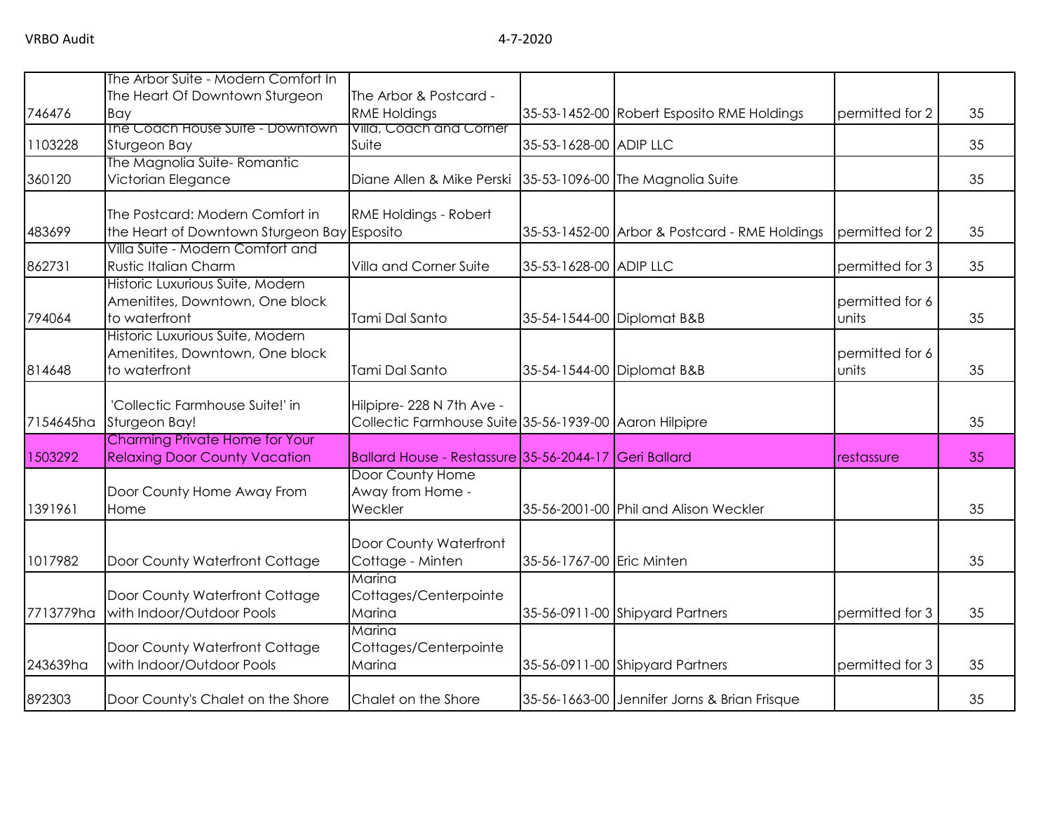| | | | | | | |
|---|---|---|---|---|---|---|
| 746476 | The Arbor Suite - Modern Comfort In The Heart Of Downtown Sturgeon Bay | The Arbor & Postcard - RME Holdings | 35-53-1452-00 | Robert Esposito RME Holdings | permitted for 2 | 35 |
| 1103228 | The Coach House Suite - Downtown Sturgeon Bay | Villa, Coach and Corner Suite | 35-53-1628-00 | ADIP LLC | | 35 |
| 360120 | The Magnolia Suite- Romantic Victorian Elegance | Diane Allen & Mike Perski | 35-53-1096-00 | The Magnolia Suite | | 35 |
| 483699 | The Postcard: Modern Comfort in the Heart of Downtown Sturgeon Bay | RME Holdings - Robert Esposito | 35-53-1452-00 | Arbor & Postcard - RME Holdings | permitted for 2 | 35 |
| 862731 | Villa Suite - Modern Comfort and Rustic Italian Charm | Villa and Corner Suite | 35-53-1628-00 | ADIP LLC | permitted for 3 | 35 |
| 794064 | Historic Luxurious Suite, Modern Amenitites, Downtown, One block to waterfront | Tami Dal Santo | 35-54-1544-00 | Diplomat B&B | permitted for 6 units | 35 |
| 814648 | Historic Luxurious Suite, Modern Amenitites, Downtown, One block to waterfront | Tami Dal Santo | 35-54-1544-00 | Diplomat B&B | permitted for 6 units | 35 |
| 7154645ha | 'Collectic Farmhouse Suite!' in Sturgeon Bay! | Hilpipre- 228 N 7th Ave - Collectic Farmhouse Suite | 35-56-1939-00 | Aaron Hilpipre | | 35 |
| 1503292 | Charming Private Home for Your Relaxing Door County Vacation | Ballard House - Restassure | 35-56-2044-17 | Geri Ballard | restassure | 35 |
| 1391961 | Door County Home Away From Home | Door County Home Away from Home - Weckler | 35-56-2001-00 | Phil and Alison Weckler | | 35 |
| 1017982 | Door County Waterfront Cottage | Door County Waterfront Cottage - Minten | 35-56-1767-00 | Eric Minten | | 35 |
| 7713779ha | Door County Waterfront Cottage with Indoor/Outdoor Pools | Marina Cottages/Centerpointe Marina | 35-56-0911-00 | Shipyard Partners | permitted for 3 | 35 |
| 243639ha | Door County Waterfront Cottage with Indoor/Outdoor Pools | Marina Cottages/Centerpointe Marina | 35-56-0911-00 | Shipyard Partners | permitted for 3 | 35 |
| 892303 | Door County's Chalet on the Shore | Chalet on the Shore | 35-56-1663-00 | Jennifer Jorns & Brian Frisque | | 35 |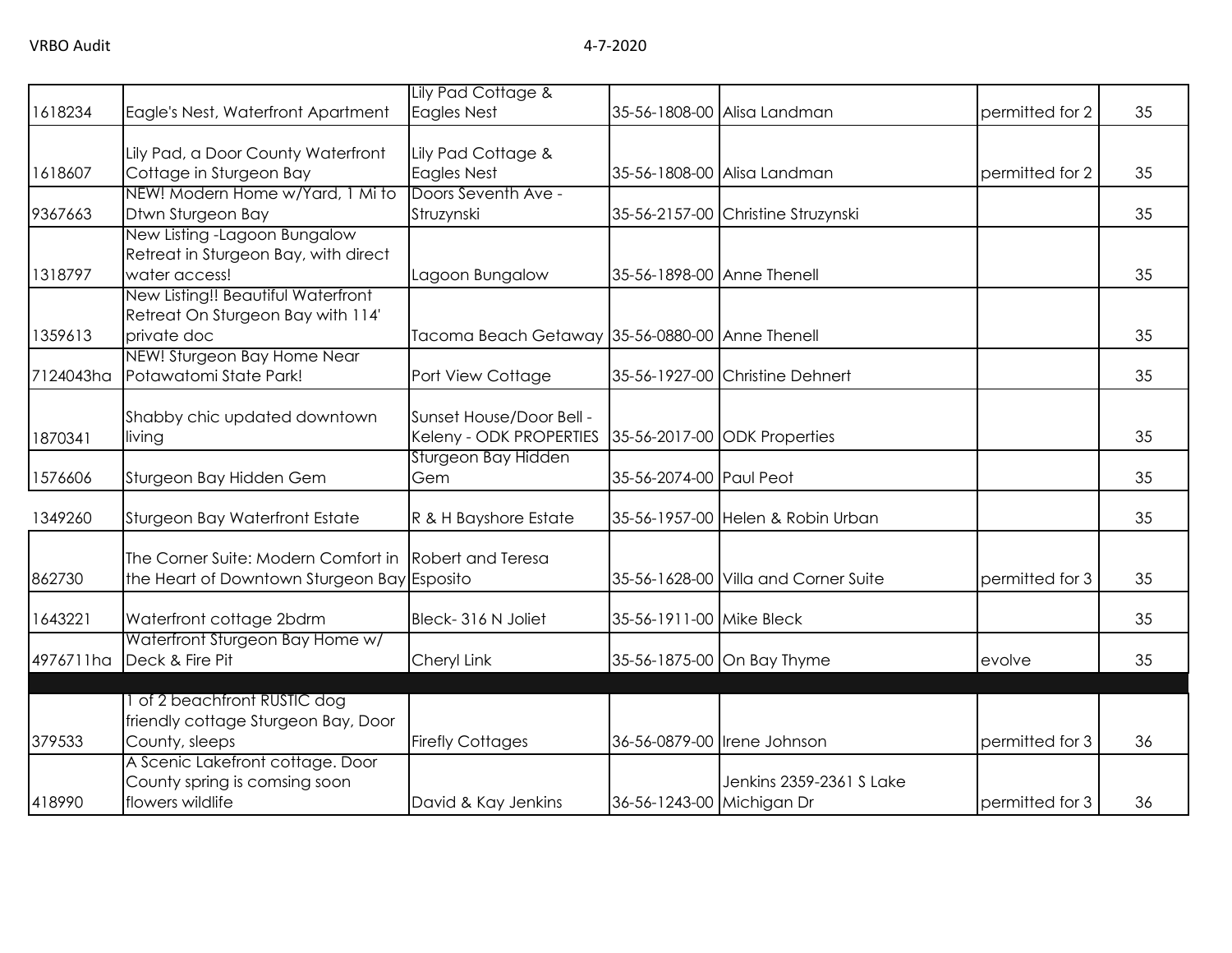| | | | | | | |
|---|---|---|---|---|---|---|
| 1618234 | Eagle's Nest, Waterfront Apartment | Lily Pad Cottage & Eagles Nest | 35-56-1808-00 | Alisa Landman | permitted for 2 | 35 |
| 1618607 | Lily Pad, a Door County Waterfront Cottage in Sturgeon Bay | Lily Pad Cottage & Eagles Nest | 35-56-1808-00 | Alisa Landman | permitted for 2 | 35 |
| 9367663 | NEW! Modern Home w/Yard, 1 Mi to Dtwn Sturgeon Bay | Doors Seventh Ave - Struzynski | 35-56-2157-00 | Christine Struzynski | | 35 |
| 1318797 | New Listing -Lagoon Bungalow Retreat in Sturgeon Bay, with direct water access! | Lagoon Bungalow | 35-56-1898-00 | Anne Thenell | | 35 |
| 1359613 | New Listing!! Beautiful Waterfront Retreat On Sturgeon Bay with 114' private doc | Tacoma Beach Getaway | 35-56-0880-00 | Anne Thenell | | 35 |
| 7124043ha | NEW! Sturgeon Bay Home Near Potawatomi State Park! | Port View Cottage | 35-56-1927-00 | Christine Dehnert | | 35 |
| 1870341 | Shabby chic updated downtown living | Sunset House/Door Bell - Keleny - ODK PROPERTIES | 35-56-2017-00 | ODK Properties | | 35 |
| 1576606 | Sturgeon Bay Hidden Gem | Sturgeon Bay Hidden Gem | 35-56-2074-00 | Paul Peot | | 35 |
| 1349260 | Sturgeon Bay Waterfront Estate | R & H Bayshore Estate | 35-56-1957-00 | Helen & Robin Urban | | 35 |
| 862730 | The Corner Suite: Modern Comfort in the Heart of Downtown Sturgeon Bay | Robert and Teresa Esposito | 35-56-1628-00 | Villa and Corner Suite | permitted for 3 | 35 |
| 1643221 | Waterfront cottage 2bdrm | Bleck- 316 N Joliet | 35-56-1911-00 | Mike Bleck | | 35 |
| 4976711ha | Waterfront Sturgeon Bay Home w/ Deck & Fire Pit | Cheryl Link | 35-56-1875-00 | On Bay Thyme | evolve | 35 |
| | | | | | | |
| 379533 | 1 of 2 beachfront RUSTIC dog friendly cottage Sturgeon Bay, Door County, sleeps | Firefly Cottages | 36-56-0879-00 | Irene Johnson | permitted for 3 | 36 |
| 418990 | A Scenic Lakefront cottage. Door County spring is comsing soon flowers wildlife | David & Kay Jenkins | 36-56-1243-00 | Jenkins 2359-2361 S Lake Michigan Dr | permitted for 3 | 36 |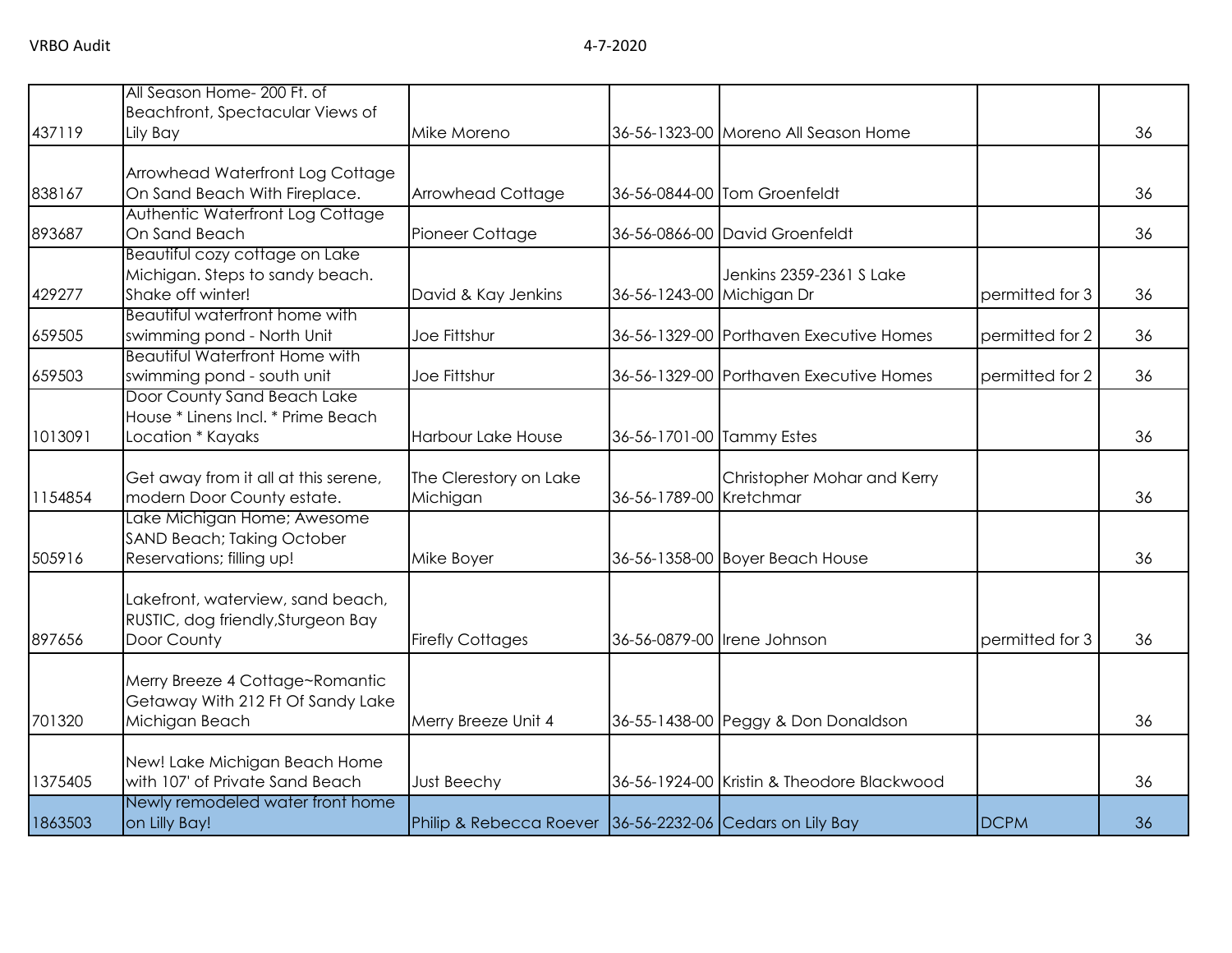| | | | | | | |
|---|---|---|---|---|---|---|
| 437119 | All Season Home- 200 Ft. of Beachfront, Spectacular Views of Lily Bay | Mike Moreno | 36-56-1323-00 | Moreno All Season Home | | 36 |
| 838167 | Arrowhead Waterfront Log Cottage On Sand Beach With Fireplace. | Arrowhead Cottage | 36-56-0844-00 | Tom Groenfeldt | | 36 |
| 893687 | Authentic Waterfront Log Cottage On Sand Beach | Pioneer Cottage | 36-56-0866-00 | David Groenfeldt | | 36 |
| 429277 | Beautiful cozy cottage on Lake Michigan. Steps to sandy beach. Shake off winter! | David & Kay Jenkins | 36-56-1243-00 | Jenkins 2359-2361 S Lake Michigan Dr | permitted for 3 | 36 |
| 659505 | Beautiful waterfront home with swimming pond - North Unit | Joe Fittshur | 36-56-1329-00 | Porthaven Executive Homes | permitted for 2 | 36 |
| 659503 | Beautiful Waterfront Home with swimming pond - south unit | Joe Fittshur | 36-56-1329-00 | Porthaven Executive Homes | permitted for 2 | 36 |
| 1013091 | Door County Sand Beach Lake House * Linens Incl. * Prime Beach Location * Kayaks | Harbour Lake House | 36-56-1701-00 | Tammy Estes | | 36 |
| 1154854 | Get away from it all at this serene, modern Door County estate. | The Clerestory on Lake Michigan | 36-56-1789-00 | Christopher Mohar and Kerry Kretchmar | | 36 |
| 505916 | Lake Michigan Home; Awesome SAND Beach; Taking October Reservations; filling up! | Mike Boyer | 36-56-1358-00 | Boyer Beach House | | 36 |
| 897656 | Lakefront, waterview, sand beach, RUSTIC, dog friendly,Sturgeon Bay Door County | Firefly Cottages | 36-56-0879-00 | Irene Johnson | permitted for 3 | 36 |
| 701320 | Merry Breeze 4 Cottage~Romantic Getaway With 212 Ft Of Sandy Lake Michigan Beach | Merry Breeze Unit 4 | 36-55-1438-00 | Peggy & Don Donaldson | | 36 |
| 1375405 | New! Lake Michigan Beach Home with 107' of Private Sand Beach | Just Beechy | 36-56-1924-00 | Kristin & Theodore Blackwood | | 36 |
| 1863503 | Newly remodeled water front home on Lilly Bay! | Philip & Rebecca Roever | 36-56-2232-06 | Cedars on Lily Bay | DCPM | 36 |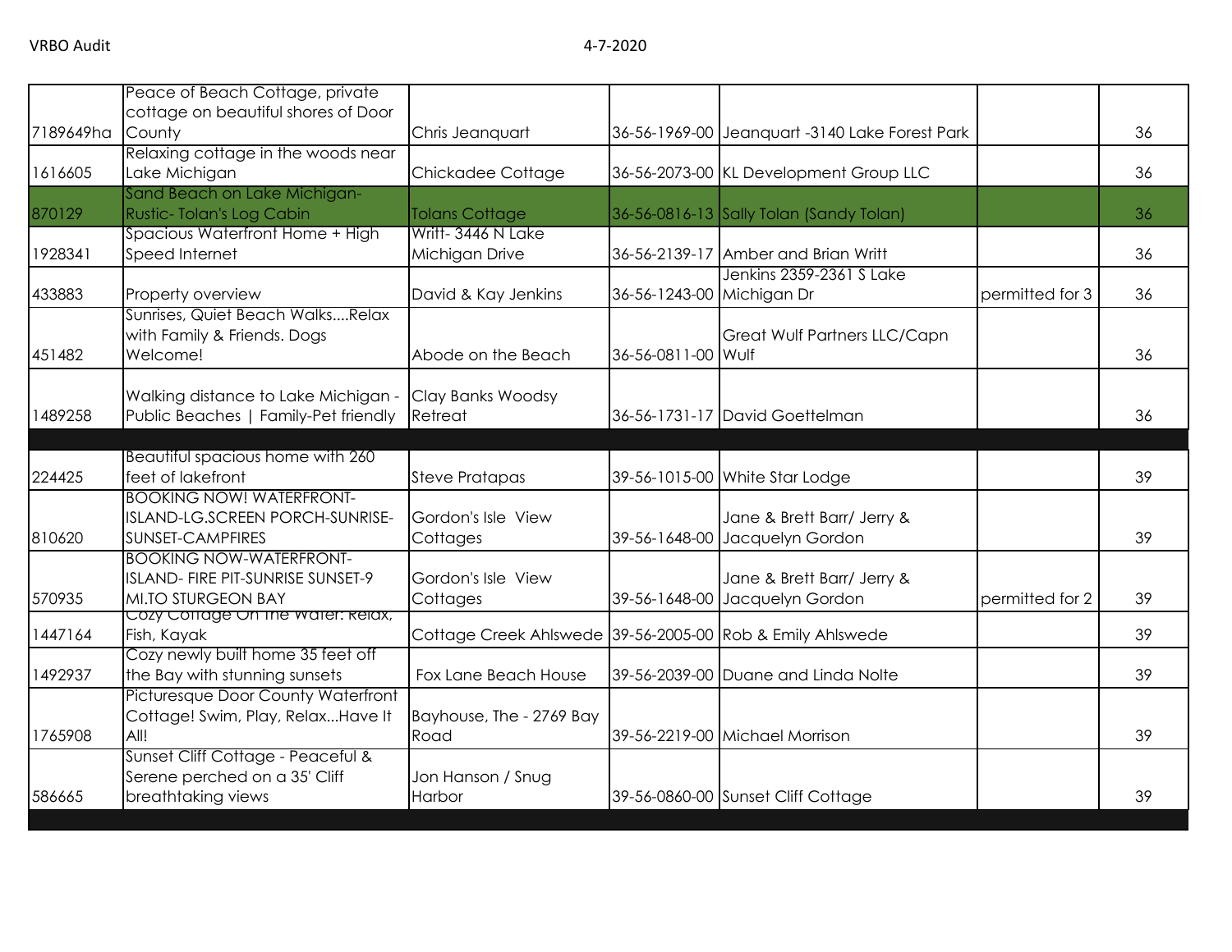| | | | | | | |
|---|---|---|---|---|---|---|
| 7189649ha | Peace of Beach Cottage, private cottage on beautiful shores of Door County | Chris Jeanquart | 36-56-1969-00 | Jeanquart -3140 Lake Forest Park | | 36 |
| 1616605 | Relaxing cottage in the woods near Lake Michigan | Chickadee Cottage | 36-56-2073-00 | KL Development Group LLC | | 36 |
| 870129 | Sand Beach on Lake Michigan-Rustic- Tolan's Log Cabin | Tolans Cottage | 36-56-0816-13 | Sally Tolan (Sandy Tolan) | | 36 |
| 1928341 | Spacious Waterfront Home + High Speed Internet | Writt- 3446 N Lake Michigan Drive | 36-56-2139-17 | Amber and Brian Writt | | 36 |
| 433883 | Property overview | David & Kay Jenkins | 36-56-1243-00 | Jenkins 2359-2361 S Lake Michigan Dr | permitted for 3 | 36 |
| 451482 | Sunrises, Quiet Beach Walks....Relax with Family & Friends. Dogs Welcome! | Abode on the Beach | 36-56-0811-00 | Great Wulf Partners LLC/Capn Wulf | | 36 |
| 1489258 | Walking distance to Lake Michigan - Public Beaches \| Family-Pet friendly | Clay Banks Woodsy Retreat | 36-56-1731-17 | David Goettelman | | 36 |
| | | | | | | |
| 224425 | Beautiful spacious home with 260 feet of lakefront | Steve Pratapas | 39-56-1015-00 | White Star Lodge | | 39 |
| 810620 | BOOKING NOW! WATERFRONT-ISLAND-LG.SCREEN PORCH-SUNRISE-SUNSET-CAMPFIRES | Gordon's Isle View Cottages | 39-56-1648-00 | Jane & Brett Barr/ Jerry & Jacquelyn Gordon | | 39 |
| 570935 | BOOKING NOW-WATERFRONT-ISLAND- FIRE PIT-SUNRISE SUNSET-9 MI.TO STURGEON BAY | Gordon's Isle View Cottages | 39-56-1648-00 | Jane & Brett Barr/ Jerry & Jacquelyn Gordon | permitted for 2 | 39 |
| 1447164 | Cozy Cottage On The Water: Relax, Fish, Kayak | Cottage Creek Ahlswede | 39-56-2005-00 | Rob & Emily Ahlswede | | 39 |
| 1492937 | Cozy newly built home 35 feet off the Bay with stunning sunsets | Fox Lane Beach House | 39-56-2039-00 | Duane and Linda Nolte | | 39 |
| 1765908 | Picturesque Door County Waterfront Cottage! Swim, Play, Relax...Have It All! | Bayhouse, The - 2769 Bay Road | 39-56-2219-00 | Michael Morrison | | 39 |
| 586665 | Sunset Cliff Cottage - Peaceful & Serene perched on a 35' Cliff breathtaking views | Jon Hanson / Snug Harbor | 39-56-0860-00 | Sunset Cliff Cottage | | 39 |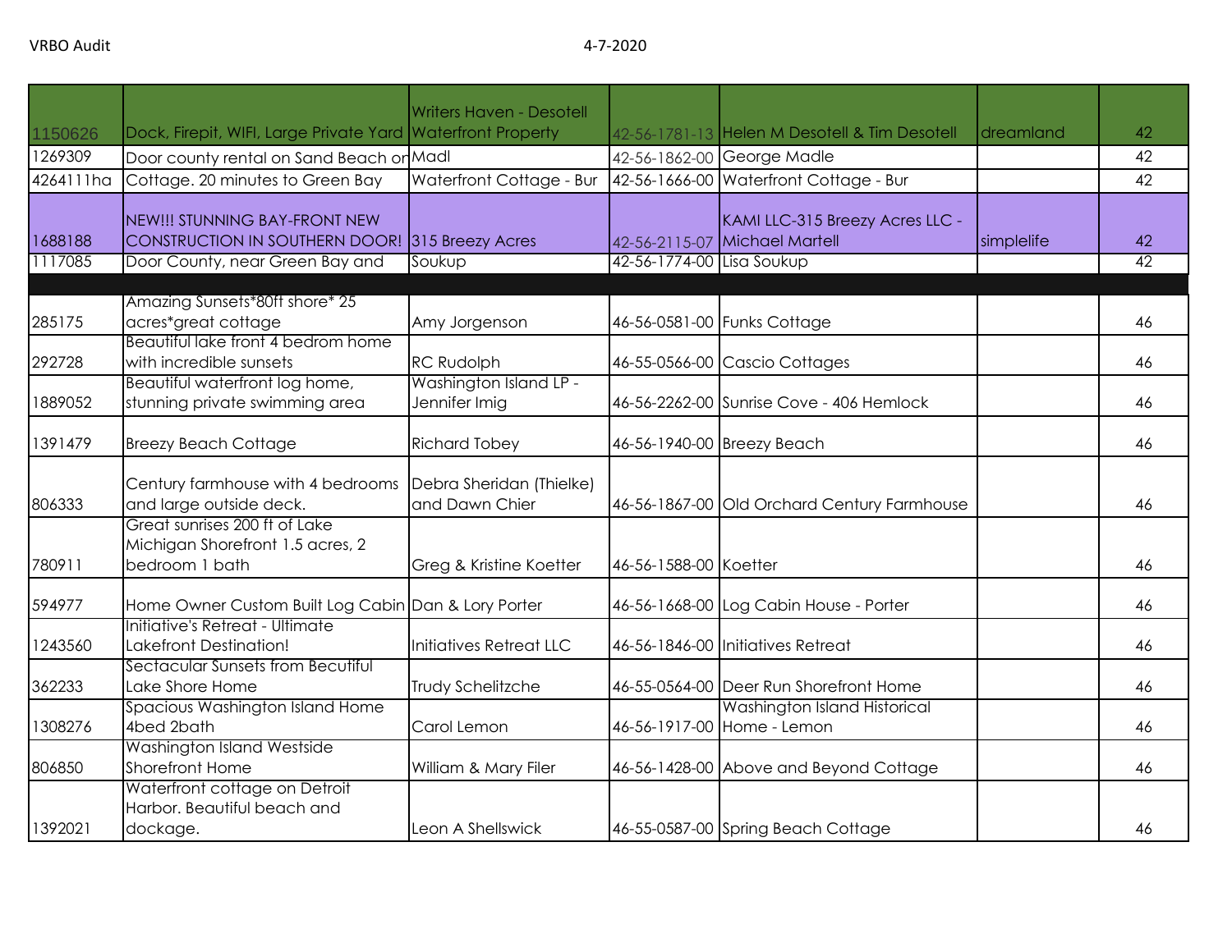| | | | | | | |
|---|---|---|---|---|---|---|
| 1150626 | Dock, Firepit, WIFI, Large Private Yard | Writers Haven - Desotell Waterfront Property | 42-56-1781-13 | Helen M Desotell & Tim Desotell | dreamland | 42 |
| 1269309 | Door county rental on Sand Beach on | Madl | 42-56-1862-00 | George Madle | | 42 |
| 4264111ha | Cottage. 20 minutes to Green Bay | Waterfront Cottage - Bur | 42-56-1666-00 | Waterfront Cottage - Bur | | 42 |
| 1688188 | NEW!!! STUNNING BAY-FRONT NEW CONSTRUCTION IN SOUTHERN DOOR! | 315 Breezy Acres | 42-56-2115-07 | KAMI LLC-315 Breezy Acres LLC - Michael Martell | simplelife | 42 |
| 1117085 | Door County, near Green Bay and | Soukup | 42-56-1774-00 | Lisa Soukup | | 42 |
| | | | | | | |
| 285175 | Amazing Sunsets*80ft shore* 25 acres*great cottage | Amy Jorgenson | 46-56-0581-00 | Funks Cottage | | 46 |
| 292728 | Beautiful lake front 4 bedrom home with incredible sunsets | RC Rudolph | 46-55-0566-00 | Cascio Cottages | | 46 |
| 1889052 | Beautiful waterfront log home, stunning private swimming area | Washington Island LP - Jennifer Imig | 46-56-2262-00 | Sunrise Cove - 406 Hemlock | | 46 |
| 1391479 | Breezy Beach Cottage | Richard Tobey | 46-56-1940-00 | Breezy Beach | | 46 |
| 806333 | Century farmhouse with 4 bedrooms and large outside deck. | Debra Sheridan (Thielke) and Dawn Chier | 46-56-1867-00 | Old Orchard Century Farmhouse | | 46 |
| 780911 | Great sunrises 200 ft of Lake Michigan Shorefront 1.5 acres, 2 bedroom 1 bath | Greg & Kristine Koetter | 46-56-1588-00 | Koetter | | 46 |
| 594977 | Home Owner Custom Built Log Cabin | Dan & Lory Porter | 46-56-1668-00 | Log Cabin House - Porter | | 46 |
| 1243560 | Initiative's Retreat - Ultimate Lakefront Destination! | Initiatives Retreat LLC | 46-56-1846-00 | Initiatives Retreat | | 46 |
| 362233 | Sectacular Sunsets from Becutiful Lake Shore Home | Trudy Schelitzche | 46-55-0564-00 | Deer Run Shorefront Home | | 46 |
| 1308276 | Spacious Washington Island Home 4bed 2bath | Carol Lemon | 46-56-1917-00 | Washington Island Historical Home - Lemon | | 46 |
| 806850 | Washington Island Westside Shorefront Home | William & Mary Filer | 46-56-1428-00 | Above and Beyond Cottage | | 46 |
| 1392021 | Waterfront cottage on Detroit Harbor. Beautiful beach and dockage. | Leon A Shellswick | 46-55-0587-00 | Spring Beach Cottage | | 46 |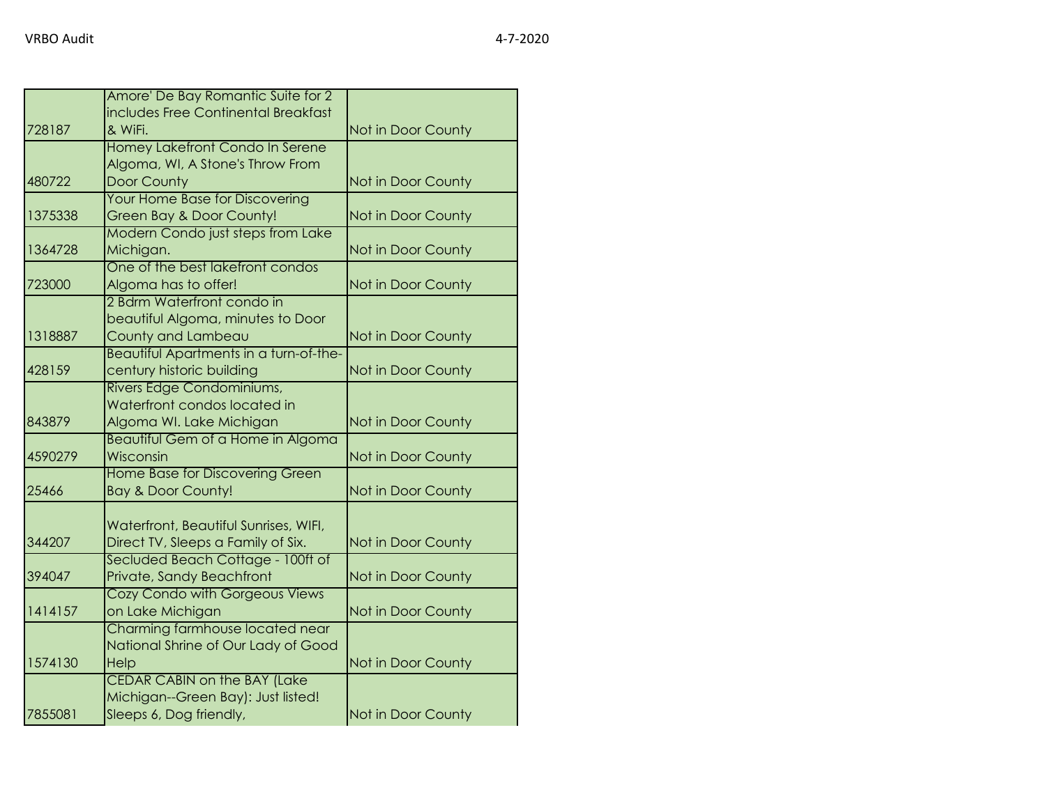| | | |
|---|---|---|
| 728187 | Amore' De Bay Romantic Suite for 2 includes Free Continental Breakfast & WiFi. | Not in Door County |
| 480722 | Homey Lakefront Condo In Serene Algoma, WI, A Stone's Throw From Door County | Not in Door County |
| 1375338 | Your Home Base for Discovering Green Bay & Door County! | Not in Door County |
| 1364728 | Modern Condo just steps from Lake Michigan. | Not in Door County |
| 723000 | One of the best lakefront condos Algoma has to offer! | Not in Door County |
| 1318887 | 2 Bdrm Waterfront condo in beautiful Algoma, minutes to Door County and Lambeau | Not in Door County |
| 428159 | Beautiful Apartments in a turn-of-the-century historic building | Not in Door County |
| 843879 | Rivers Edge Condominiums, Waterfront condos located in Algoma WI. Lake Michigan | Not in Door County |
| 4590279 | Beautiful Gem of a Home in Algoma Wisconsin | Not in Door County |
| 25466 | Home Base for Discovering Green Bay & Door County! | Not in Door County |
| 344207 | Waterfront, Beautiful Sunrises, WIFI, Direct TV, Sleeps a Family of Six. | Not in Door County |
| 394047 | Secluded Beach Cottage - 100ft of Private, Sandy Beachfront | Not in Door County |
| 1414157 | Cozy Condo with Gorgeous Views on Lake Michigan | Not in Door County |
| 1574130 | Charming farmhouse located near National Shrine of Our Lady of Good Help | Not in Door County |
| 7855081 | CEDAR CABIN on the BAY (Lake Michigan--Green Bay): Just listed! Sleeps 6, Dog friendly, | Not in Door County |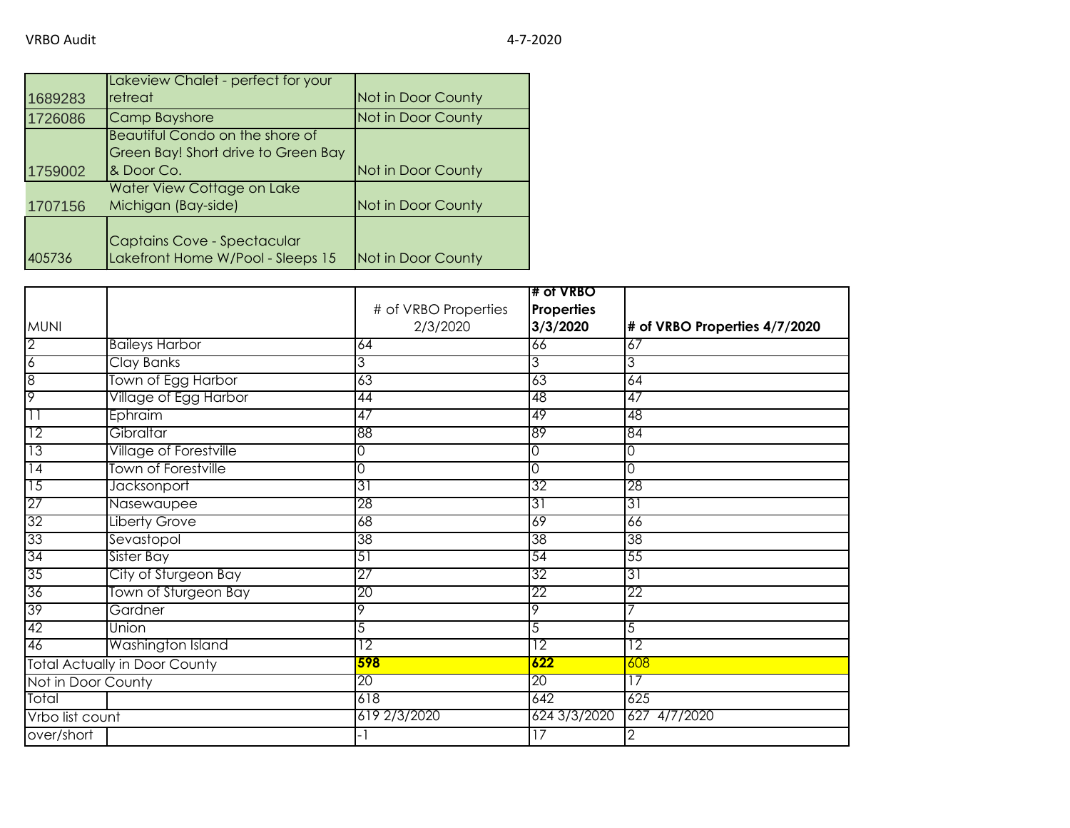VRBO Audit 4-7-2020

| | | |
|---|---|---|
| 1689283 | Lakeview Chalet - perfect for your retreat | Not in Door County |
| 1726086 | Camp Bayshore | Not in Door County |
| 1759002 | Beautiful Condo on the shore of Green Bay! Short drive to Green Bay & Door Co. | Not in Door County |
| 1707156 | Water View Cottage on Lake Michigan (Bay-side) | Not in Door County |
| 405736 | Captains Cove - Spectacular Lakefront Home W/Pool - Sleeps 15 | Not in Door County |

| MUNI | | # of VRBO Properties 2/3/2020 | **# of VRBO Properties 3/3/2020** | **# of VRBO Properties 4/7/2020** |
|---|---|---|---|---|
| 2 | Baileys Harbor | 64 | 66 | 67 |
| 6 | Clay Banks | 3 | 3 | 3 |
| 8 | Town of Egg Harbor | 63 | 63 | 64 |
| 9 | Village of Egg Harbor | 44 | 48 | 47 |
| 11 | Ephraim | 47 | 49 | 48 |
| 12 | Gibraltar | 88 | 89 | 84 |
| 13 | Village of Forestville | 0 | 0 | 0 |
| 14 | Town of Forestville | 0 | 0 | 0 |
| 15 | Jacksonport | 31 | 32 | 28 |
| 27 | Nasewaupee | 28 | 31 | 31 |
| 32 | Liberty Grove | 68 | 69 | 66 |
| 33 | Sevastopol | 38 | 38 | 38 |
| 34 | Sister Bay | 51 | 54 | 55 |
| 35 | City of Sturgeon Bay | 27 | 32 | 31 |
| 36 | Town of Sturgeon Bay | 20 | 22 | 22 |
| 39 | Gardner | 9 | 9 | 7 |
| 42 | Union | 5 | 5 | 5 |
| 46 | Washington Island | 12 | 12 | 12 |
| Total Actually in Door County | | **598** | **622** | 608 |
| Not in Door County | | 20 | 20 | 17 |
| Total | | 618 | 642 | 625 |
| Vrbo list count | | 619 2/3/2020 | 624 3/3/2020 | 627 4/7/2020 |
| over/short | | -1 | 17 | 2 |